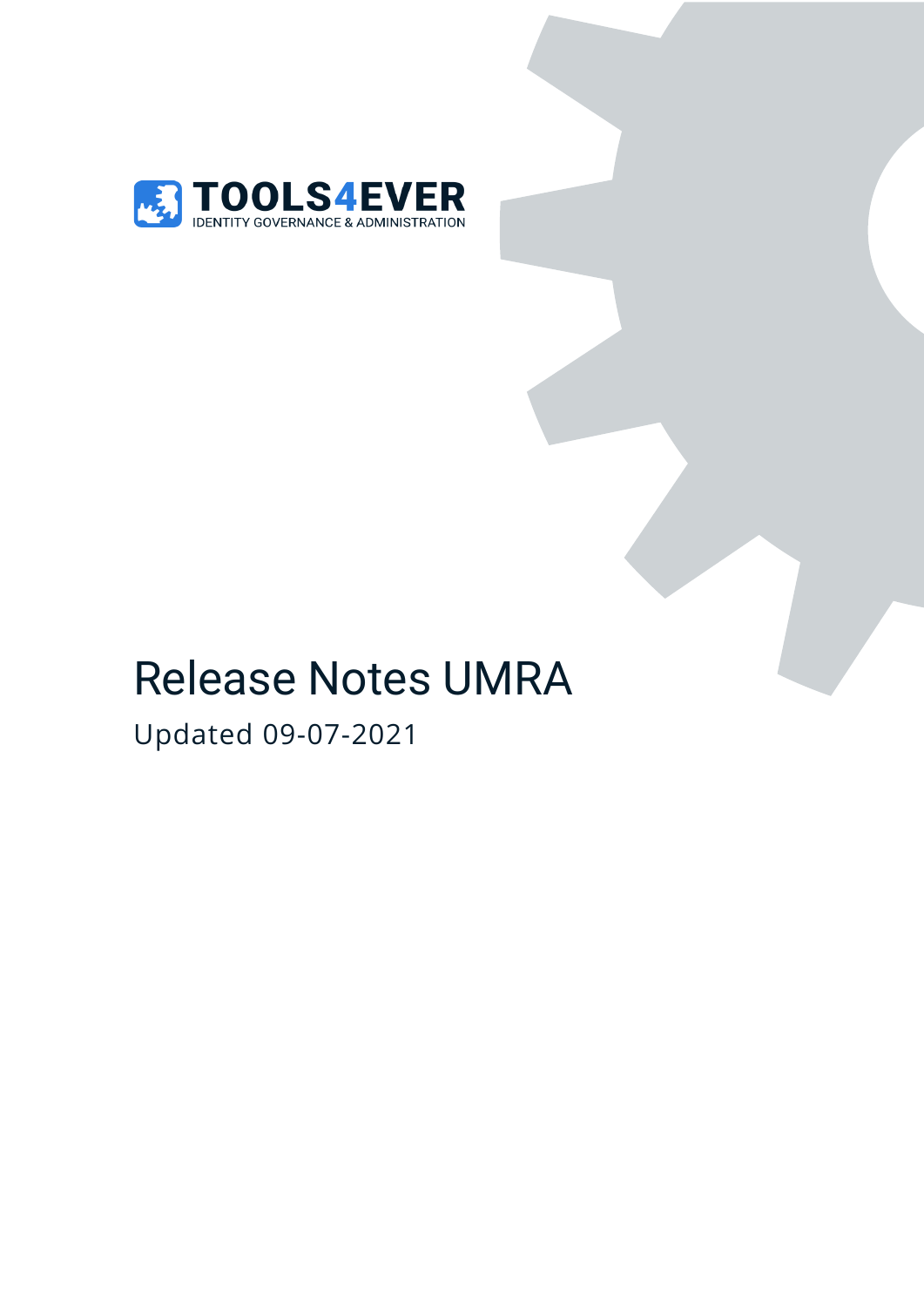TOOLS4EVER

IDENTITY GOVERNANCE & ADMINISTRATION

# Release Notes UMRA

Updated 09-07-2021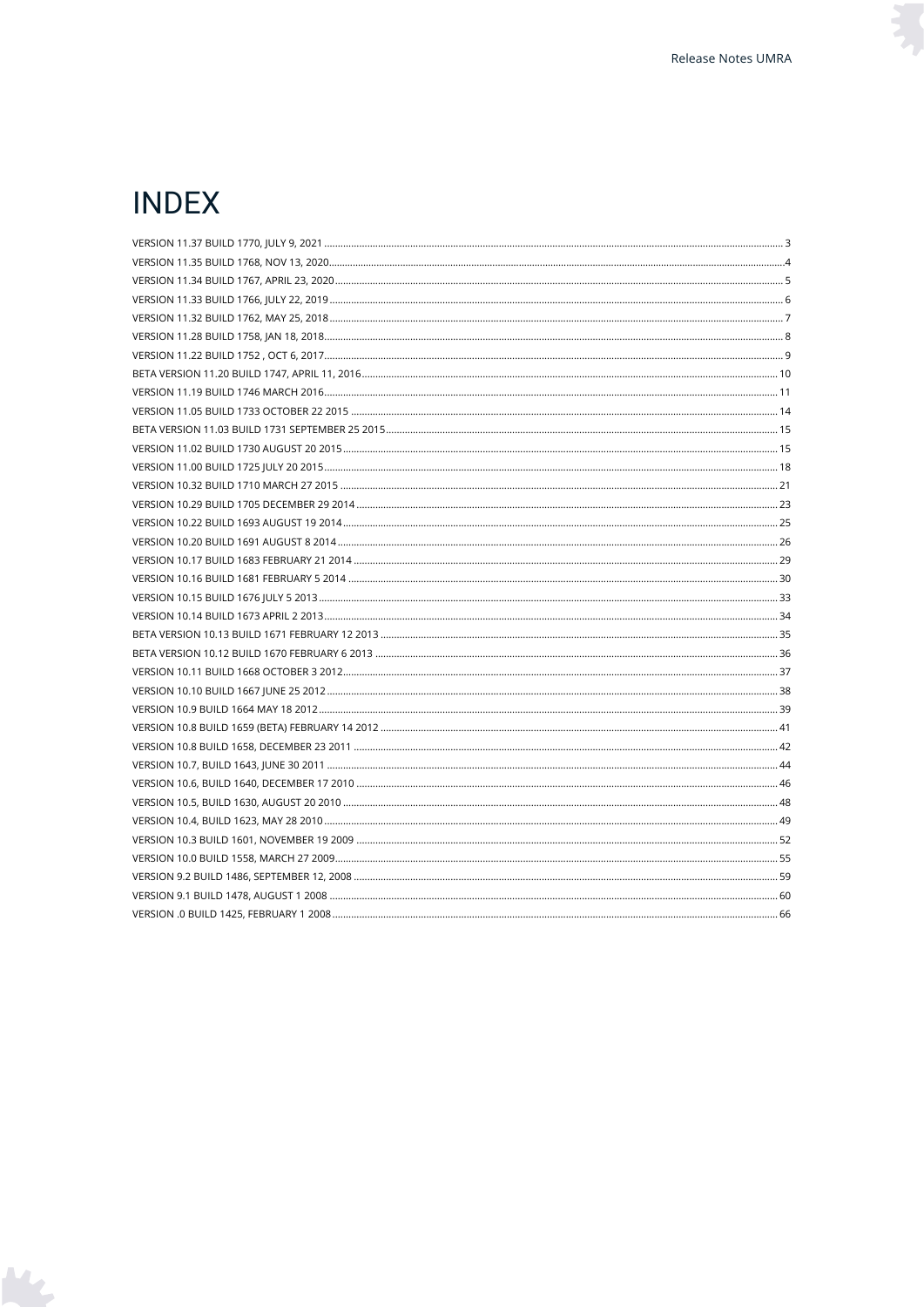# INDEX

VERSION 11.37 BUILD 1770, JULY 9, 2021 ..... 3
VERSION 11.35 BUILD 1768, NOV 13, 2020 ..... 4
VERSION 11.34 BUILD 1767, APRIL 23, 2020 ..... 5
VERSION 11.33 BUILD 1766, JULY 22, 2019 ..... 6
VERSION 11.32 BUILD 1762, MAY 25, 2018 ..... 7
VERSION 11.28 BUILD 1758, JAN 18, 2018 ..... 8
VERSION 11.22 BUILD 1752 , OCT 6, 2017 ..... 9
BETA VERSION 11.20 BUILD 1747, APRIL 11, 2016 ..... 10
VERSION 11.19 BUILD 1746 MARCH 2016 ..... 11
VERSION 11.05 BUILD 1733 OCTOBER 22 2015 ..... 14
BETA VERSION 11.03 BUILD 1731 SEPTEMBER 25 2015 ..... 15
VERSION 11.02 BUILD 1730 AUGUST 20 2015 ..... 15
VERSION 11.00 BUILD 1725 JULY 20 2015 ..... 18
VERSION 10.32 BUILD 1710 MARCH 27 2015 ..... 21
VERSION 10.29 BUILD 1705 DECEMBER 29 2014 ..... 23
VERSION 10.22 BUILD 1693 AUGUST 19 2014 ..... 25
VERSION 10.20 BUILD 1691 AUGUST 8 2014 ..... 26
VERSION 10.17 BUILD 1683 FEBRUARY 21 2014 ..... 29
VERSION 10.16 BUILD 1681 FEBRUARY 5 2014 ..... 30
VERSION 10.15 BUILD 1676 JULY 5 2013 ..... 33
VERSION 10.14 BUILD 1673 APRIL 2 2013 ..... 34
BETA VERSION 10.13 BUILD 1671 FEBRUARY 12 2013 ..... 35
BETA VERSION 10.12 BUILD 1670 FEBRUARY 6 2013 ..... 36
VERSION 10.11 BUILD 1668 OCTOBER 3 2012 ..... 37
VERSION 10.10 BUILD 1667 JUNE 25 2012 ..... 38
VERSION 10.9 BUILD 1664 MAY 18 2012 ..... 39
VERSION 10.8 BUILD 1659 (BETA) FEBRUARY 14 2012 ..... 41
VERSION 10.8 BUILD 1658, DECEMBER 23 2011 ..... 42
VERSION 10.7, BUILD 1643, JUNE 30 2011 ..... 44
VERSION 10.6, BUILD 1640, DECEMBER 17 2010 ..... 46
VERSION 10.5, BUILD 1630, AUGUST 20 2010 ..... 48
VERSION 10.4, BUILD 1623, MAY 28 2010 ..... 49
VERSION 10.3 BUILD 1601, NOVEMBER 19 2009 ..... 52
VERSION 10.0 BUILD 1558, MARCH 27 2009 ..... 55
VERSION 9.2 BUILD 1486, SEPTEMBER 12, 2008 ..... 59
VERSION 9.1 BUILD 1478, AUGUST 1 2008 ..... 60
VERSION .0 BUILD 1425, FEBRUARY 1 2008 ..... 66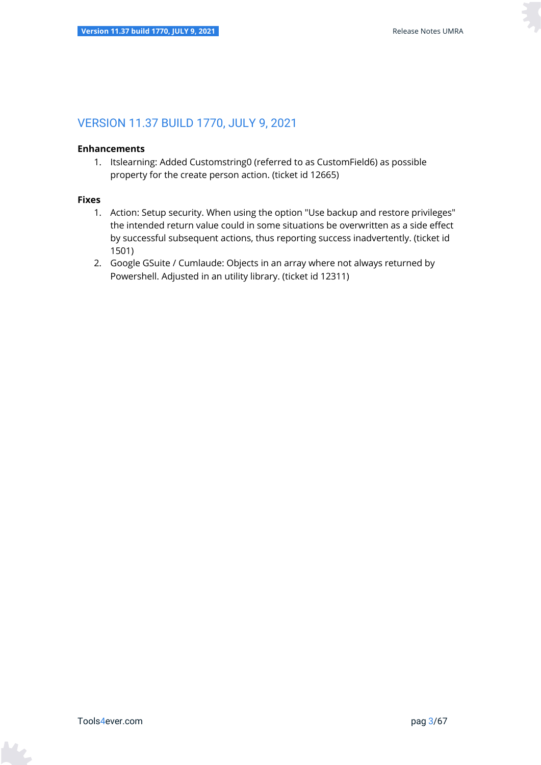## VERSION 11.37 BUILD 1770, JULY 9, 2021

**Enhancements**

1. Itslearning: Added Customstring0 (referred to as CustomField6) as possible property for the create person action. (ticket id 12665)

**Fixes**

1. Action: Setup security. When using the option "Use backup and restore privileges" the intended return value could in some situations be overwritten as a side effect by successful subsequent actions, thus reporting success inadvertently. (ticket id 1501)
2. Google GSuite / Cumlaude: Objects in an array where not always returned by Powershell. Adjusted in an utility library. (ticket id 12311)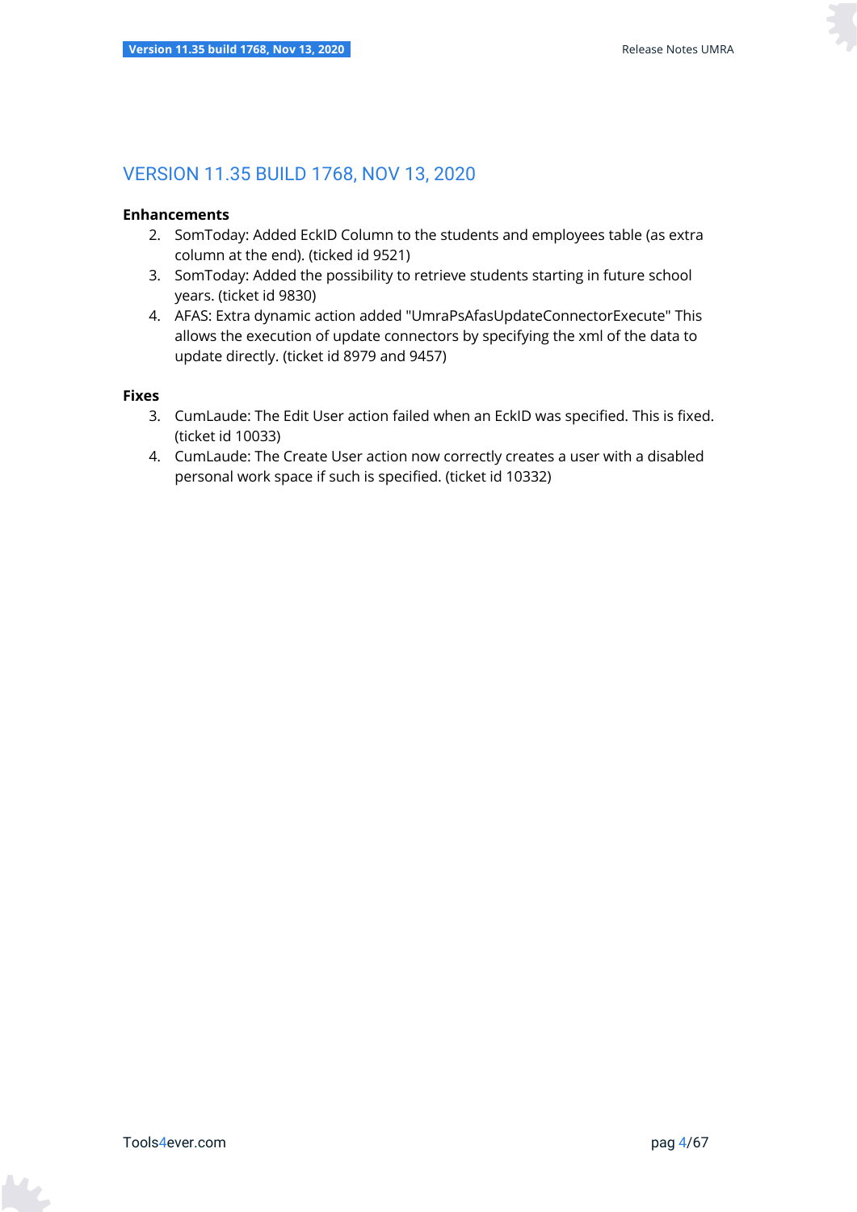## VERSION 11.35 BUILD 1768, NOV 13, 2020

**Enhancements**

2. SomToday: Added EckID Column to the students and employees table (as extra column at the end). (ticked id 9521)
3. SomToday: Added the possibility to retrieve students starting in future school years. (ticket id 9830)
4. AFAS: Extra dynamic action added "UmraPsAfasUpdateConnectorExecute" This allows the execution of update connectors by specifying the xml of the data to update directly. (ticket id 8979 and 9457)

**Fixes**

3. CumLaude: The Edit User action failed when an EckID was specified. This is fixed. (ticket id 10033)
4. CumLaude: The Create User action now correctly creates a user with a disabled personal work space if such is specified. (ticket id 10332)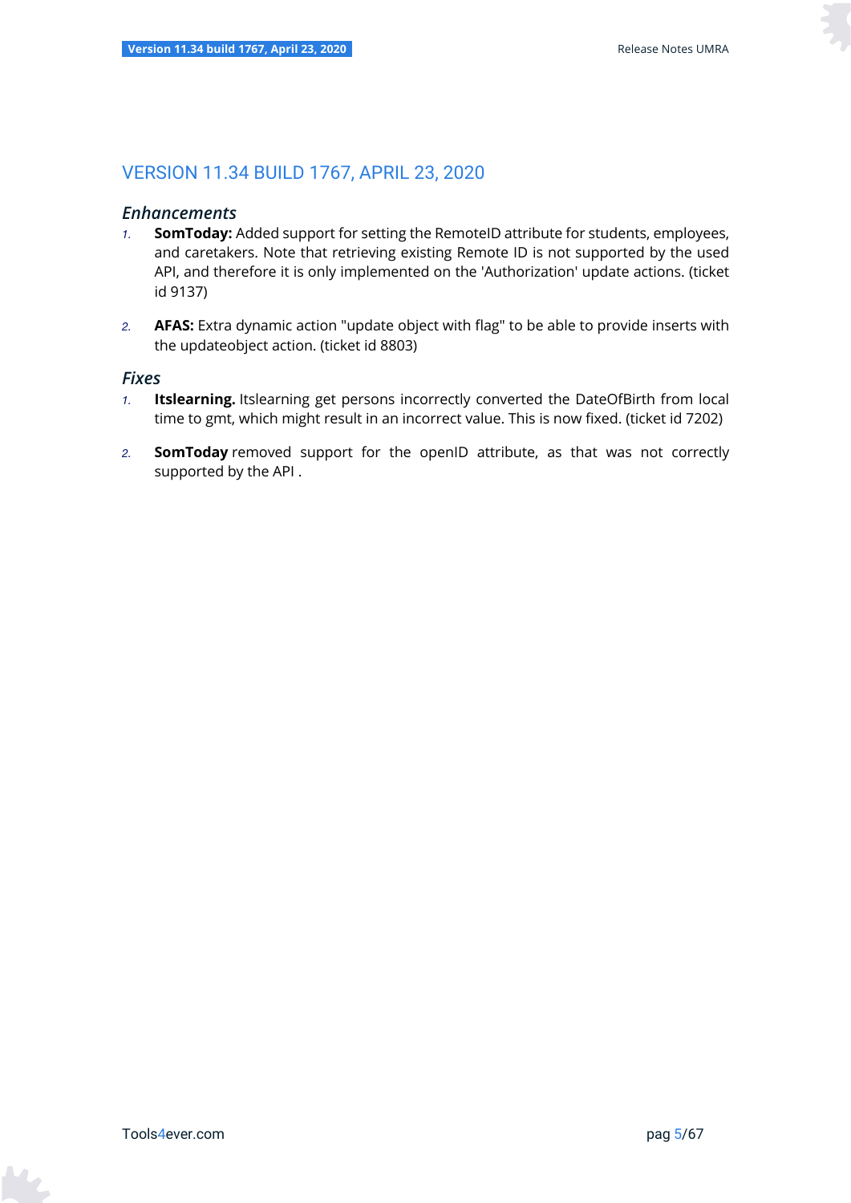# VERSION 11.34 BUILD 1767, APRIL 23, 2020

### *Enhancements*

1. **SomToday:** Added support for setting the RemoteID attribute for students, employees, and caretakers. Note that retrieving existing Remote ID is not supported by the used API, and therefore it is only implemented on the 'Authorization' update actions. (ticket id 9137)

2. **AFAS:** Extra dynamic action "update object with flag" to be able to provide inserts with the updateobject action. (ticket id 8803)

### *Fixes*

1. **Itslearning.** Itslearning get persons incorrectly converted the DateOfBirth from local time to gmt, which might result in an incorrect value. This is now fixed. (ticket id 7202)

2. **SomToday** removed support for the openID attribute, as that was not correctly supported by the API .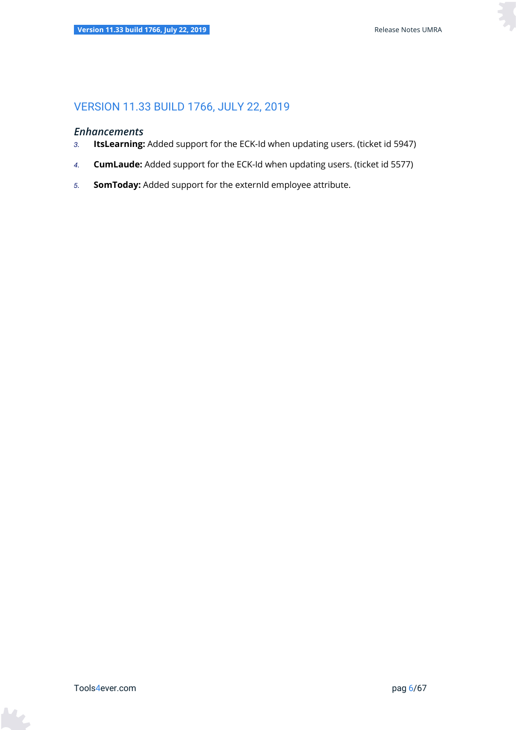## VERSION 11.33 BUILD 1766, JULY 22, 2019

### *Enhancements*

3. **ItsLearning:** Added support for the ECK-Id when updating users. (ticket id 5947)
4. **CumLaude:** Added support for the ECK-Id when updating users. (ticket id 5577)
5. **SomToday:** Added support for the externId employee attribute.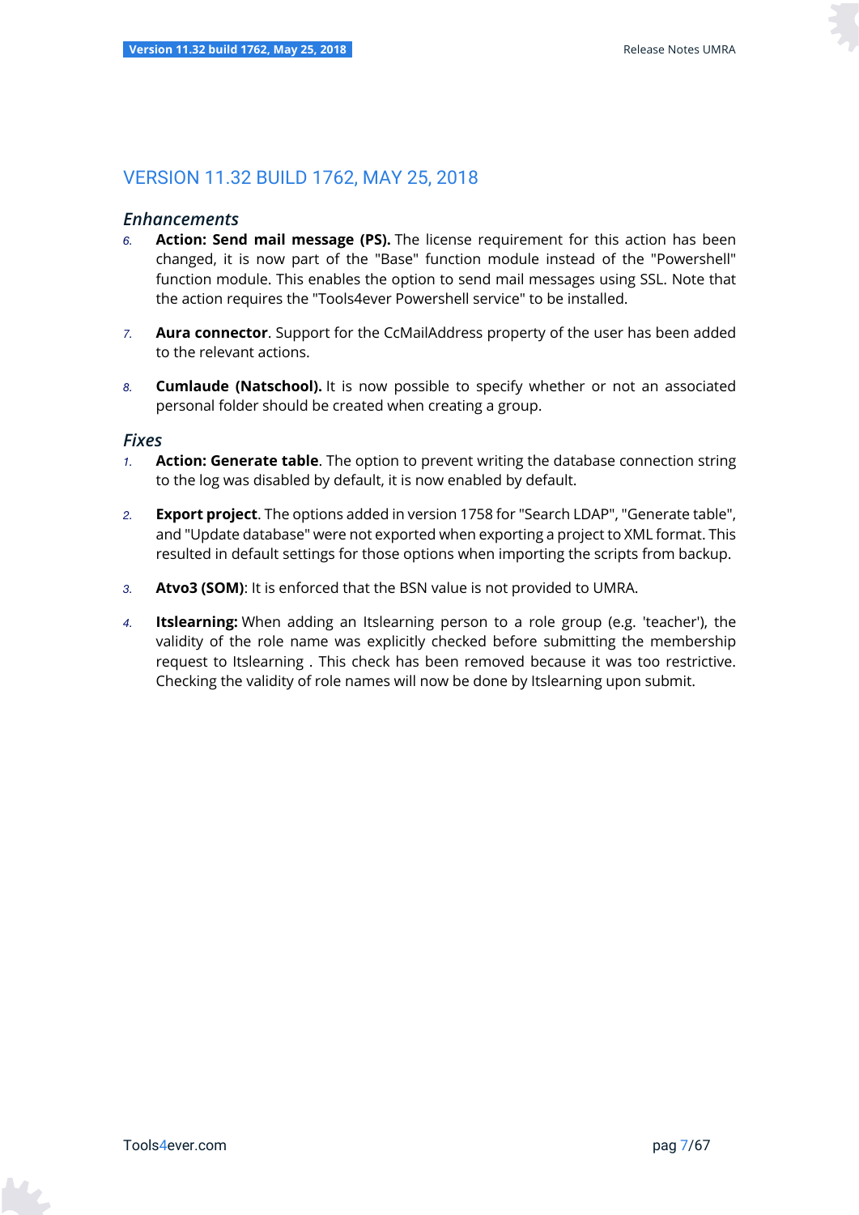## VERSION 11.32 BUILD 1762, MAY 25, 2018

### *Enhancements*

6. **Action: Send mail message (PS).** The license requirement for this action has been changed, it is now part of the "Base" function module instead of the "Powershell" function module. This enables the option to send mail messages using SSL. Note that the action requires the "Tools4ever Powershell service" to be installed.

7. **Aura connector**. Support for the CcMailAddress property of the user has been added to the relevant actions.

8. **Cumlaude (Natschool).** It is now possible to specify whether or not an associated personal folder should be created when creating a group.

### *Fixes*

1. **Action: Generate table**. The option to prevent writing the database connection string to the log was disabled by default, it is now enabled by default.

2. **Export project**. The options added in version 1758 for "Search LDAP", "Generate table", and "Update database" were not exported when exporting a project to XML format. This resulted in default settings for those options when importing the scripts from backup.

3. **Atvo3 (SOM)**: It is enforced that the BSN value is not provided to UMRA.

4. **Itslearning:** When adding an Itslearning person to a role group (e.g. 'teacher'), the validity of the role name was explicitly checked before submitting the membership request to Itslearning . This check has been removed because it was too restrictive. Checking the validity of role names will now be done by Itslearning upon submit.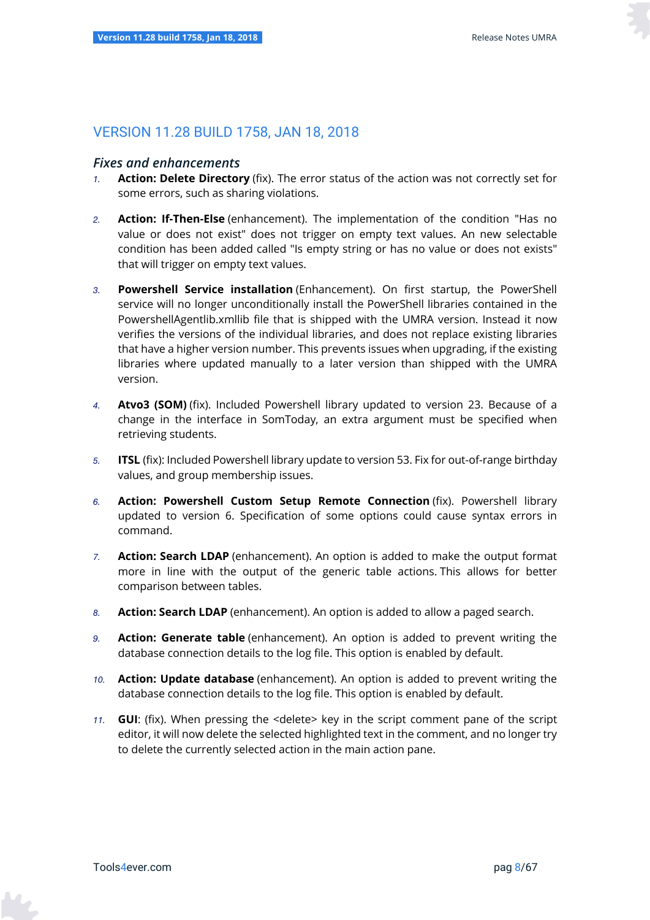## VERSION 11.28 BUILD 1758, JAN 18, 2018

### *Fixes and enhancements*

1. **Action: Delete Directory** (fix). The error status of the action was not correctly set for some errors, such as sharing violations.

2. **Action: If-Then-Else** (enhancement). The implementation of the condition "Has no value or does not exist" does not trigger on empty text values. An new selectable condition has been added called "Is empty string or has no value or does not exists" that will trigger on empty text values.

3. **Powershell Service installation** (Enhancement). On first startup, the PowerShell service will no longer unconditionally install the PowerShell libraries contained in the PowershellAgentlib.xmllib file that is shipped with the UMRA version. Instead it now verifies the versions of the individual libraries, and does not replace existing libraries that have a higher version number. This prevents issues when upgrading, if the existing libraries where updated manually to a later version than shipped with the UMRA version.

4. **Atvo3 (SOM)** (fix). Included Powershell library updated to version 23. Because of a change in the interface in SomToday, an extra argument must be specified when retrieving students.

5. **ITSL** (fix): Included Powershell library update to version 53. Fix for out-of-range birthday values, and group membership issues.

6. **Action: Powershell Custom Setup Remote Connection** (fix). Powershell library updated to version 6. Specification of some options could cause syntax errors in command.

7. **Action: Search LDAP** (enhancement). An option is added to make the output format more in line with the output of the generic table actions. This allows for better comparison between tables.

8. **Action: Search LDAP** (enhancement). An option is added to allow a paged search.

9. **Action: Generate table** (enhancement). An option is added to prevent writing the database connection details to the log file. This option is enabled by default.

10. **Action: Update database** (enhancement). An option is added to prevent writing the database connection details to the log file. This option is enabled by default.

11. **GUI**: (fix). When pressing the <delete> key in the script comment pane of the script editor, it will now delete the selected highlighted text in the comment, and no longer try to delete the currently selected action in the main action pane.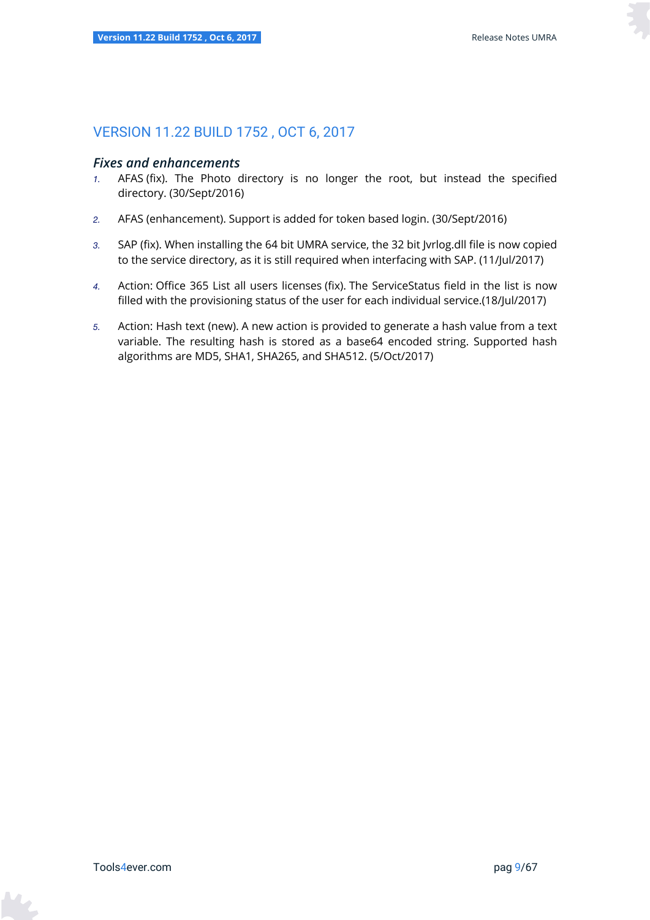## VERSION 11.22 BUILD 1752 , OCT 6, 2017

### *Fixes and enhancements*

1. AFAS (fix). The Photo directory is no longer the root, but instead the specified directory. (30/Sept/2016)

2. AFAS (enhancement). Support is added for token based login. (30/Sept/2016)

3. SAP (fix). When installing the 64 bit UMRA service, the 32 bit Jvrlog.dll file is now copied to the service directory, as it is still required when interfacing with SAP. (11/Jul/2017)

4. Action: Office 365 List all users licenses (fix). The ServiceStatus field in the list is now filled with the provisioning status of the user for each individual service.(18/Jul/2017)

5. Action: Hash text (new). A new action is provided to generate a hash value from a text variable. The resulting hash is stored as a base64 encoded string. Supported hash algorithms are MD5, SHA1, SHA265, and SHA512. (5/Oct/2017)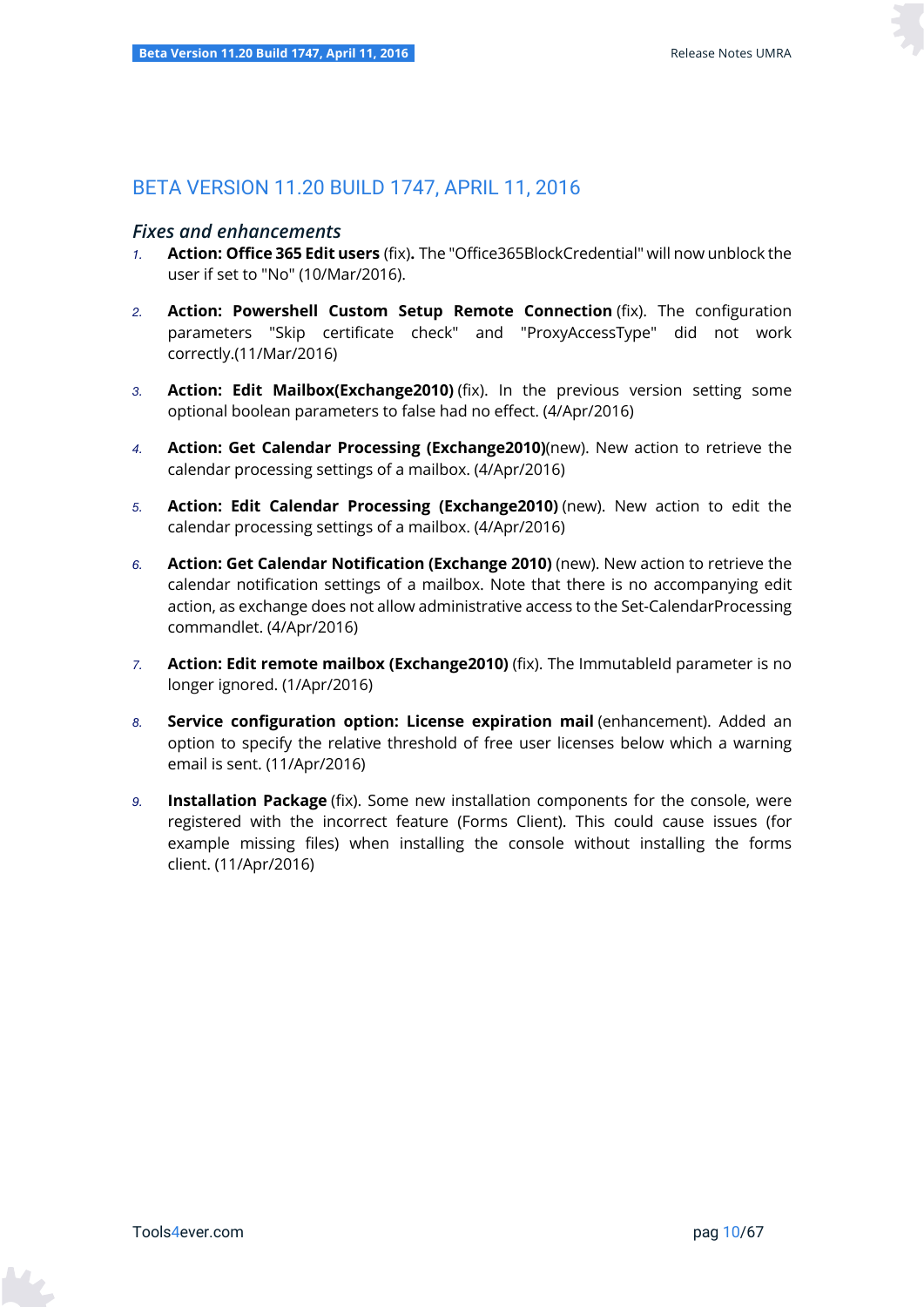# BETA VERSION 11.20 BUILD 1747, APRIL 11, 2016

## *Fixes and enhancements*

1. **Action: Office 365 Edit users** (fix)**.** The "Office365BlockCredential" will now unblock the user if set to "No" (10/Mar/2016).

2. **Action: Powershell Custom Setup Remote Connection** (fix). The configuration parameters "Skip certificate check" and "ProxyAccessType" did not work correctly.(11/Mar/2016)

3. **Action: Edit Mailbox(Exchange2010)** (fix). In the previous version setting some optional boolean parameters to false had no effect. (4/Apr/2016)

4. **Action: Get Calendar Processing (Exchange2010)**(new). New action to retrieve the calendar processing settings of a mailbox. (4/Apr/2016)

5. **Action: Edit Calendar Processing (Exchange2010)** (new). New action to edit the calendar processing settings of a mailbox. (4/Apr/2016)

6. **Action: Get Calendar Notification (Exchange 2010)** (new). New action to retrieve the calendar notification settings of a mailbox. Note that there is no accompanying edit action, as exchange does not allow administrative access to the Set-CalendarProcessing commandlet. (4/Apr/2016)

7. **Action: Edit remote mailbox (Exchange2010)** (fix). The ImmutableId parameter is no longer ignored. (1/Apr/2016)

8. **Service configuration option: License expiration mail** (enhancement). Added an option to specify the relative threshold of free user licenses below which a warning email is sent. (11/Apr/2016)

9. **Installation Package** (fix). Some new installation components for the console, were registered with the incorrect feature (Forms Client). This could cause issues (for example missing files) when installing the console without installing the forms client. (11/Apr/2016)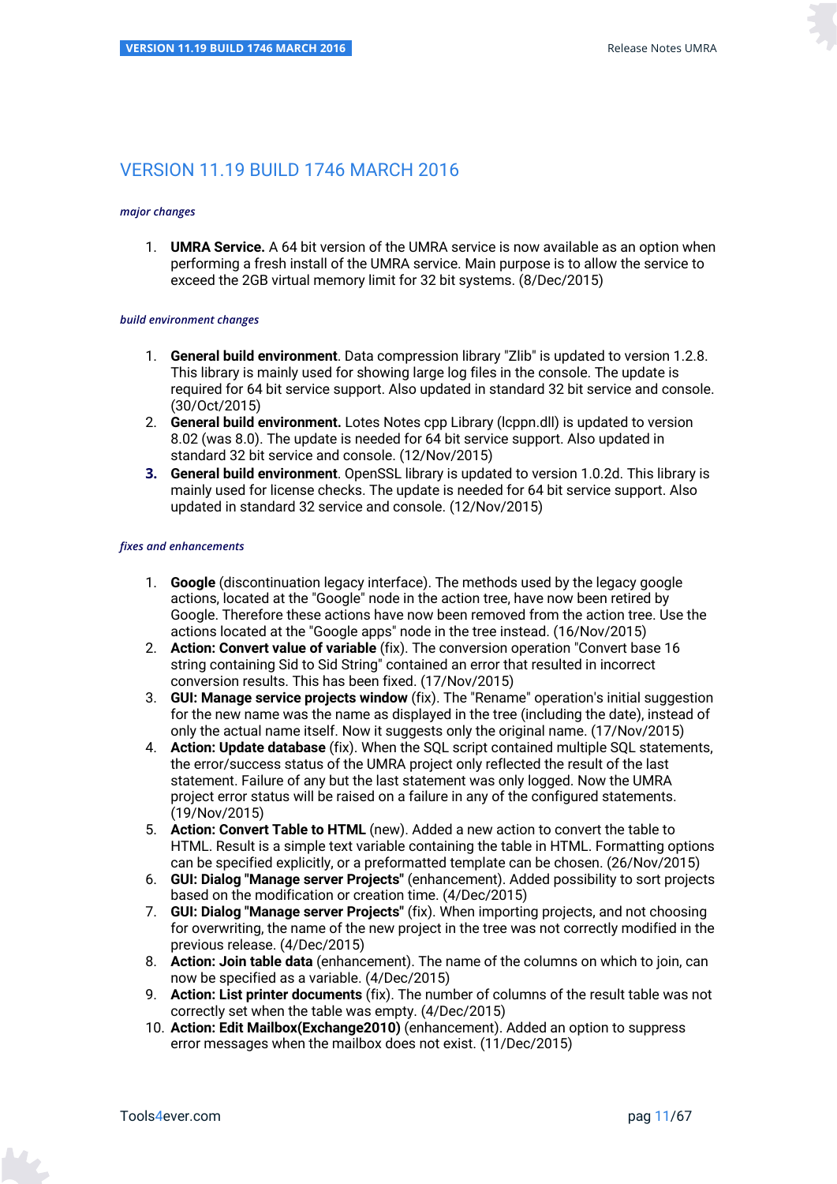## VERSION 11.19 BUILD 1746 MARCH 2016

*major changes*

1. **UMRA Service.** A 64 bit version of the UMRA service is now available as an option when performing a fresh install of the UMRA service. Main purpose is to allow the service to exceed the 2GB virtual memory limit for 32 bit systems. (8/Dec/2015)

*build environment changes*

1. **General build environment**. Data compression library "Zlib" is updated to version 1.2.8. This library is mainly used for showing large log files in the console. The update is required for 64 bit service support. Also updated in standard 32 bit service and console. (30/Oct/2015)
2. **General build environment.** Lotes Notes cpp Library (lcppn.dll) is updated to version 8.02 (was 8.0). The update is needed for 64 bit service support. Also updated in standard 32 bit service and console. (12/Nov/2015)
3. **General build environment**. OpenSSL library is updated to version 1.0.2d. This library is mainly used for license checks. The update is needed for 64 bit service support. Also updated in standard 32 service and console. (12/Nov/2015)

*fixes and enhancements*

1. **Google** (discontinuation legacy interface). The methods used by the legacy google actions, located at the "Google" node in the action tree, have now been retired by Google. Therefore these actions have now been removed from the action tree. Use the actions located at the "Google apps" node in the tree instead. (16/Nov/2015)
2. **Action: Convert value of variable** (fix). The conversion operation "Convert base 16 string containing Sid to Sid String" contained an error that resulted in incorrect conversion results. This has been fixed. (17/Nov/2015)
3. **GUI: Manage service projects window** (fix). The "Rename" operation's initial suggestion for the new name was the name as displayed in the tree (including the date), instead of only the actual name itself. Now it suggests only the original name. (17/Nov/2015)
4. **Action: Update database** (fix). When the SQL script contained multiple SQL statements, the error/success status of the UMRA project only reflected the result of the last statement. Failure of any but the last statement was only logged. Now the UMRA project error status will be raised on a failure in any of the configured statements. (19/Nov/2015)
5. **Action: Convert Table to HTML** (new). Added a new action to convert the table to HTML. Result is a simple text variable containing the table in HTML. Formatting options can be specified explicitly, or a preformatted template can be chosen. (26/Nov/2015)
6. **GUI: Dialog "Manage server Projects"** (enhancement). Added possibility to sort projects based on the modification or creation time. (4/Dec/2015)
7. **GUI: Dialog "Manage server Projects"** (fix). When importing projects, and not choosing for overwriting, the name of the new project in the tree was not correctly modified in the previous release. (4/Dec/2015)
8. **Action: Join table data** (enhancement). The name of the columns on which to join, can now be specified as a variable. (4/Dec/2015)
9. **Action: List printer documents** (fix). The number of columns of the result table was not correctly set when the table was empty. (4/Dec/2015)
10. **Action: Edit Mailbox(Exchange2010)** (enhancement). Added an option to suppress error messages when the mailbox does not exist. (11/Dec/2015)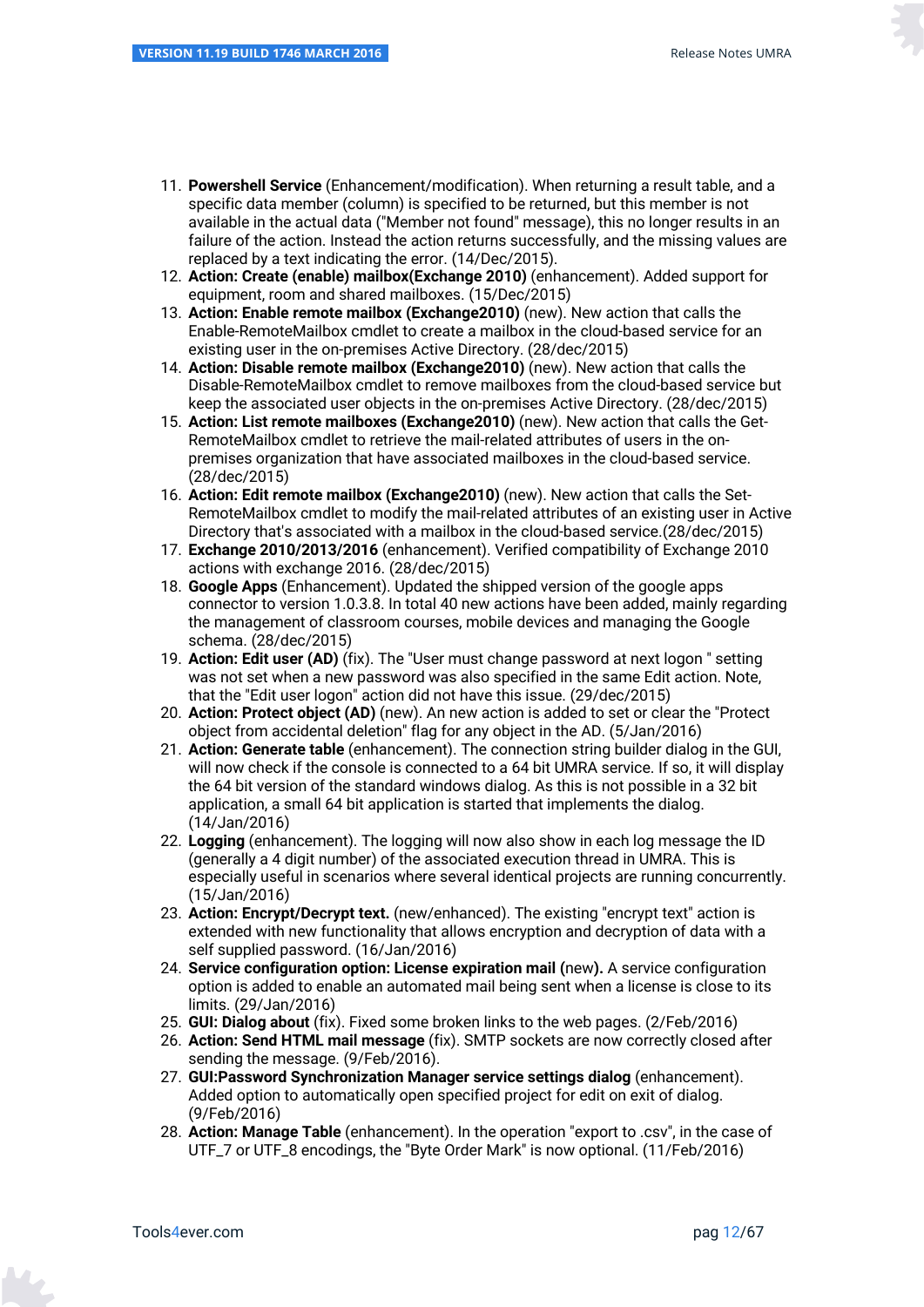11. **Powershell Service** (Enhancement/modification). When returning a result table, and a specific data member (column) is specified to be returned, but this member is not available in the actual data ("Member not found" message), this no longer results in an failure of the action. Instead the action returns successfully, and the missing values are replaced by a text indicating the error. (14/Dec/2015).
12. **Action: Create (enable) mailbox(Exchange 2010)** (enhancement). Added support for equipment, room and shared mailboxes. (15/Dec/2015)
13. **Action: Enable remote mailbox (Exchange2010)** (new). New action that calls the Enable-RemoteMailbox cmdlet to create a mailbox in the cloud-based service for an existing user in the on-premises Active Directory. (28/dec/2015)
14. **Action: Disable remote mailbox (Exchange2010)** (new). New action that calls the Disable-RemoteMailbox cmdlet to remove mailboxes from the cloud-based service but keep the associated user objects in the on-premises Active Directory. (28/dec/2015)
15. **Action: List remote mailboxes (Exchange2010)** (new). New action that calls the Get-RemoteMailbox cmdlet to retrieve the mail-related attributes of users in the on-premises organization that have associated mailboxes in the cloud-based service. (28/dec/2015)
16. **Action: Edit remote mailbox (Exchange2010)** (new). New action that calls the Set-RemoteMailbox cmdlet to modify the mail-related attributes of an existing user in Active Directory that's associated with a mailbox in the cloud-based service.(28/dec/2015)
17. **Exchange 2010/2013/2016** (enhancement). Verified compatibility of Exchange 2010 actions with exchange 2016. (28/dec/2015)
18. **Google Apps** (Enhancement). Updated the shipped version of the google apps connector to version 1.0.3.8. In total 40 new actions have been added, mainly regarding the management of classroom courses, mobile devices and managing the Google schema. (28/dec/2015)
19. **Action: Edit user (AD)** (fix). The "User must change password at next logon " setting was not set when a new password was also specified in the same Edit action. Note, that the "Edit user logon" action did not have this issue. (29/dec/2015)
20. **Action: Protect object (AD)** (new). An new action is added to set or clear the "Protect object from accidental deletion" flag for any object in the AD. (5/Jan/2016)
21. **Action: Generate table** (enhancement). The connection string builder dialog in the GUI, will now check if the console is connected to a 64 bit UMRA service. If so, it will display the 64 bit version of the standard windows dialog. As this is not possible in a 32 bit application, a small 64 bit application is started that implements the dialog. (14/Jan/2016)
22. **Logging** (enhancement). The logging will now also show in each log message the ID (generally a 4 digit number) of the associated execution thread in UMRA. This is especially useful in scenarios where several identical projects are running concurrently. (15/Jan/2016)
23. **Action: Encrypt/Decrypt text.** (new/enhanced). The existing "encrypt text" action is extended with new functionality that allows encryption and decryption of data with a self supplied password. (16/Jan/2016)
24. **Service configuration option: License expiration mail (**new**).** A service configuration option is added to enable an automated mail being sent when a license is close to its limits. (29/Jan/2016)
25. **GUI: Dialog about** (fix). Fixed some broken links to the web pages. (2/Feb/2016)
26. **Action: Send HTML mail message** (fix). SMTP sockets are now correctly closed after sending the message. (9/Feb/2016).
27. **GUI:Password Synchronization Manager service settings dialog** (enhancement). Added option to automatically open specified project for edit on exit of dialog. (9/Feb/2016)
28. **Action: Manage Table** (enhancement). In the operation "export to .csv", in the case of UTF_7 or UTF_8 encodings, the "Byte Order Mark" is now optional. (11/Feb/2016)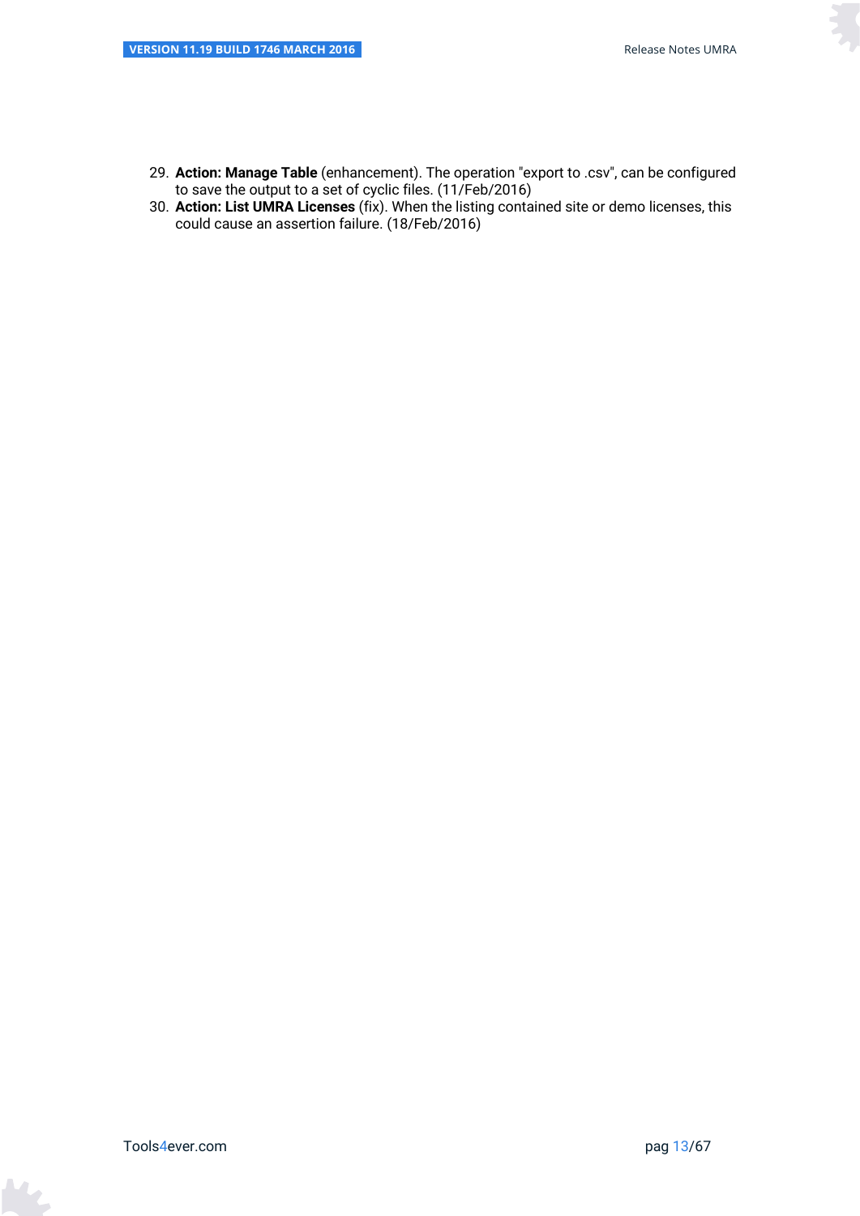29. **Action: Manage Table** (enhancement). The operation "export to .csv", can be configured to save the output to a set of cyclic files. (11/Feb/2016)
30. **Action: List UMRA Licenses** (fix). When the listing contained site or demo licenses, this could cause an assertion failure. (18/Feb/2016)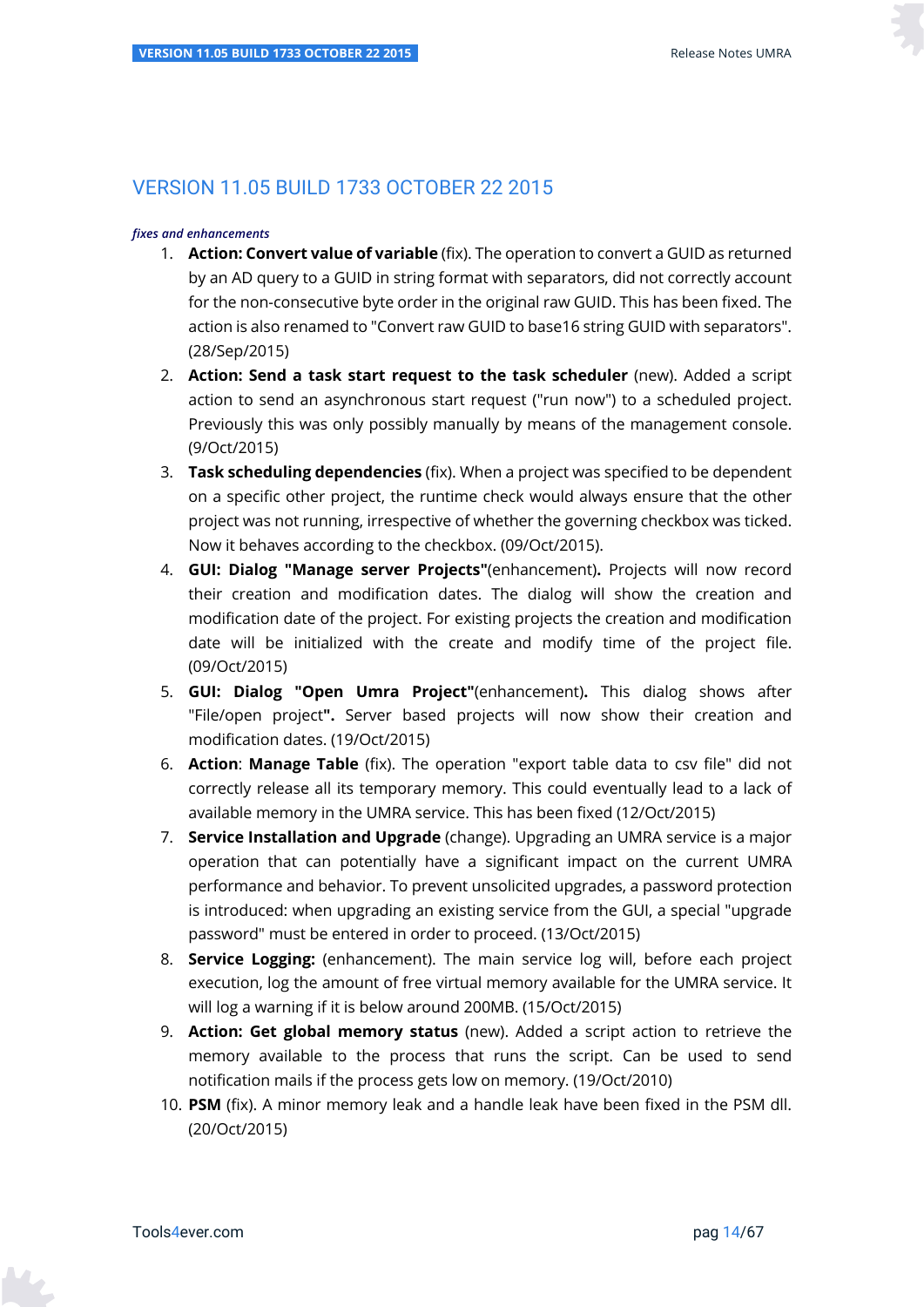# VERSION 11.05 BUILD 1733 OCTOBER 22 2015

***fixes and enhancements***

1. **Action: Convert value of variable** (fix). The operation to convert a GUID as returned by an AD query to a GUID in string format with separators, did not correctly account for the non-consecutive byte order in the original raw GUID. This has been fixed. The action is also renamed to "Convert raw GUID to base16 string GUID with separators". (28/Sep/2015)
2. **Action: Send a task start request to the task scheduler** (new). Added a script action to send an asynchronous start request ("run now") to a scheduled project. Previously this was only possibly manually by means of the management console. (9/Oct/2015)
3. **Task scheduling dependencies** (fix). When a project was specified to be dependent on a specific other project, the runtime check would always ensure that the other project was not running, irrespective of whether the governing checkbox was ticked. Now it behaves according to the checkbox. (09/Oct/2015).
4. **GUI: Dialog "Manage server Projects"**(enhancement)**.** Projects will now record their creation and modification dates. The dialog will show the creation and modification date of the project. For existing projects the creation and modification date will be initialized with the create and modify time of the project file. (09/Oct/2015)
5. **GUI: Dialog "Open Umra Project"**(enhancement)**.** This dialog shows after "File/open project**".** Server based projects will now show their creation and modification dates. (19/Oct/2015)
6. **Action**: **Manage Table** (fix). The operation "export table data to csv file" did not correctly release all its temporary memory. This could eventually lead to a lack of available memory in the UMRA service. This has been fixed (12/Oct/2015)
7. **Service Installation and Upgrade** (change). Upgrading an UMRA service is a major operation that can potentially have a significant impact on the current UMRA performance and behavior. To prevent unsolicited upgrades, a password protection is introduced: when upgrading an existing service from the GUI, a special "upgrade password" must be entered in order to proceed. (13/Oct/2015)
8. **Service Logging:** (enhancement). The main service log will, before each project execution, log the amount of free virtual memory available for the UMRA service. It will log a warning if it is below around 200MB. (15/Oct/2015)
9. **Action: Get global memory status** (new). Added a script action to retrieve the memory available to the process that runs the script. Can be used to send notification mails if the process gets low on memory. (19/Oct/2010)
10. **PSM** (fix). A minor memory leak and a handle leak have been fixed in the PSM dll. (20/Oct/2015)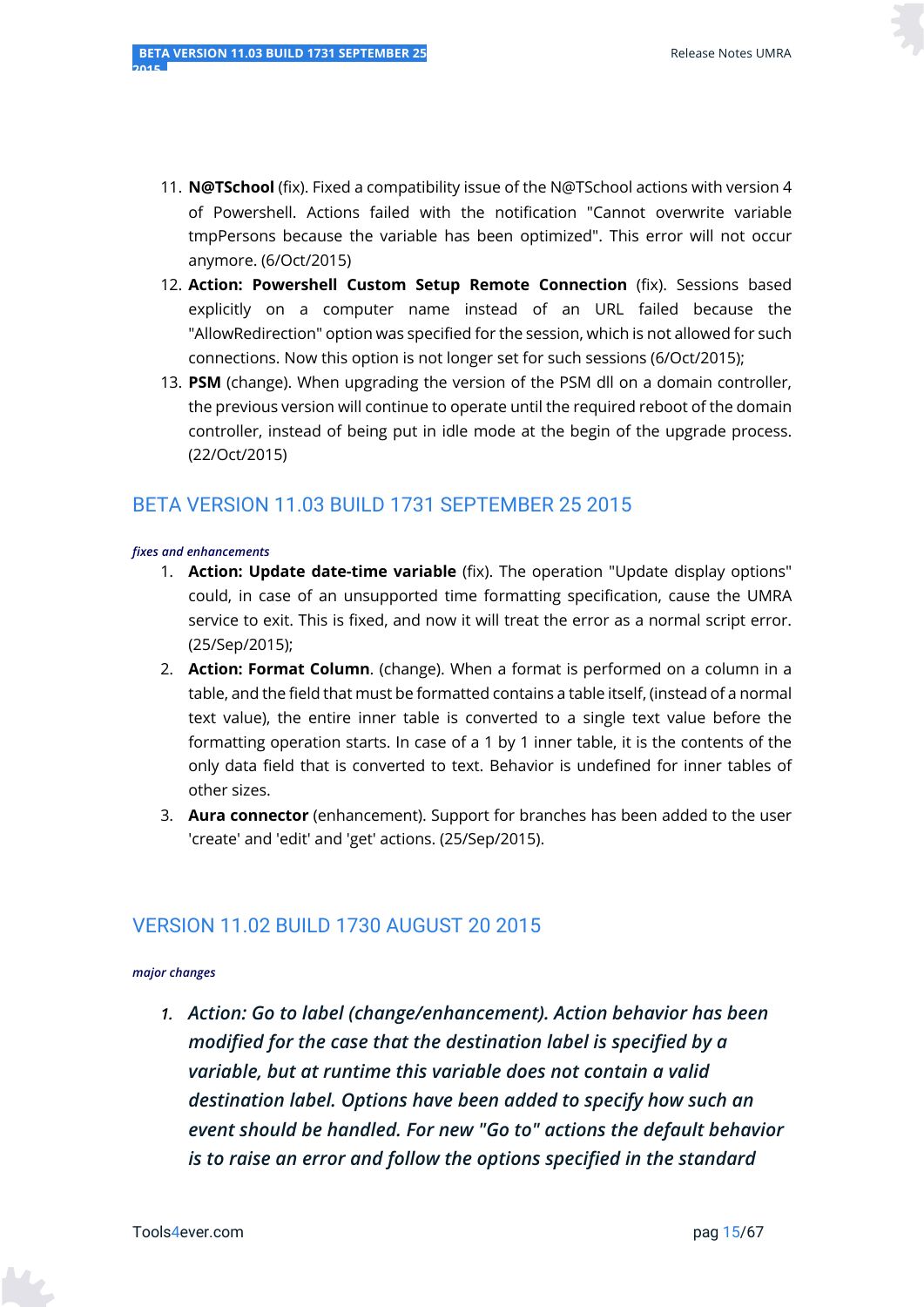11. **N@TSchool** (fix). Fixed a compatibility issue of the N@TSchool actions with version 4 of Powershell. Actions failed with the notification "Cannot overwrite variable tmpPersons because the variable has been optimized". This error will not occur anymore. (6/Oct/2015)
12. **Action: Powershell Custom Setup Remote Connection** (fix). Sessions based explicitly on a computer name instead of an URL failed because the "AllowRedirection" option was specified for the session, which is not allowed for such connections. Now this option is not longer set for such sessions (6/Oct/2015);
13. **PSM** (change). When upgrading the version of the PSM dll on a domain controller, the previous version will continue to operate until the required reboot of the domain controller, instead of being put in idle mode at the begin of the upgrade process. (22/Oct/2015)

## BETA VERSION 11.03 BUILD 1731 SEPTEMBER 25 2015

***fixes and enhancements***

1. **Action: Update date-time variable** (fix). The operation "Update display options" could, in case of an unsupported time formatting specification, cause the UMRA service to exit. This is fixed, and now it will treat the error as a normal script error. (25/Sep/2015);
2. **Action: Format Column**. (change). When a format is performed on a column in a table, and the field that must be formatted contains a table itself, (instead of a normal text value), the entire inner table is converted to a single text value before the formatting operation starts. In case of a 1 by 1 inner table, it is the contents of the only data field that is converted to text. Behavior is undefined for inner tables of other sizes.
3. **Aura connector** (enhancement). Support for branches has been added to the user 'create' and 'edit' and 'get' actions. (25/Sep/2015).

## VERSION 11.02 BUILD 1730 AUGUST 20 2015

***major changes***

1. ***Action: Go to label (change/enhancement). Action behavior has been modified for the case that the destination label is specified by a variable, but at runtime this variable does not contain a valid destination label. Options have been added to specify how such an event should be handled. For new "Go to" actions the default behavior is to raise an error and follow the options specified in the standard***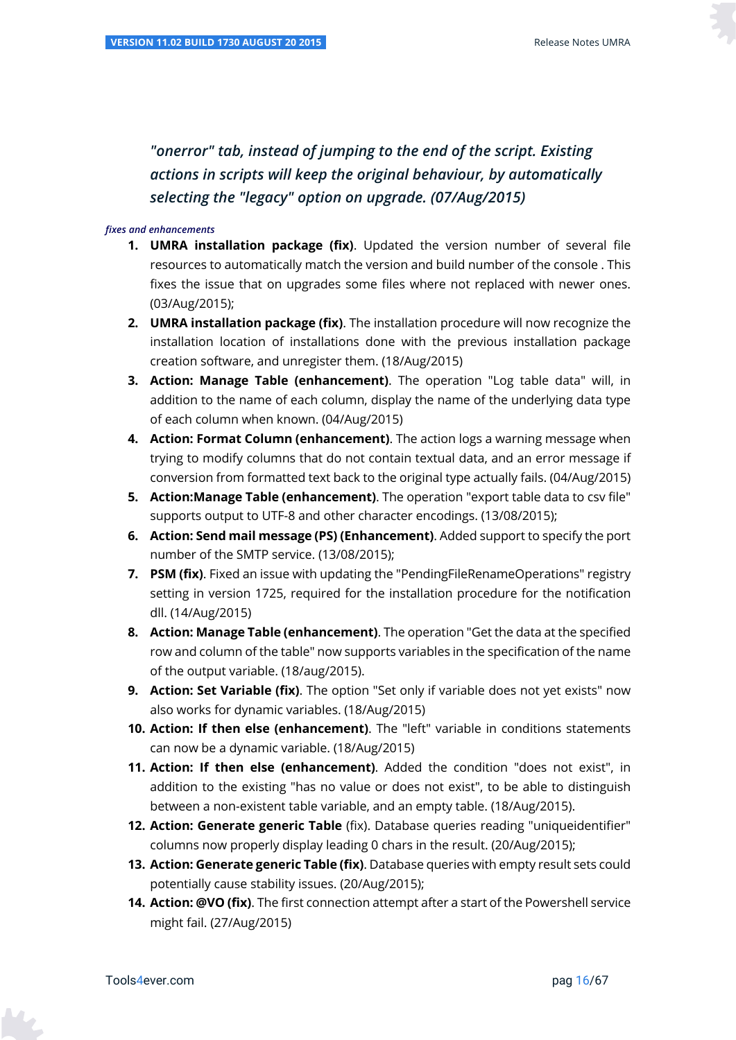*"onerror" tab, instead of jumping to the end of the script. Existing actions in scripts will keep the original behaviour, by automatically selecting the "legacy" option on upgrade. (07/Aug/2015)*

*fixes and enhancements*

1. **UMRA installation package (fix)**. Updated the version number of several file resources to automatically match the version and build number of the console . This fixes the issue that on upgrades some files where not replaced with newer ones. (03/Aug/2015);
2. **UMRA installation package (fix)**. The installation procedure will now recognize the installation location of installations done with the previous installation package creation software, and unregister them. (18/Aug/2015)
3. **Action: Manage Table (enhancement)**. The operation "Log table data" will, in addition to the name of each column, display the name of the underlying data type of each column when known. (04/Aug/2015)
4. **Action: Format Column (enhancement)**. The action logs a warning message when trying to modify columns that do not contain textual data, and an error message if conversion from formatted text back to the original type actually fails. (04/Aug/2015)
5. **Action:Manage Table (enhancement)**. The operation "export table data to csv file" supports output to UTF-8 and other character encodings. (13/08/2015);
6. **Action: Send mail message (PS) (Enhancement)**. Added support to specify the port number of the SMTP service. (13/08/2015);
7. **PSM (fix)**. Fixed an issue with updating the "PendingFileRenameOperations" registry setting in version 1725, required for the installation procedure for the notification dll. (14/Aug/2015)
8. **Action: Manage Table (enhancement)**. The operation "Get the data at the specified row and column of the table" now supports variables in the specification of the name of the output variable. (18/aug/2015).
9. **Action: Set Variable (fix)**. The option "Set only if variable does not yet exists" now also works for dynamic variables. (18/Aug/2015)
10. **Action: If then else (enhancement)**. The "left" variable in conditions statements can now be a dynamic variable. (18/Aug/2015)
11. **Action: If then else (enhancement)**. Added the condition "does not exist", in addition to the existing "has no value or does not exist", to be able to distinguish between a non-existent table variable, and an empty table. (18/Aug/2015).
12. **Action: Generate generic Table** (fix). Database queries reading "uniqueidentifier" columns now properly display leading 0 chars in the result. (20/Aug/2015);
13. **Action: Generate generic Table (fix)**. Database queries with empty result sets could potentially cause stability issues. (20/Aug/2015);
14. **Action: @VO (fix)**. The first connection attempt after a start of the Powershell service might fail. (27/Aug/2015)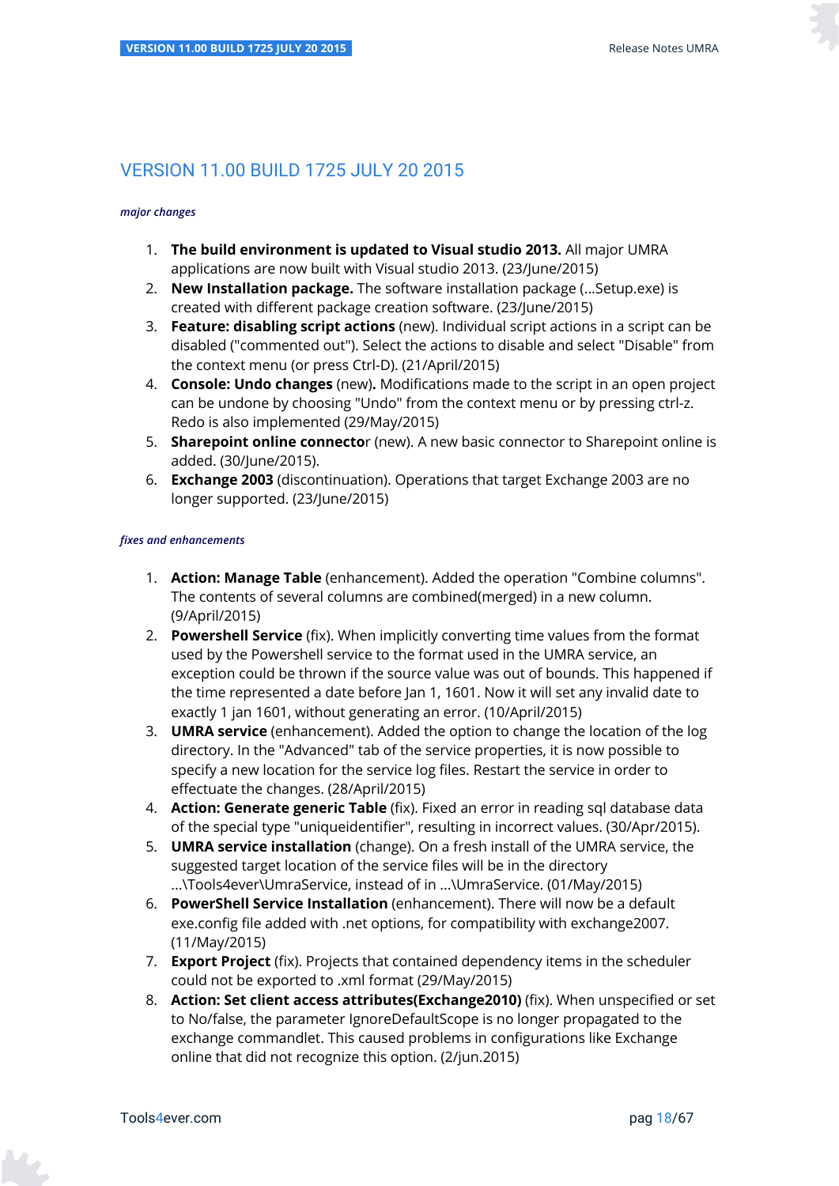## VERSION 11.00 BUILD 1725 JULY 20 2015

*major changes*

1. **The build environment is updated to Visual studio 2013.** All major UMRA applications are now built with Visual studio 2013. (23/June/2015)
2. **New Installation package.** The software installation package (...Setup.exe) is created with different package creation software. (23/June/2015)
3. **Feature: disabling script actions** (new). Individual script actions in a script can be disabled ("commented out"). Select the actions to disable and select "Disable" from the context menu (or press Ctrl-D). (21/April/2015)
4. **Console: Undo changes** (new)**.** Modifications made to the script in an open project can be undone by choosing "Undo" from the context menu or by pressing ctrl-z. Redo is also implemented (29/May/2015)
5. **Sharepoint online connecto**r (new). A new basic connector to Sharepoint online is added. (30/June/2015).
6. **Exchange 2003** (discontinuation). Operations that target Exchange 2003 are no longer supported. (23/June/2015)

*fixes and enhancements*

1. **Action: Manage Table** (enhancement). Added the operation "Combine columns". The contents of several columns are combined(merged) in a new column. (9/April/2015)
2. **Powershell Service** (fix). When implicitly converting time values from the format used by the Powershell service to the format used in the UMRA service, an exception could be thrown if the source value was out of bounds. This happened if the time represented a date before Jan 1, 1601. Now it will set any invalid date to exactly 1 jan 1601, without generating an error. (10/April/2015)
3. **UMRA service** (enhancement). Added the option to change the location of the log directory. In the "Advanced" tab of the service properties, it is now possible to specify a new location for the service log files. Restart the service in order to effectuate the changes. (28/April/2015)
4. **Action: Generate generic Table** (fix). Fixed an error in reading sql database data of the special type "uniqueidentifier", resulting in incorrect values. (30/Apr/2015).
5. **UMRA service installation** (change). On a fresh install of the UMRA service, the suggested target location of the service files will be in the directory ...\Tools4ever\UmraService, instead of in ...\UmraService. (01/May/2015)
6. **PowerShell Service Installation** (enhancement). There will now be a default exe.config file added with .net options, for compatibility with exchange2007. (11/May/2015)
7. **Export Project** (fix). Projects that contained dependency items in the scheduler could not be exported to .xml format (29/May/2015)
8. **Action: Set client access attributes(Exchange2010)** (fix). When unspecified or set to No/false, the parameter IgnoreDefaultScope is no longer propagated to the exchange commandlet. This caused problems in configurations like Exchange online that did not recognize this option. (2/jun.2015)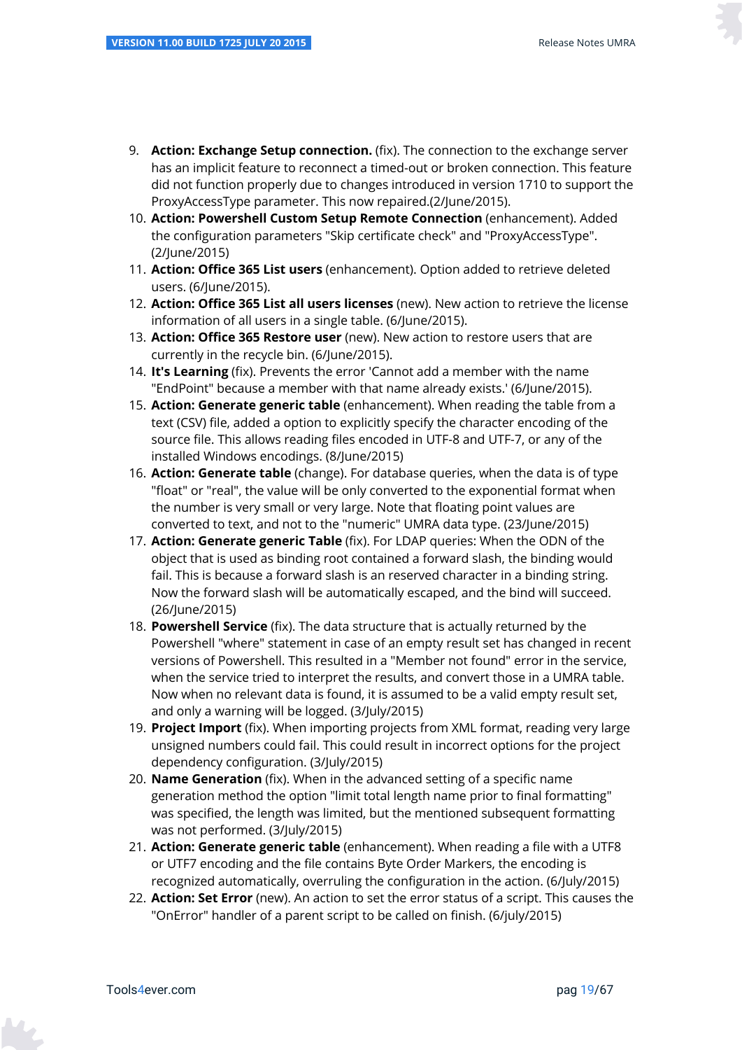9. **Action: Exchange Setup connection.** (fix). The connection to the exchange server has an implicit feature to reconnect a timed-out or broken connection. This feature did not function properly due to changes introduced in version 1710 to support the ProxyAccessType parameter. This now repaired.(2/June/2015).
10. **Action: Powershell Custom Setup Remote Connection** (enhancement). Added the configuration parameters "Skip certificate check" and "ProxyAccessType". (2/June/2015)
11. **Action: Office 365 List users** (enhancement). Option added to retrieve deleted users. (6/June/2015).
12. **Action: Office 365 List all users licenses** (new). New action to retrieve the license information of all users in a single table. (6/June/2015).
13. **Action: Office 365 Restore user** (new). New action to restore users that are currently in the recycle bin. (6/June/2015).
14. **It's Learning** (fix). Prevents the error 'Cannot add a member with the name "EndPoint" because a member with that name already exists.' (6/June/2015).
15. **Action: Generate generic table** (enhancement). When reading the table from a text (CSV) file, added a option to explicitly specify the character encoding of the source file. This allows reading files encoded in UTF-8 and UTF-7, or any of the installed Windows encodings. (8/June/2015)
16. **Action: Generate table** (change). For database queries, when the data is of type "float" or "real", the value will be only converted to the exponential format when the number is very small or very large. Note that floating point values are converted to text, and not to the "numeric" UMRA data type. (23/June/2015)
17. **Action: Generate generic Table** (fix). For LDAP queries: When the ODN of the object that is used as binding root contained a forward slash, the binding would fail. This is because a forward slash is an reserved character in a binding string. Now the forward slash will be automatically escaped, and the bind will succeed. (26/June/2015)
18. **Powershell Service** (fix). The data structure that is actually returned by the Powershell "where" statement in case of an empty result set has changed in recent versions of Powershell. This resulted in a "Member not found" error in the service, when the service tried to interpret the results, and convert those in a UMRA table. Now when no relevant data is found, it is assumed to be a valid empty result set, and only a warning will be logged. (3/July/2015)
19. **Project Import** (fix). When importing projects from XML format, reading very large unsigned numbers could fail. This could result in incorrect options for the project dependency configuration. (3/July/2015)
20. **Name Generation** (fix). When in the advanced setting of a specific name generation method the option "limit total length name prior to final formatting" was specified, the length was limited, but the mentioned subsequent formatting was not performed. (3/July/2015)
21. **Action: Generate generic table** (enhancement). When reading a file with a UTF8 or UTF7 encoding and the file contains Byte Order Markers, the encoding is recognized automatically, overruling the configuration in the action. (6/July/2015)
22. **Action: Set Error** (new). An action to set the error status of a script. This causes the "OnError" handler of a parent script to be called on finish. (6/july/2015)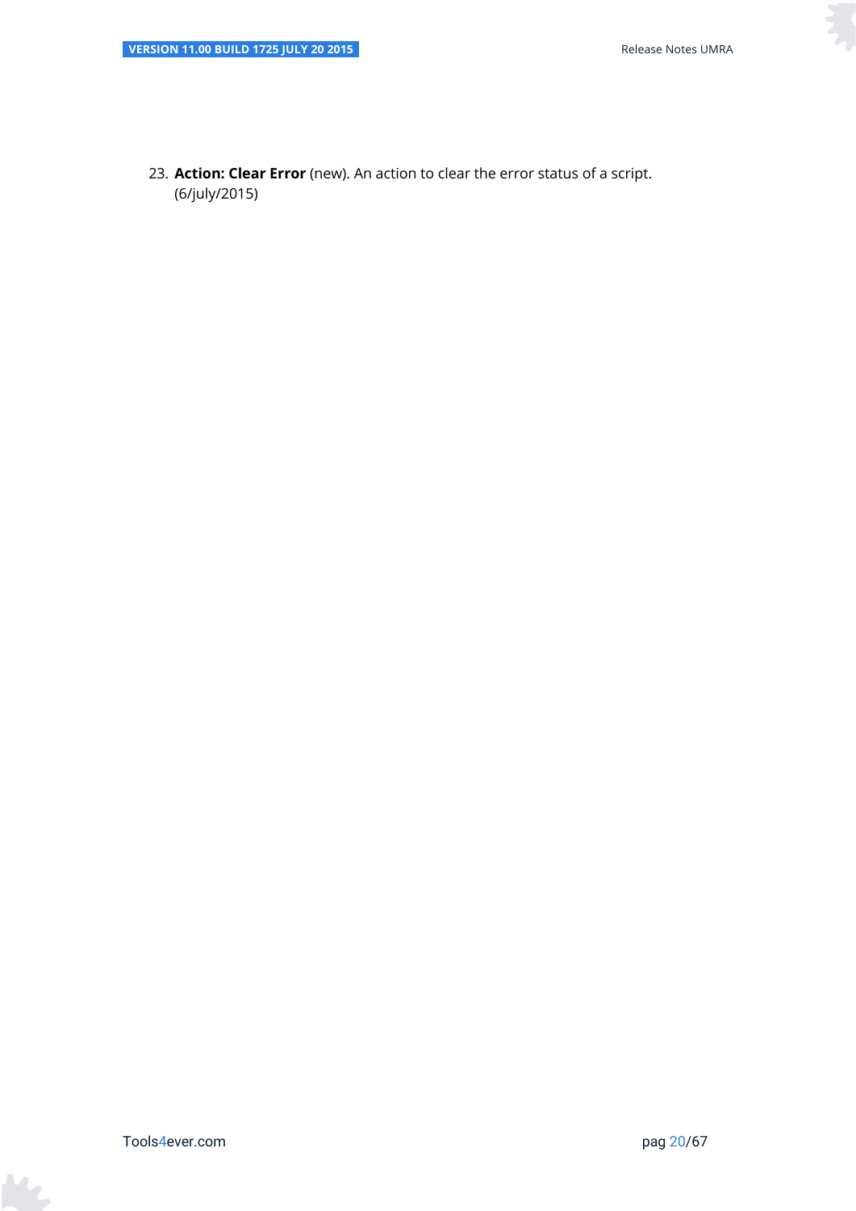23. **Action: Clear Error** (new). An action to clear the error status of a script. (6/july/2015)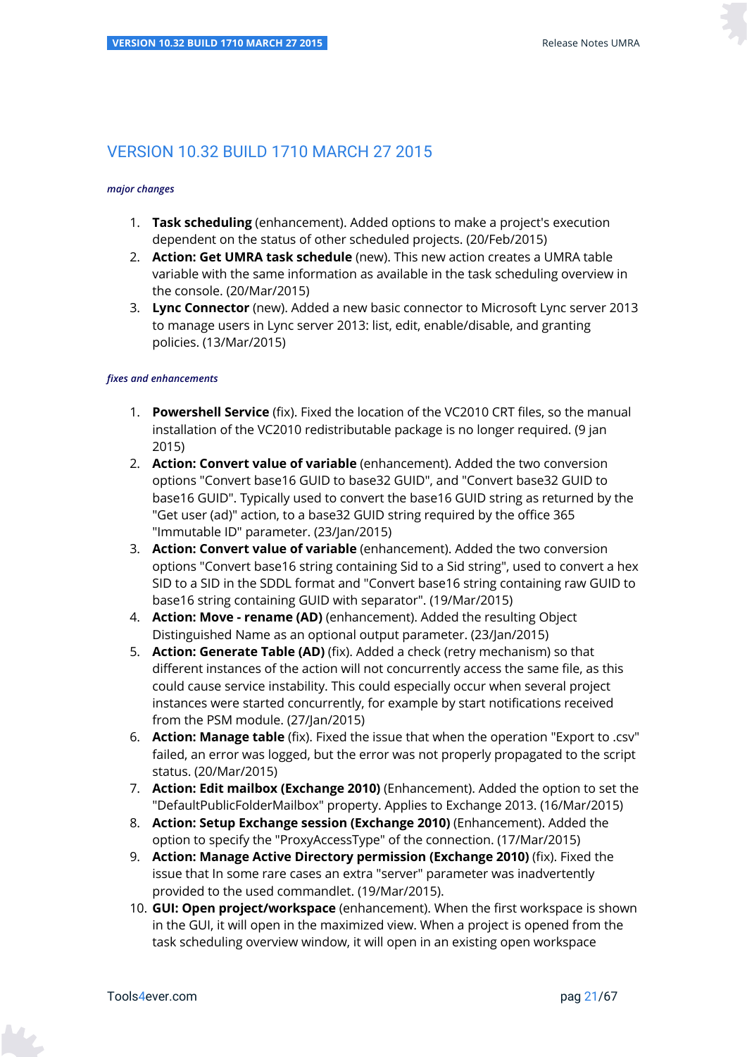# VERSION 10.32 BUILD 1710 MARCH 27 2015

*major changes*

1. **Task scheduling** (enhancement). Added options to make a project's execution dependent on the status of other scheduled projects. (20/Feb/2015)
2. **Action: Get UMRA task schedule** (new). This new action creates a UMRA table variable with the same information as available in the task scheduling overview in the console. (20/Mar/2015)
3. **Lync Connector** (new). Added a new basic connector to Microsoft Lync server 2013 to manage users in Lync server 2013: list, edit, enable/disable, and granting policies. (13/Mar/2015)

*fixes and enhancements*

1. **Powershell Service** (fix). Fixed the location of the VC2010 CRT files, so the manual installation of the VC2010 redistributable package is no longer required. (9 jan 2015)
2. **Action: Convert value of variable** (enhancement). Added the two conversion options "Convert base16 GUID to base32 GUID", and "Convert base32 GUID to base16 GUID". Typically used to convert the base16 GUID string as returned by the "Get user (ad)" action, to a base32 GUID string required by the office 365 "Immutable ID" parameter. (23/Jan/2015)
3. **Action: Convert value of variable** (enhancement). Added the two conversion options "Convert base16 string containing Sid to a Sid string", used to convert a hex SID to a SID in the SDDL format and "Convert base16 string containing raw GUID to base16 string containing GUID with separator". (19/Mar/2015)
4. **Action: Move - rename (AD)** (enhancement). Added the resulting Object Distinguished Name as an optional output parameter. (23/Jan/2015)
5. **Action: Generate Table (AD)** (fix). Added a check (retry mechanism) so that different instances of the action will not concurrently access the same file, as this could cause service instability. This could especially occur when several project instances were started concurrently, for example by start notifications received from the PSM module. (27/Jan/2015)
6. **Action: Manage table** (fix). Fixed the issue that when the operation "Export to .csv" failed, an error was logged, but the error was not properly propagated to the script status. (20/Mar/2015)
7. **Action: Edit mailbox (Exchange 2010)** (Enhancement). Added the option to set the "DefaultPublicFolderMailbox" property. Applies to Exchange 2013. (16/Mar/2015)
8. **Action: Setup Exchange session (Exchange 2010)** (Enhancement). Added the option to specify the "ProxyAccessType" of the connection. (17/Mar/2015)
9. **Action: Manage Active Directory permission (Exchange 2010)** (fix). Fixed the issue that In some rare cases an extra "server" parameter was inadvertently provided to the used commandlet. (19/Mar/2015).
10. **GUI: Open project/workspace** (enhancement). When the first workspace is shown in the GUI, it will open in the maximized view. When a project is opened from the task scheduling overview window, it will open in an existing open workspace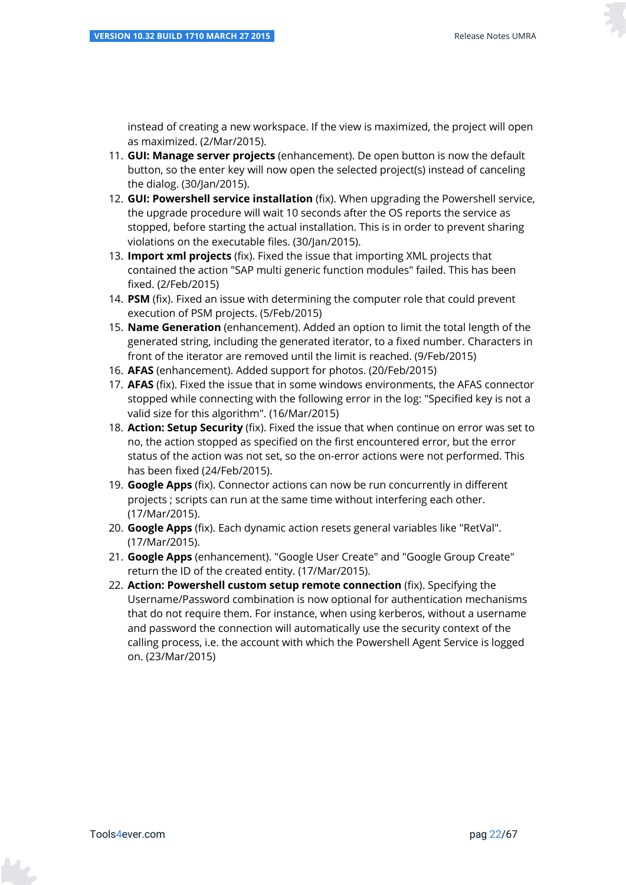instead of creating a new workspace. If the view is maximized, the project will open as maximized. (2/Mar/2015).

11. **GUI: Manage server projects** (enhancement). De open button is now the default button, so the enter key will now open the selected project(s) instead of canceling the dialog. (30/Jan/2015).
12. **GUI: Powershell service installation** (fix). When upgrading the Powershell service, the upgrade procedure will wait 10 seconds after the OS reports the service as stopped, before starting the actual installation. This is in order to prevent sharing violations on the executable files. (30/Jan/2015).
13. **Import xml projects** (fix). Fixed the issue that importing XML projects that contained the action "SAP multi generic function modules" failed. This has been fixed. (2/Feb/2015)
14. **PSM** (fix). Fixed an issue with determining the computer role that could prevent execution of PSM projects. (5/Feb/2015)
15. **Name Generation** (enhancement). Added an option to limit the total length of the generated string, including the generated iterator, to a fixed number. Characters in front of the iterator are removed until the limit is reached. (9/Feb/2015)
16. **AFAS** (enhancement). Added support for photos. (20/Feb/2015)
17. **AFAS** (fix). Fixed the issue that in some windows environments, the AFAS connector stopped while connecting with the following error in the log: "Specified key is not a valid size for this algorithm". (16/Mar/2015)
18. **Action: Setup Security** (fix). Fixed the issue that when continue on error was set to no, the action stopped as specified on the first encountered error, but the error status of the action was not set, so the on-error actions were not performed. This has been fixed (24/Feb/2015).
19. **Google Apps** (fix). Connector actions can now be run concurrently in different projects ; scripts can run at the same time without interfering each other. (17/Mar/2015).
20. **Google Apps** (fix). Each dynamic action resets general variables like "RetVal". (17/Mar/2015).
21. **Google Apps** (enhancement). "Google User Create" and "Google Group Create" return the ID of the created entity. (17/Mar/2015).
22. **Action: Powershell custom setup remote connection** (fix). Specifying the Username/Password combination is now optional for authentication mechanisms that do not require them. For instance, when using kerberos, without a username and password the connection will automatically use the security context of the calling process, i.e. the account with which the Powershell Agent Service is logged on. (23/Mar/2015)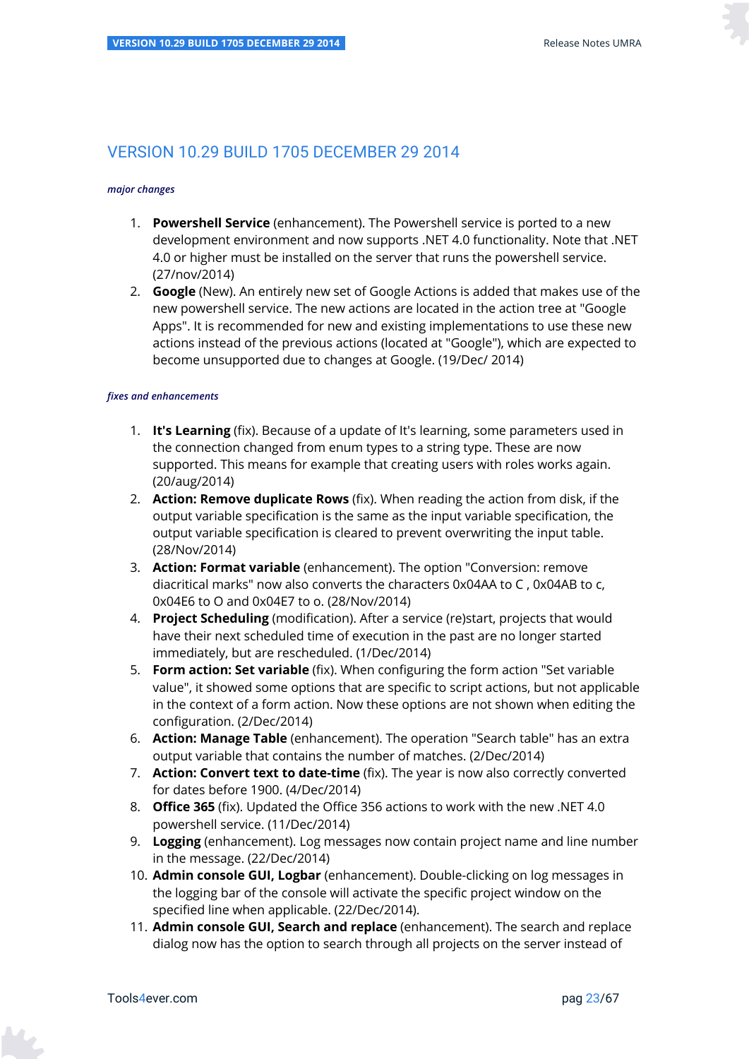# VERSION 10.29 BUILD 1705 DECEMBER 29 2014

*major changes*

1. **Powershell Service** (enhancement). The Powershell service is ported to a new development environment and now supports .NET 4.0 functionality. Note that .NET 4.0 or higher must be installed on the server that runs the powershell service. (27/nov/2014)
2. **Google** (New). An entirely new set of Google Actions is added that makes use of the new powershell service. The new actions are located in the action tree at "Google Apps". It is recommended for new and existing implementations to use these new actions instead of the previous actions (located at "Google"), which are expected to become unsupported due to changes at Google. (19/Dec/ 2014)

*fixes and enhancements*

1. **It's Learning** (fix). Because of a update of It's learning, some parameters used in the connection changed from enum types to a string type. These are now supported. This means for example that creating users with roles works again. (20/aug/2014)
2. **Action: Remove duplicate Rows** (fix). When reading the action from disk, if the output variable specification is the same as the input variable specification, the output variable specification is cleared to prevent overwriting the input table. (28/Nov/2014)
3. **Action: Format variable** (enhancement). The option "Conversion: remove diacritical marks" now also converts the characters 0x04AA to C , 0x04AB to c, 0x04E6 to O and 0x04E7 to o. (28/Nov/2014)
4. **Project Scheduling** (modification). After a service (re)start, projects that would have their next scheduled time of execution in the past are no longer started immediately, but are rescheduled. (1/Dec/2014)
5. **Form action: Set variable** (fix). When configuring the form action "Set variable value", it showed some options that are specific to script actions, but not applicable in the context of a form action. Now these options are not shown when editing the configuration. (2/Dec/2014)
6. **Action: Manage Table** (enhancement). The operation "Search table" has an extra output variable that contains the number of matches. (2/Dec/2014)
7. **Action: Convert text to date-time** (fix). The year is now also correctly converted for dates before 1900. (4/Dec/2014)
8. **Office 365** (fix). Updated the Office 356 actions to work with the new .NET 4.0 powershell service. (11/Dec/2014)
9. **Logging** (enhancement). Log messages now contain project name and line number in the message. (22/Dec/2014)
10. **Admin console GUI, Logbar** (enhancement). Double-clicking on log messages in the logging bar of the console will activate the specific project window on the specified line when applicable. (22/Dec/2014).
11. **Admin console GUI, Search and replace** (enhancement). The search and replace dialog now has the option to search through all projects on the server instead of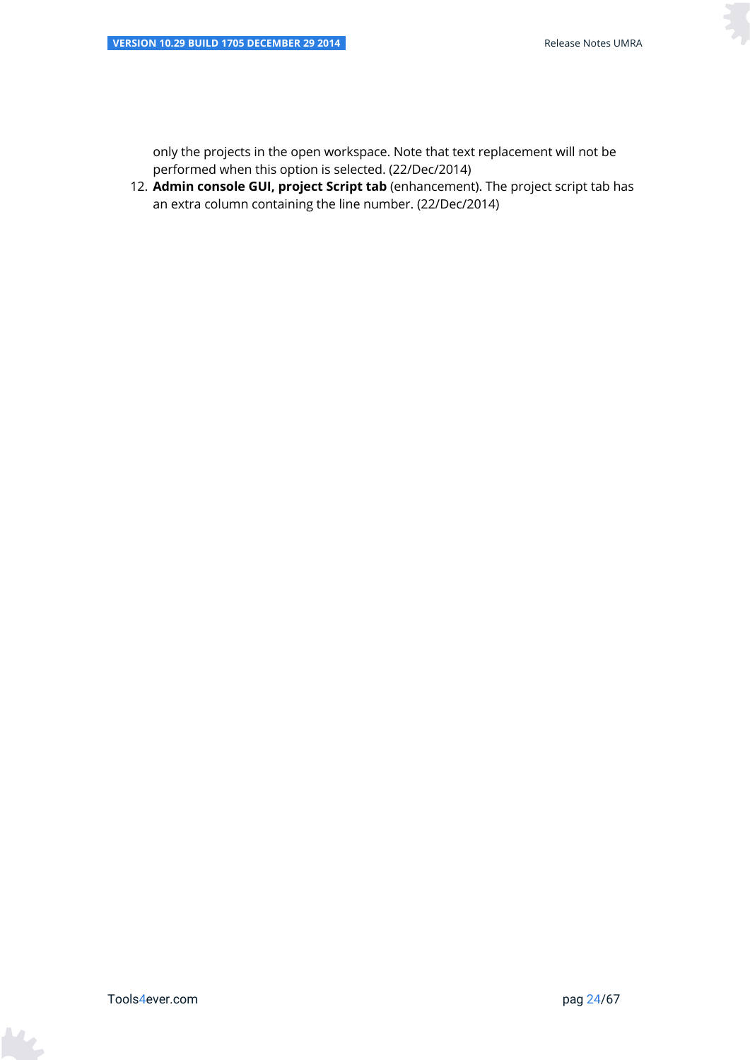only the projects in the open workspace. Note that text replacement will not be performed when this option is selected. (22/Dec/2014)

12. **Admin console GUI, project Script tab** (enhancement). The project script tab has an extra column containing the line number. (22/Dec/2014)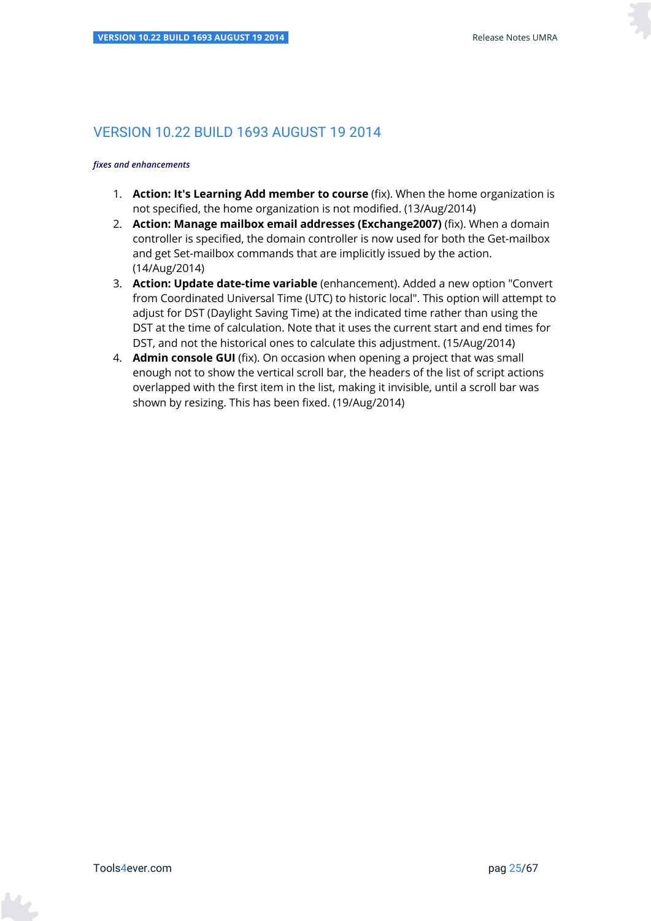## VERSION 10.22 BUILD 1693 AUGUST 19 2014

*fixes and enhancements*

1. **Action: It's Learning Add member to course** (fix). When the home organization is not specified, the home organization is not modified. (13/Aug/2014)
2. **Action: Manage mailbox email addresses (Exchange2007)** (fix). When a domain controller is specified, the domain controller is now used for both the Get-mailbox and get Set-mailbox commands that are implicitly issued by the action. (14/Aug/2014)
3. **Action: Update date-time variable** (enhancement). Added a new option "Convert from Coordinated Universal Time (UTC) to historic local". This option will attempt to adjust for DST (Daylight Saving Time) at the indicated time rather than using the DST at the time of calculation. Note that it uses the current start and end times for DST, and not the historical ones to calculate this adjustment. (15/Aug/2014)
4. **Admin console GUI** (fix). On occasion when opening a project that was small enough not to show the vertical scroll bar, the headers of the list of script actions overlapped with the first item in the list, making it invisible, until a scroll bar was shown by resizing. This has been fixed. (19/Aug/2014)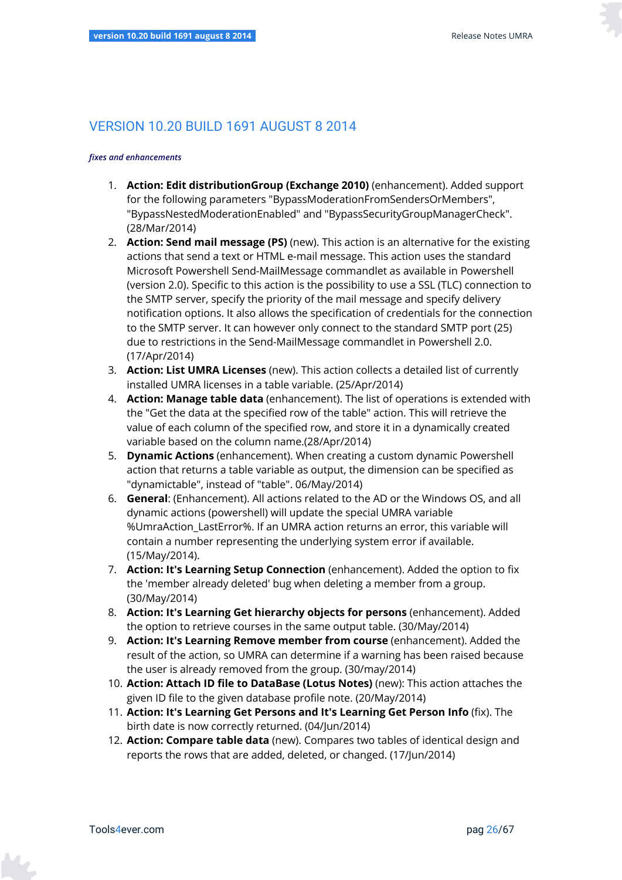# VERSION 10.20 BUILD 1691 AUGUST 8 2014

***fixes and enhancements***

1. **Action: Edit distributionGroup (Exchange 2010)** (enhancement). Added support for the following parameters "BypassModerationFromSendersOrMembers", "BypassNestedModerationEnabled" and "BypassSecurityGroupManagerCheck". (28/Mar/2014)
2. **Action: Send mail message (PS)** (new). This action is an alternative for the existing actions that send a text or HTML e-mail message. This action uses the standard Microsoft Powershell Send-MailMessage commandlet as available in Powershell (version 2.0). Specific to this action is the possibility to use a SSL (TLC) connection to the SMTP server, specify the priority of the mail message and specify delivery notification options. It also allows the specification of credentials for the connection to the SMTP server. It can however only connect to the standard SMTP port (25) due to restrictions in the Send-MailMessage commandlet in Powershell 2.0. (17/Apr/2014)
3. **Action: List UMRA Licenses** (new). This action collects a detailed list of currently installed UMRA licenses in a table variable. (25/Apr/2014)
4. **Action: Manage table data** (enhancement). The list of operations is extended with the "Get the data at the specified row of the table" action. This will retrieve the value of each column of the specified row, and store it in a dynamically created variable based on the column name.(28/Apr/2014)
5. **Dynamic Actions** (enhancement). When creating a custom dynamic Powershell action that returns a table variable as output, the dimension can be specified as "dynamictable", instead of "table". 06/May/2014)
6. **General**: (Enhancement). All actions related to the AD or the Windows OS, and all dynamic actions (powershell) will update the special UMRA variable %UmraAction_LastError%. If an UMRA action returns an error, this variable will contain a number representing the underlying system error if available. (15/May/2014).
7. **Action: It's Learning Setup Connection** (enhancement). Added the option to fix the 'member already deleted' bug when deleting a member from a group. (30/May/2014)
8. **Action: It's Learning Get hierarchy objects for persons** (enhancement). Added the option to retrieve courses in the same output table. (30/May/2014)
9. **Action: It's Learning Remove member from course** (enhancement). Added the result of the action, so UMRA can determine if a warning has been raised because the user is already removed from the group. (30/may/2014)
10. **Action: Attach ID file to DataBase (Lotus Notes)** (new): This action attaches the given ID file to the given database profile note. (20/May/2014)
11. **Action: It's Learning Get Persons and It's Learning Get Person Info** (fix). The birth date is now correctly returned. (04/Jun/2014)
12. **Action: Compare table data** (new). Compares two tables of identical design and reports the rows that are added, deleted, or changed. (17/Jun/2014)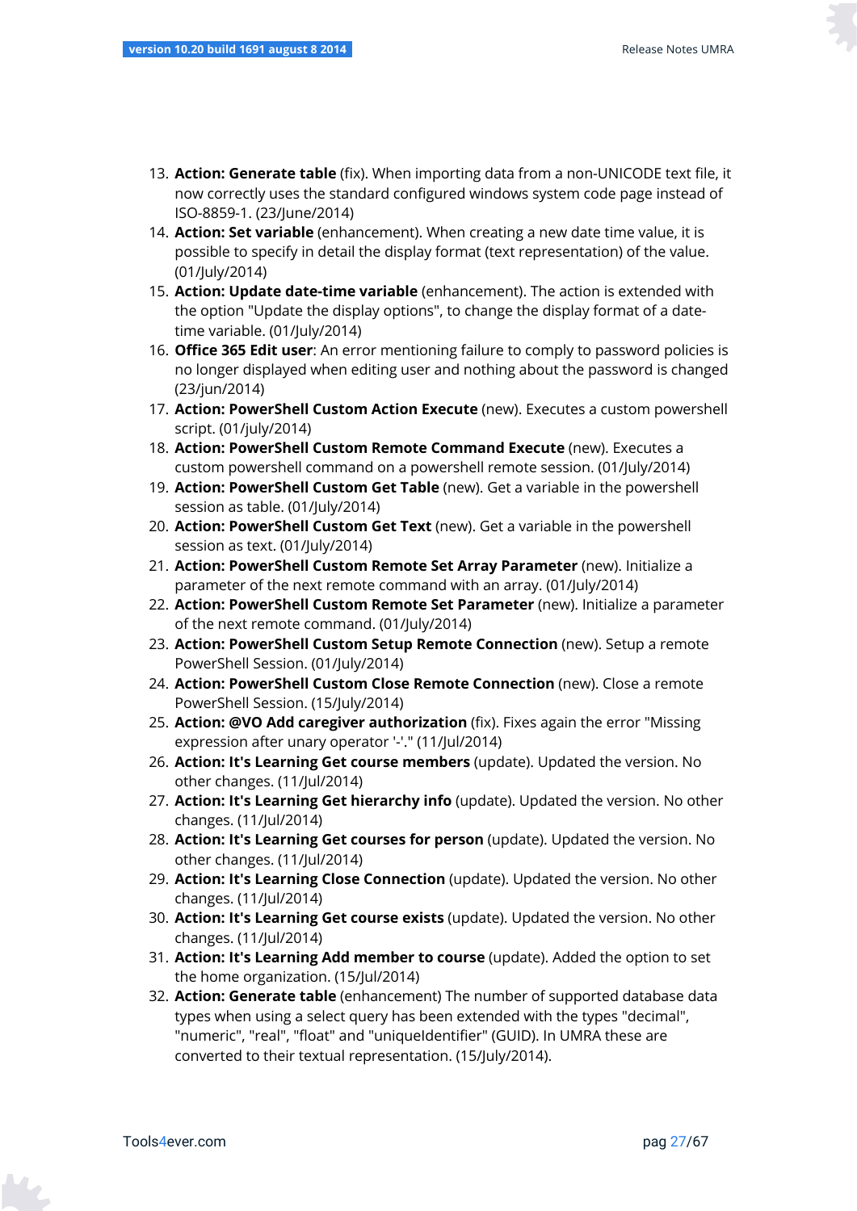13. **Action: Generate table** (fix). When importing data from a non-UNICODE text file, it now correctly uses the standard configured windows system code page instead of ISO-8859-1. (23/June/2014)
14. **Action: Set variable** (enhancement). When creating a new date time value, it is possible to specify in detail the display format (text representation) of the value. (01/July/2014)
15. **Action: Update date-time variable** (enhancement). The action is extended with the option "Update the display options", to change the display format of a date-time variable. (01/July/2014)
16. **Office 365 Edit user**: An error mentioning failure to comply to password policies is no longer displayed when editing user and nothing about the password is changed (23/jun/2014)
17. **Action: PowerShell Custom Action Execute** (new). Executes a custom powershell script. (01/july/2014)
18. **Action: PowerShell Custom Remote Command Execute** (new). Executes a custom powershell command on a powershell remote session. (01/July/2014)
19. **Action: PowerShell Custom Get Table** (new). Get a variable in the powershell session as table. (01/July/2014)
20. **Action: PowerShell Custom Get Text** (new). Get a variable in the powershell session as text. (01/July/2014)
21. **Action: PowerShell Custom Remote Set Array Parameter** (new). Initialize a parameter of the next remote command with an array. (01/July/2014)
22. **Action: PowerShell Custom Remote Set Parameter** (new). Initialize a parameter of the next remote command. (01/July/2014)
23. **Action: PowerShell Custom Setup Remote Connection** (new). Setup a remote PowerShell Session. (01/July/2014)
24. **Action: PowerShell Custom Close Remote Connection** (new). Close a remote PowerShell Session. (15/July/2014)
25. **Action: @VO Add caregiver authorization** (fix). Fixes again the error "Missing expression after unary operator '-'." (11/Jul/2014)
26. **Action: It's Learning Get course members** (update). Updated the version. No other changes. (11/Jul/2014)
27. **Action: It's Learning Get hierarchy info** (update). Updated the version. No other changes. (11/Jul/2014)
28. **Action: It's Learning Get courses for person** (update). Updated the version. No other changes. (11/Jul/2014)
29. **Action: It's Learning Close Connection** (update). Updated the version. No other changes. (11/Jul/2014)
30. **Action: It's Learning Get course exists** (update). Updated the version. No other changes. (11/Jul/2014)
31. **Action: It's Learning Add member to course** (update). Added the option to set the home organization. (15/Jul/2014)
32. **Action: Generate table** (enhancement) The number of supported database data types when using a select query has been extended with the types "decimal", "numeric", "real", "float" and "uniqueIdentifier" (GUID). In UMRA these are converted to their textual representation. (15/July/2014).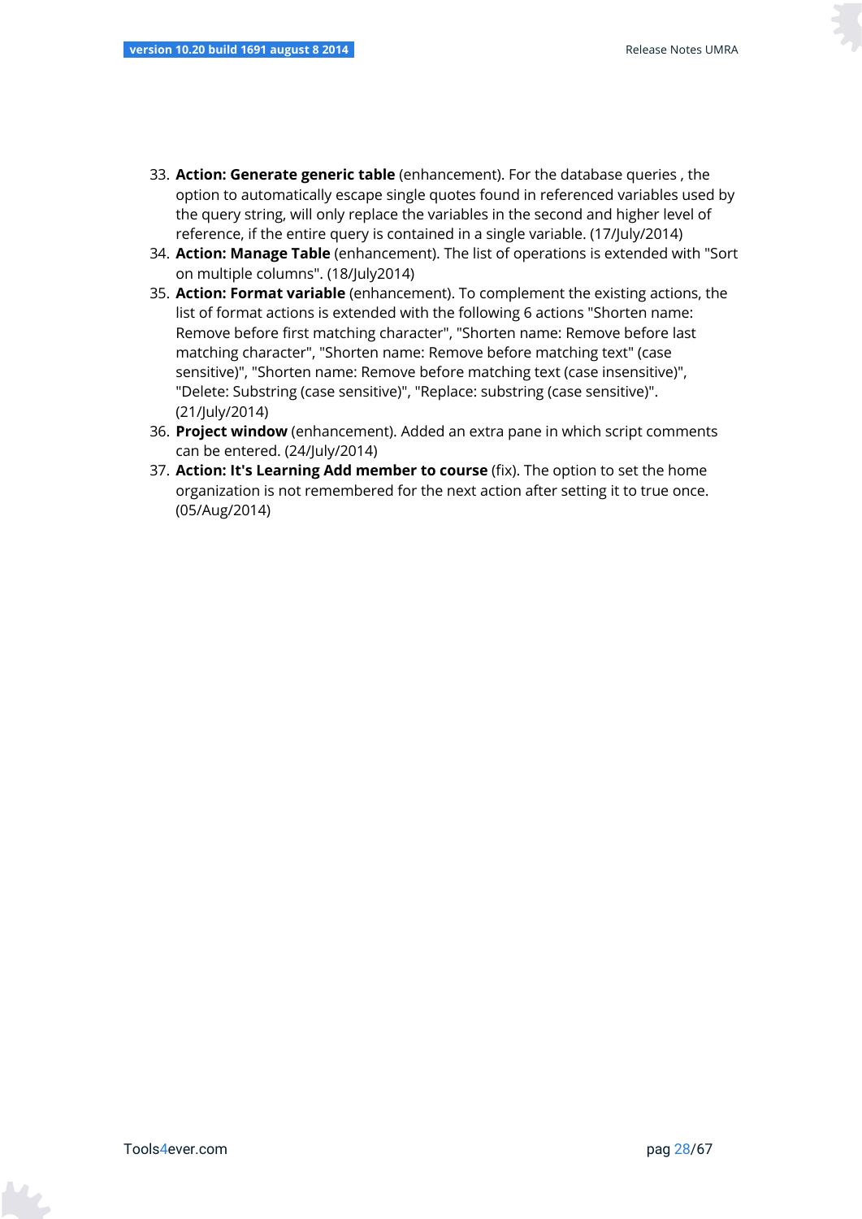33. **Action: Generate generic table** (enhancement). For the database queries , the option to automatically escape single quotes found in referenced variables used by the query string, will only replace the variables in the second and higher level of reference, if the entire query is contained in a single variable. (17/July/2014)
34. **Action: Manage Table** (enhancement). The list of operations is extended with "Sort on multiple columns". (18/July2014)
35. **Action: Format variable** (enhancement). To complement the existing actions, the list of format actions is extended with the following 6 actions "Shorten name: Remove before first matching character", "Shorten name: Remove before last matching character", "Shorten name: Remove before matching text" (case sensitive)", "Shorten name: Remove before matching text (case insensitive)", "Delete: Substring (case sensitive)", "Replace: substring (case sensitive)". (21/July/2014)
36. **Project window** (enhancement). Added an extra pane in which script comments can be entered. (24/July/2014)
37. **Action: It's Learning Add member to course** (fix). The option to set the home organization is not remembered for the next action after setting it to true once. (05/Aug/2014)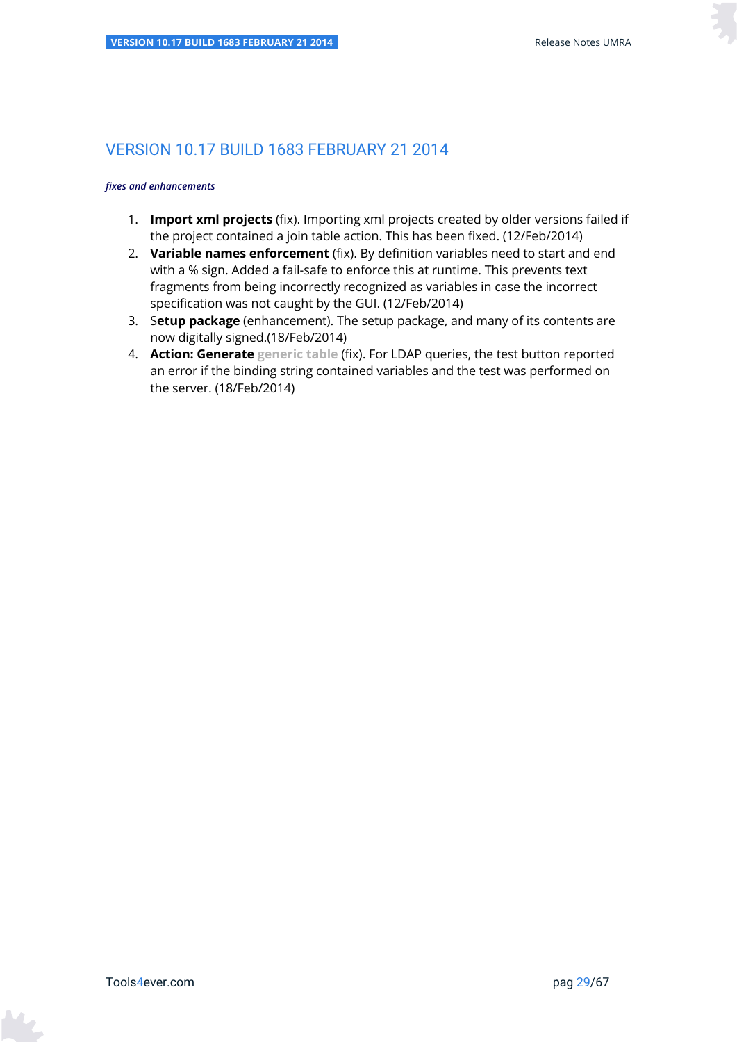## VERSION 10.17 BUILD 1683 FEBRUARY 21 2014

***fixes and enhancements***

1. **Import xml projects** (fix). Importing xml projects created by older versions failed if the project contained a join table action. This has been fixed. (12/Feb/2014)
2. **Variable names enforcement** (fix). By definition variables need to start and end with a % sign. Added a fail-safe to enforce this at runtime. This prevents text fragments from being incorrectly recognized as variables in case the incorrect specification was not caught by the GUI. (12/Feb/2014)
3. **Setup package** (enhancement). The setup package, and many of its contents are now digitally signed.(18/Feb/2014)
4. **Action: Generate** generic table (fix). For LDAP queries, the test button reported an error if the binding string contained variables and the test was performed on the server. (18/Feb/2014)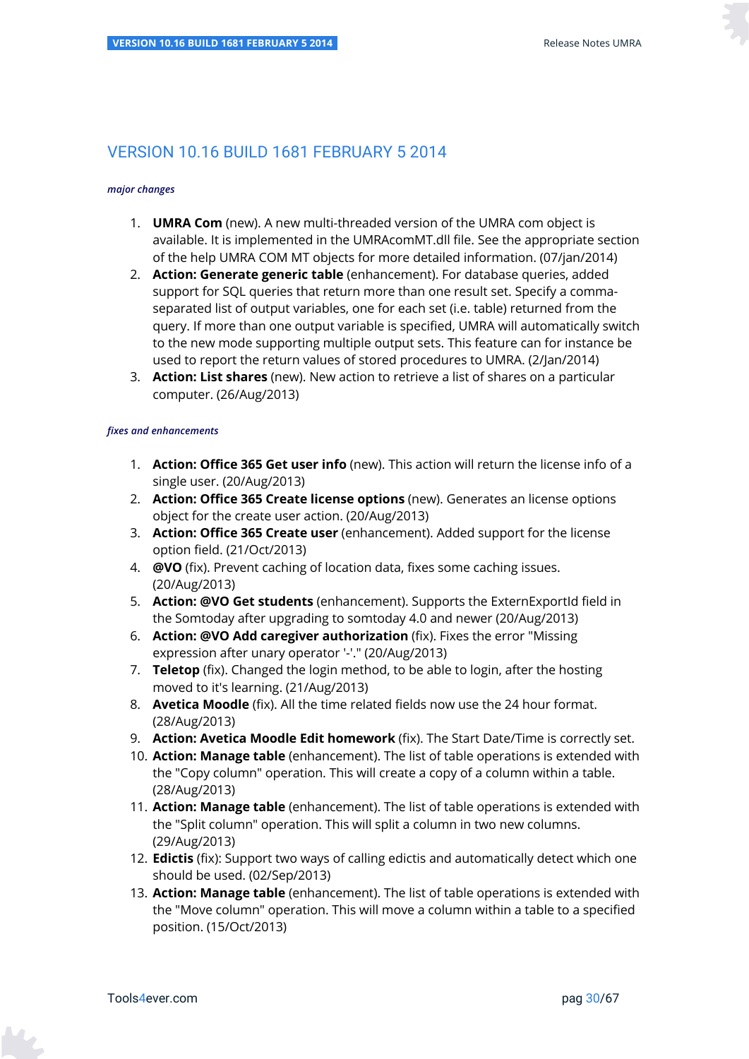# VERSION 10.16 BUILD 1681 FEBRUARY 5 2014

*major changes*

1. **UMRA Com** (new). A new multi-threaded version of the UMRA com object is available. It is implemented in the UMRAcomMT.dll file. See the appropriate section of the help UMRA COM MT objects for more detailed information. (07/jan/2014)
2. **Action: Generate generic table** (enhancement). For database queries, added support for SQL queries that return more than one result set. Specify a comma-separated list of output variables, one for each set (i.e. table) returned from the query. If more than one output variable is specified, UMRA will automatically switch to the new mode supporting multiple output sets. This feature can for instance be used to report the return values of stored procedures to UMRA. (2/Jan/2014)
3. **Action: List shares** (new). New action to retrieve a list of shares on a particular computer. (26/Aug/2013)

*fixes and enhancements*

1. **Action: Office 365 Get user info** (new). This action will return the license info of a single user. (20/Aug/2013)
2. **Action: Office 365 Create license options** (new). Generates an license options object for the create user action. (20/Aug/2013)
3. **Action: Office 365 Create user** (enhancement). Added support for the license option field. (21/Oct/2013)
4. **@VO** (fix). Prevent caching of location data, fixes some caching issues. (20/Aug/2013)
5. **Action: @VO Get students** (enhancement). Supports the ExternExportId field in the Somtoday after upgrading to somtoday 4.0 and newer (20/Aug/2013)
6. **Action: @VO Add caregiver authorization** (fix). Fixes the error "Missing expression after unary operator '-'." (20/Aug/2013)
7. **Teletop** (fix). Changed the login method, to be able to login, after the hosting moved to it's learning. (21/Aug/2013)
8. **Avetica Moodle** (fix). All the time related fields now use the 24 hour format. (28/Aug/2013)
9. **Action: Avetica Moodle Edit homework** (fix). The Start Date/Time is correctly set.
10. **Action: Manage table** (enhancement). The list of table operations is extended with the "Copy column" operation. This will create a copy of a column within a table. (28/Aug/2013)
11. **Action: Manage table** (enhancement). The list of table operations is extended with the "Split column" operation. This will split a column in two new columns. (29/Aug/2013)
12. **Edictis** (fix): Support two ways of calling edictis and automatically detect which one should be used. (02/Sep/2013)
13. **Action: Manage table** (enhancement). The list of table operations is extended with the "Move column" operation. This will move a column within a table to a specified position. (15/Oct/2013)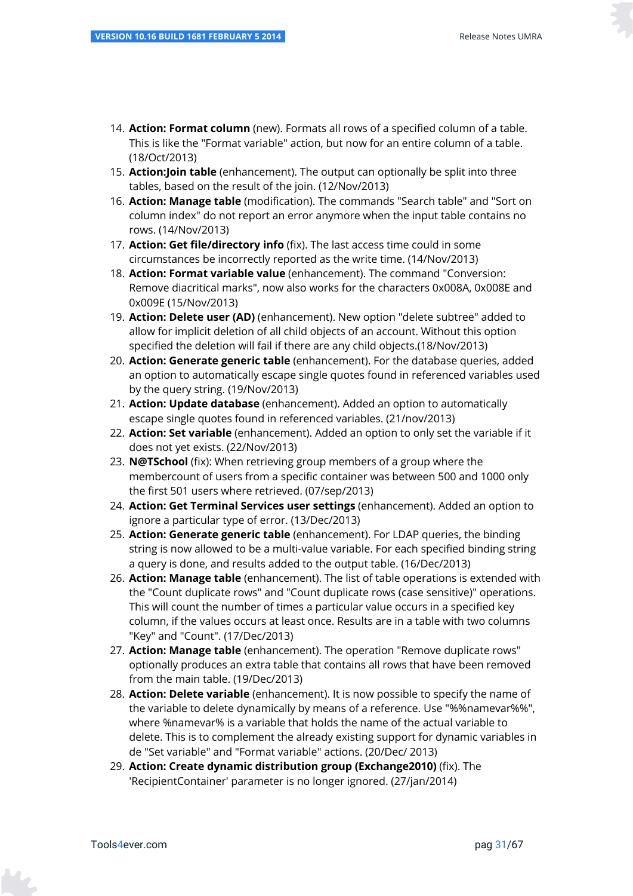14. **Action: Format column** (new). Formats all rows of a specified column of a table. This is like the "Format variable" action, but now for an entire column of a table. (18/Oct/2013)
15. **Action:Join table** (enhancement). The output can optionally be split into three tables, based on the result of the join. (12/Nov/2013)
16. **Action: Manage table** (modification). The commands "Search table" and "Sort on column index" do not report an error anymore when the input table contains no rows. (14/Nov/2013)
17. **Action: Get file/directory info** (fix). The last access time could in some circumstances be incorrectly reported as the write time. (14/Nov/2013)
18. **Action: Format variable value** (enhancement). The command "Conversion: Remove diacritical marks", now also works for the characters 0x008A, 0x008E and 0x009E (15/Nov/2013)
19. **Action: Delete user (AD)** (enhancement). New option "delete subtree" added to allow for implicit deletion of all child objects of an account. Without this option specified the deletion will fail if there are any child objects.(18/Nov/2013)
20. **Action: Generate generic table** (enhancement). For the database queries, added an option to automatically escape single quotes found in referenced variables used by the query string. (19/Nov/2013)
21. **Action: Update database** (enhancement). Added an option to automatically escape single quotes found in referenced variables. (21/nov/2013)
22. **Action: Set variable** (enhancement). Added an option to only set the variable if it does not yet exists. (22/Nov/2013)
23. **N@TSchool** (fix): When retrieving group members of a group where the membercount of users from a specific container was between 500 and 1000 only the first 501 users where retrieved. (07/sep/2013)
24. **Action: Get Terminal Services user settings** (enhancement). Added an option to ignore a particular type of error. (13/Dec/2013)
25. **Action: Generate generic table** (enhancement). For LDAP queries, the binding string is now allowed to be a multi-value variable. For each specified binding string a query is done, and results added to the output table. (16/Dec/2013)
26. **Action: Manage table** (enhancement). The list of table operations is extended with the "Count duplicate rows" and "Count duplicate rows (case sensitive)" operations. This will count the number of times a particular value occurs in a specified key column, if the values occurs at least once. Results are in a table with two columns "Key" and "Count". (17/Dec/2013)
27. **Action: Manage table** (enhancement). The operation "Remove duplicate rows" optionally produces an extra table that contains all rows that have been removed from the main table. (19/Dec/2013)
28. **Action: Delete variable** (enhancement). It is now possible to specify the name of the variable to delete dynamically by means of a reference. Use "%%namevar%%", where %namevar% is a variable that holds the name of the actual variable to delete. This is to complement the already existing support for dynamic variables in de "Set variable" and "Format variable" actions. (20/Dec/ 2013)
29. **Action: Create dynamic distribution group (Exchange2010)** (fix). The 'RecipientContainer' parameter is no longer ignored. (27/jan/2014)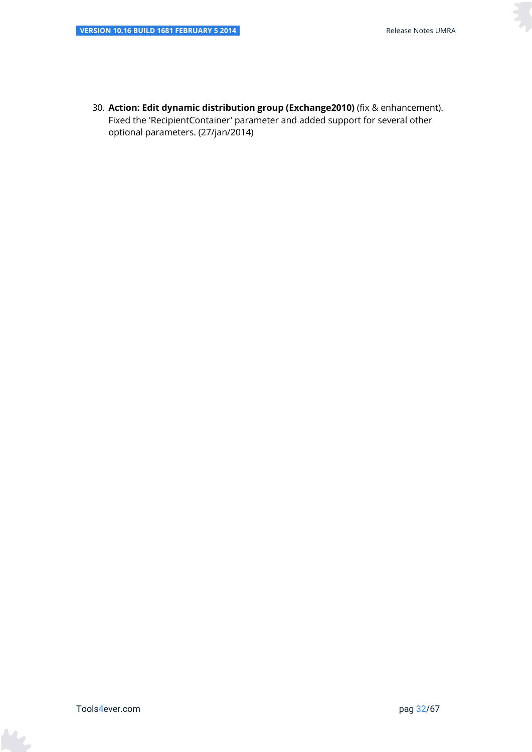30. **Action: Edit dynamic distribution group (Exchange2010)** (fix & enhancement). Fixed the 'RecipientContainer' parameter and added support for several other optional parameters. (27/jan/2014)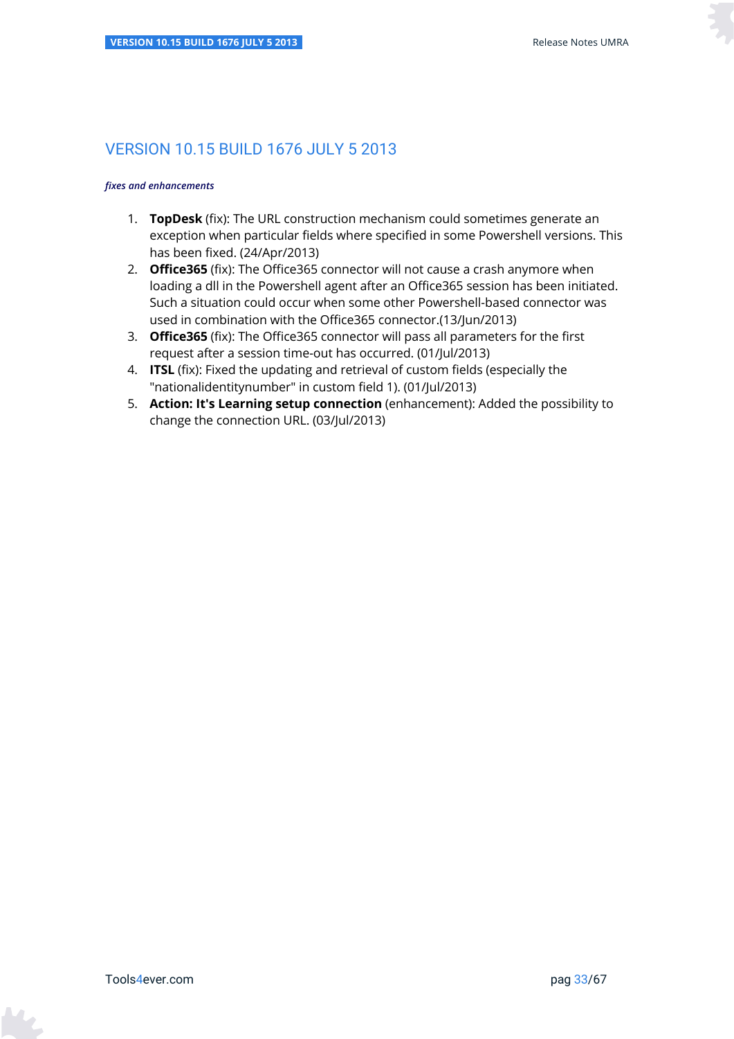# VERSION 10.15 BUILD 1676 JULY 5 2013

***fixes and enhancements***

1. **TopDesk** (fix): The URL construction mechanism could sometimes generate an exception when particular fields where specified in some Powershell versions. This has been fixed. (24/Apr/2013)
2. **Office365** (fix): The Office365 connector will not cause a crash anymore when loading a dll in the Powershell agent after an Office365 session has been initiated. Such a situation could occur when some other Powershell-based connector was used in combination with the Office365 connector.(13/Jun/2013)
3. **Office365** (fix): The Office365 connector will pass all parameters for the first request after a session time-out has occurred. (01/Jul/2013)
4. **ITSL** (fix): Fixed the updating and retrieval of custom fields (especially the "nationalidentitynumber" in custom field 1). (01/Jul/2013)
5. **Action: It's Learning setup connection** (enhancement): Added the possibility to change the connection URL. (03/Jul/2013)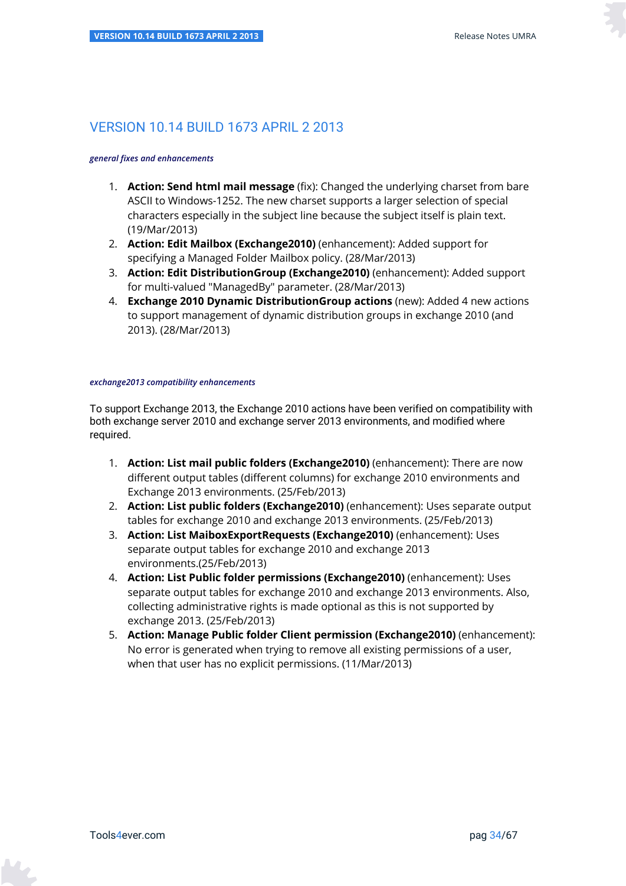# VERSION 10.14 BUILD 1673 APRIL 2 2013

*general fixes and enhancements*

1. **Action: Send html mail message** (fix): Changed the underlying charset from bare ASCII to Windows-1252. The new charset supports a larger selection of special characters especially in the subject line because the subject itself is plain text. (19/Mar/2013)
2. **Action: Edit Mailbox (Exchange2010)** (enhancement): Added support for specifying a Managed Folder Mailbox policy. (28/Mar/2013)
3. **Action: Edit DistributionGroup (Exchange2010)** (enhancement): Added support for multi-valued "ManagedBy" parameter. (28/Mar/2013)
4. **Exchange 2010 Dynamic DistributionGroup actions** (new): Added 4 new actions to support management of dynamic distribution groups in exchange 2010 (and 2013). (28/Mar/2013)

*exchange2013 compatibility enhancements*

To support Exchange 2013, the Exchange 2010 actions have been verified on compatibility with both exchange server 2010 and exchange server 2013 environments, and modified where required.

1. **Action: List mail public folders (Exchange2010)** (enhancement): There are now different output tables (different columns) for exchange 2010 environments and Exchange 2013 environments. (25/Feb/2013)
2. **Action: List public folders (Exchange2010)** (enhancement): Uses separate output tables for exchange 2010 and exchange 2013 environments. (25/Feb/2013)
3. **Action: List MaiboxExportRequests (Exchange2010)** (enhancement): Uses separate output tables for exchange 2010 and exchange 2013 environments.(25/Feb/2013)
4. **Action: List Public folder permissions (Exchange2010)** (enhancement): Uses separate output tables for exchange 2010 and exchange 2013 environments. Also, collecting administrative rights is made optional as this is not supported by exchange 2013. (25/Feb/2013)
5. **Action: Manage Public folder Client permission (Exchange2010)** (enhancement): No error is generated when trying to remove all existing permissions of a user, when that user has no explicit permissions. (11/Mar/2013)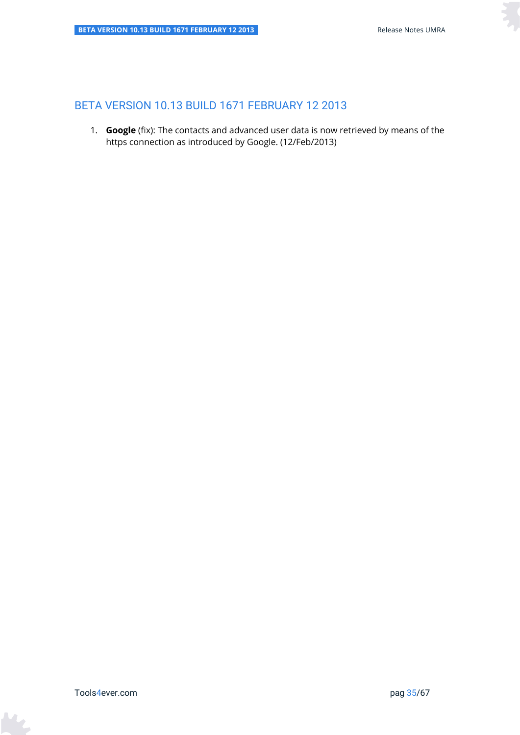## BETA VERSION 10.13 BUILD 1671 FEBRUARY 12 2013

1. **Google** (fix): The contacts and advanced user data is now retrieved by means of the https connection as introduced by Google. (12/Feb/2013)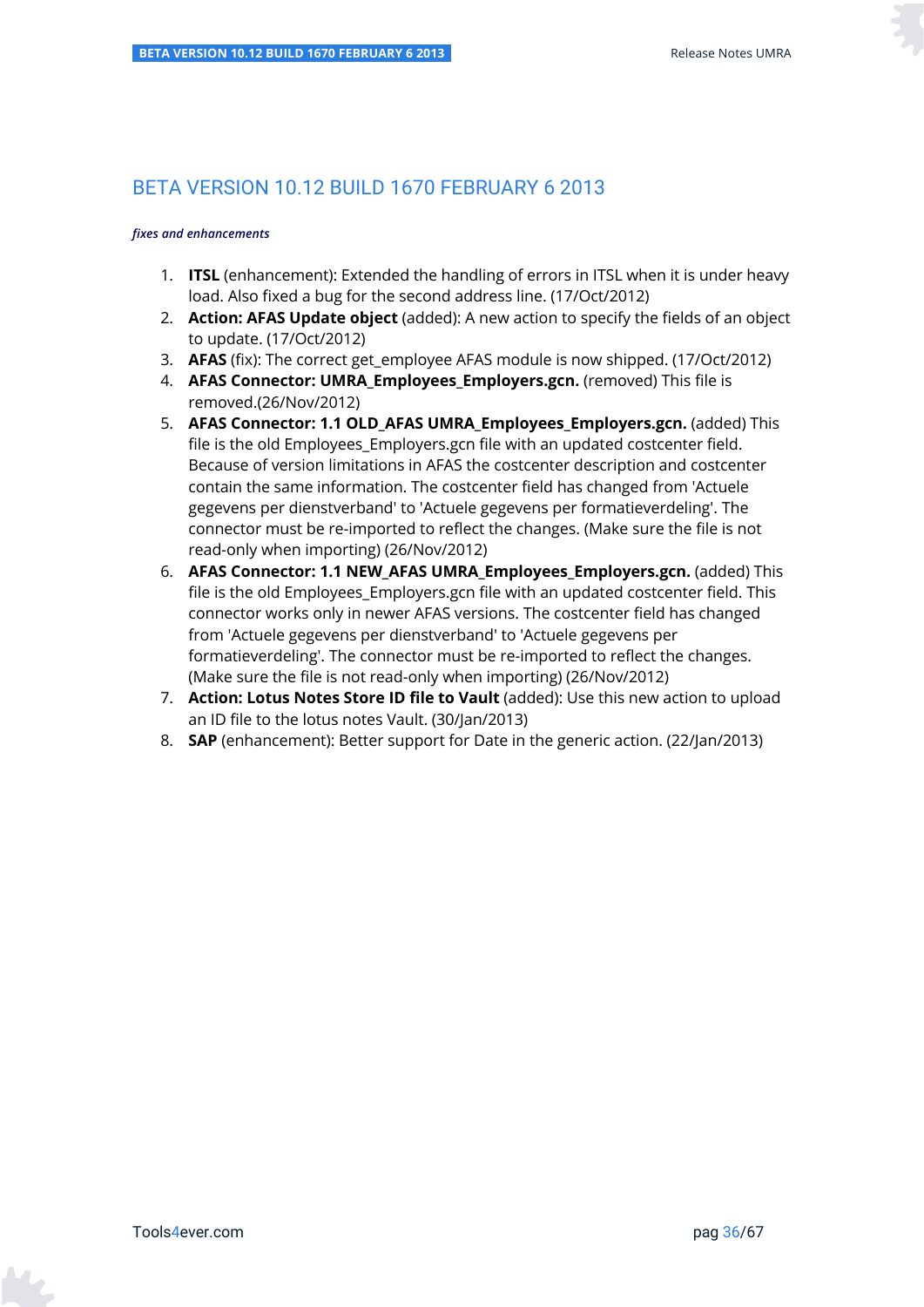# BETA VERSION 10.12 BUILD 1670 FEBRUARY 6 2013

***fixes and enhancements***

1. **ITSL** (enhancement): Extended the handling of errors in ITSL when it is under heavy load. Also fixed a bug for the second address line. (17/Oct/2012)
2. **Action: AFAS Update object** (added): A new action to specify the fields of an object to update. (17/Oct/2012)
3. **AFAS** (fix): The correct get_employee AFAS module is now shipped. (17/Oct/2012)
4. **AFAS Connector: UMRA_Employees_Employers.gcn.** (removed) This file is removed.(26/Nov/2012)
5. **AFAS Connector: 1.1 OLD_AFAS UMRA_Employees_Employers.gcn.** (added) This file is the old Employees_Employers.gcn file with an updated costcenter field. Because of version limitations in AFAS the costcenter description and costcenter contain the same information. The costcenter field has changed from 'Actuele gegevens per dienstverband' to 'Actuele gegevens per formatieverdeling'. The connector must be re-imported to reflect the changes. (Make sure the file is not read-only when importing) (26/Nov/2012)
6. **AFAS Connector: 1.1 NEW_AFAS UMRA_Employees_Employers.gcn.** (added) This file is the old Employees_Employers.gcn file with an updated costcenter field. This connector works only in newer AFAS versions. The costcenter field has changed from 'Actuele gegevens per dienstverband' to 'Actuele gegevens per formatieverdeling'. The connector must be re-imported to reflect the changes. (Make sure the file is not read-only when importing) (26/Nov/2012)
7. **Action: Lotus Notes Store ID file to Vault** (added): Use this new action to upload an ID file to the lotus notes Vault. (30/Jan/2013)
8. **SAP** (enhancement): Better support for Date in the generic action. (22/Jan/2013)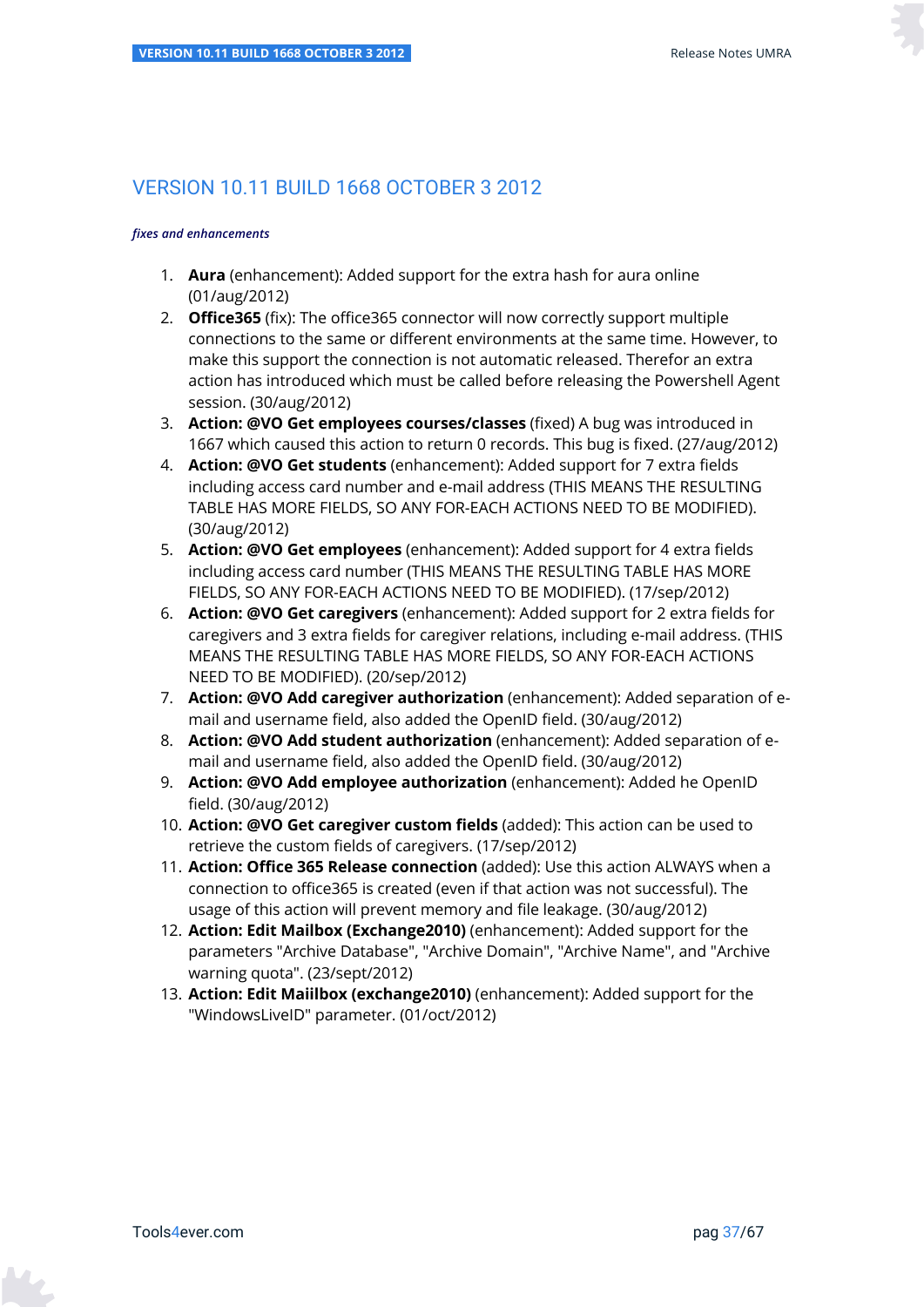## VERSION 10.11 BUILD 1668 OCTOBER 3 2012

***fixes and enhancements***

1. **Aura** (enhancement): Added support for the extra hash for aura online (01/aug/2012)
2. **Office365** (fix): The office365 connector will now correctly support multiple connections to the same or different environments at the same time. However, to make this support the connection is not automatic released. Therefor an extra action has introduced which must be called before releasing the Powershell Agent session. (30/aug/2012)
3. **Action: @VO Get employees courses/classes** (fixed) A bug was introduced in 1667 which caused this action to return 0 records. This bug is fixed. (27/aug/2012)
4. **Action: @VO Get students** (enhancement): Added support for 7 extra fields including access card number and e-mail address (THIS MEANS THE RESULTING TABLE HAS MORE FIELDS, SO ANY FOR-EACH ACTIONS NEED TO BE MODIFIED). (30/aug/2012)
5. **Action: @VO Get employees** (enhancement): Added support for 4 extra fields including access card number (THIS MEANS THE RESULTING TABLE HAS MORE FIELDS, SO ANY FOR-EACH ACTIONS NEED TO BE MODIFIED). (17/sep/2012)
6. **Action: @VO Get caregivers** (enhancement): Added support for 2 extra fields for caregivers and 3 extra fields for caregiver relations, including e-mail address. (THIS MEANS THE RESULTING TABLE HAS MORE FIELDS, SO ANY FOR-EACH ACTIONS NEED TO BE MODIFIED). (20/sep/2012)
7. **Action: @VO Add caregiver authorization** (enhancement): Added separation of e-mail and username field, also added the OpenID field. (30/aug/2012)
8. **Action: @VO Add student authorization** (enhancement): Added separation of e-mail and username field, also added the OpenID field. (30/aug/2012)
9. **Action: @VO Add employee authorization** (enhancement): Added he OpenID field. (30/aug/2012)
10. **Action: @VO Get caregiver custom fields** (added): This action can be used to retrieve the custom fields of caregivers. (17/sep/2012)
11. **Action: Office 365 Release connection** (added): Use this action ALWAYS when a connection to office365 is created (even if that action was not successful). The usage of this action will prevent memory and file leakage. (30/aug/2012)
12. **Action: Edit Mailbox (Exchange2010)** (enhancement): Added support for the parameters "Archive Database", "Archive Domain", "Archive Name", and "Archive warning quota". (23/sept/2012)
13. **Action: Edit Maiilbox (exchange2010)** (enhancement): Added support for the "WindowsLiveID" parameter. (01/oct/2012)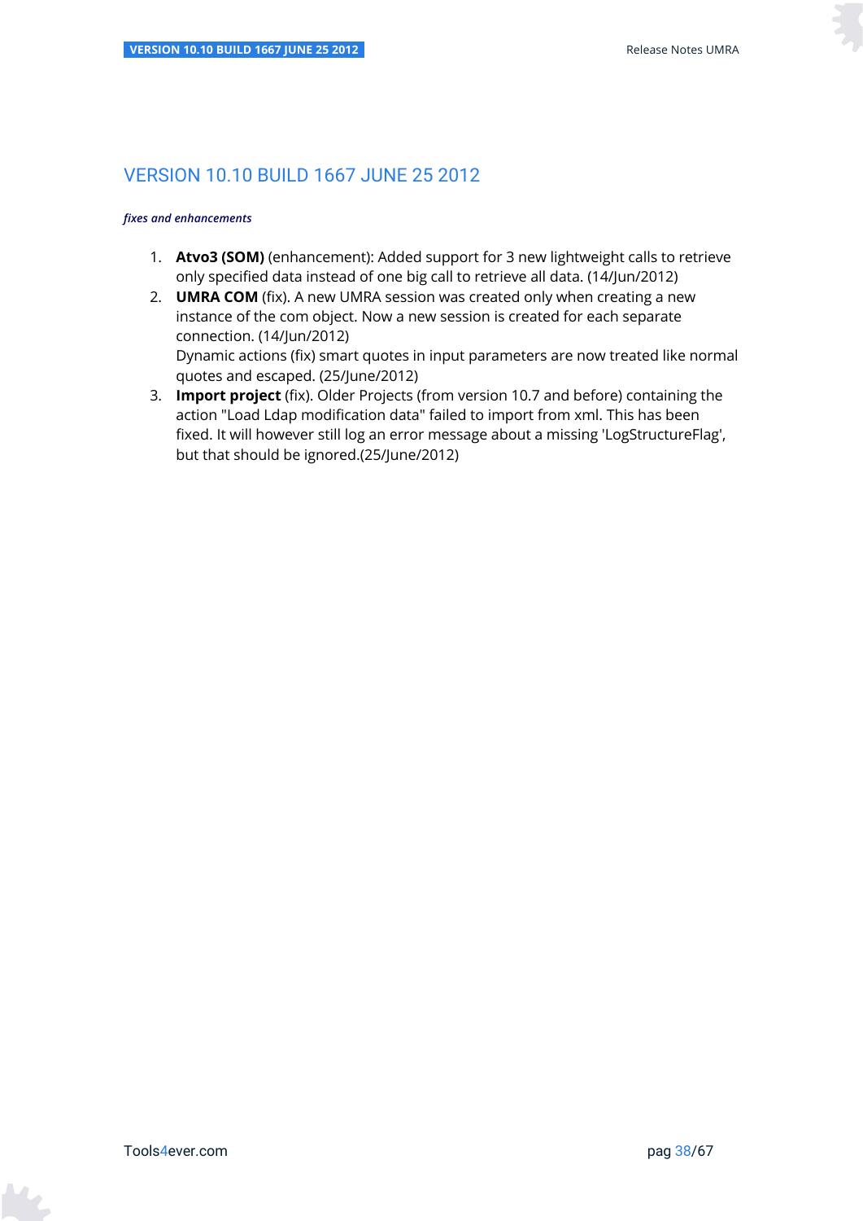# VERSION 10.10 BUILD 1667 JUNE 25 2012

*fixes and enhancements*

1. **Atvo3 (SOM)** (enhancement): Added support for 3 new lightweight calls to retrieve only specified data instead of one big call to retrieve all data. (14/Jun/2012)
2. **UMRA COM** (fix). A new UMRA session was created only when creating a new instance of the com object. Now a new session is created for each separate connection. (14/Jun/2012)
   Dynamic actions (fix) smart quotes in input parameters are now treated like normal quotes and escaped. (25/June/2012)
3. **Import project** (fix). Older Projects (from version 10.7 and before) containing the action "Load Ldap modification data" failed to import from xml. This has been fixed. It will however still log an error message about a missing 'LogStructureFlag', but that should be ignored.(25/June/2012)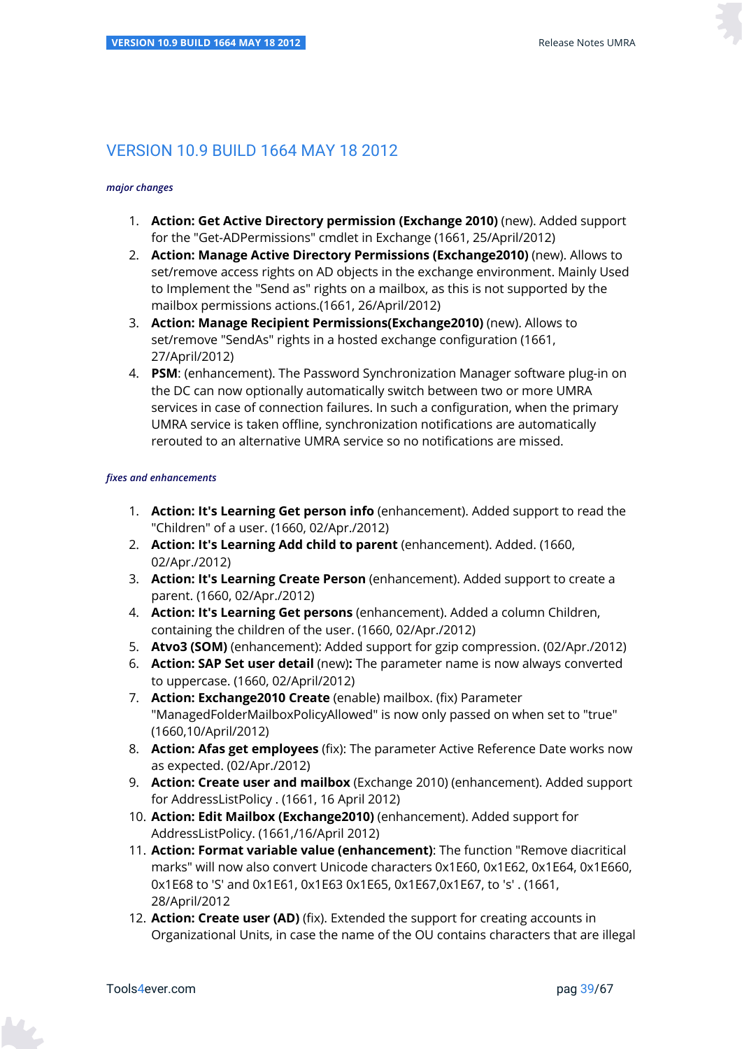# VERSION 10.9 BUILD 1664 MAY 18 2012

*major changes*

1. **Action: Get Active Directory permission (Exchange 2010)** (new). Added support for the "Get-ADPermissions" cmdlet in Exchange (1661, 25/April/2012)
2. **Action: Manage Active Directory Permissions (Exchange2010)** (new). Allows to set/remove access rights on AD objects in the exchange environment. Mainly Used to Implement the "Send as" rights on a mailbox, as this is not supported by the mailbox permissions actions.(1661, 26/April/2012)
3. **Action: Manage Recipient Permissions(Exchange2010)** (new). Allows to set/remove "SendAs" rights in a hosted exchange configuration (1661, 27/April/2012)
4. **PSM**: (enhancement). The Password Synchronization Manager software plug-in on the DC can now optionally automatically switch between two or more UMRA services in case of connection failures. In such a configuration, when the primary UMRA service is taken offline, synchronization notifications are automatically rerouted to an alternative UMRA service so no notifications are missed.

*fixes and enhancements*

1. **Action: It's Learning Get person info** (enhancement). Added support to read the "Children" of a user. (1660, 02/Apr./2012)
2. **Action: It's Learning Add child to parent** (enhancement). Added. (1660, 02/Apr./2012)
3. **Action: It's Learning Create Person** (enhancement). Added support to create a parent. (1660, 02/Apr./2012)
4. **Action: It's Learning Get persons** (enhancement). Added a column Children, containing the children of the user. (1660, 02/Apr./2012)
5. **Atvo3 (SOM)** (enhancement): Added support for gzip compression. (02/Apr./2012)
6. **Action: SAP Set user detail** (new)**:** The parameter name is now always converted to uppercase. (1660, 02/April/2012)
7. **Action: Exchange2010 Create** (enable) mailbox. (fix) Parameter "ManagedFolderMailboxPolicyAllowed" is now only passed on when set to "true" (1660,10/April/2012)
8. **Action: Afas get employees** (fix): The parameter Active Reference Date works now as expected. (02/Apr./2012)
9. **Action: Create user and mailbox** (Exchange 2010) (enhancement). Added support for AddressListPolicy . (1661, 16 April 2012)
10. **Action: Edit Mailbox (Exchange2010)** (enhancement). Added support for AddressListPolicy. (1661,/16/April 2012)
11. **Action: Format variable value (enhancement)**: The function "Remove diacritical marks" will now also convert Unicode characters 0x1E60, 0x1E62, 0x1E64, 0x1E660, 0x1E68 to 'S' and 0x1E61, 0x1E63 0x1E65, 0x1E67,0x1E67, to 's' . (1661, 28/April/2012
12. **Action: Create user (AD)** (fix). Extended the support for creating accounts in Organizational Units, in case the name of the OU contains characters that are illegal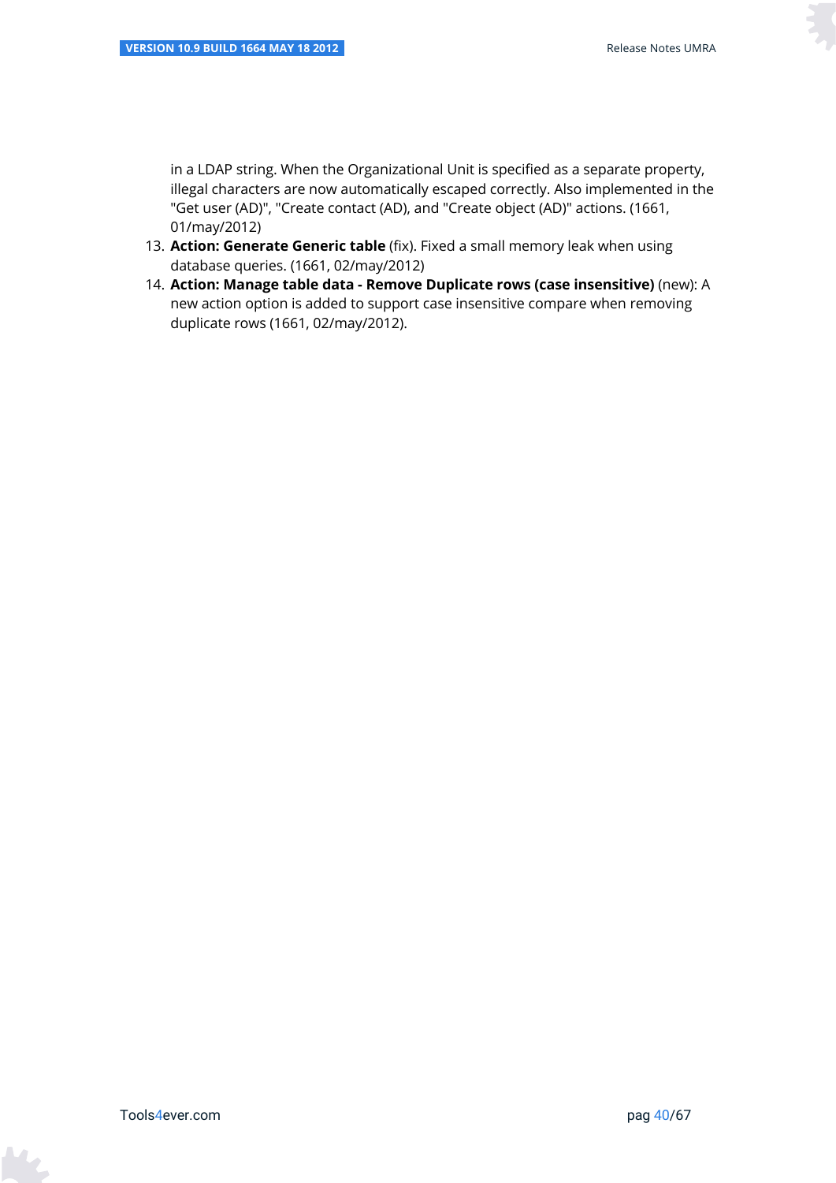in a LDAP string. When the Organizational Unit is specified as a separate property, illegal characters are now automatically escaped correctly. Also implemented in the "Get user (AD)", "Create contact (AD), and "Create object (AD)" actions. (1661, 01/may/2012)

13. **Action: Generate Generic table** (fix). Fixed a small memory leak when using database queries. (1661, 02/may/2012)
14. **Action: Manage table data - Remove Duplicate rows (case insensitive)** (new): A new action option is added to support case insensitive compare when removing duplicate rows (1661, 02/may/2012).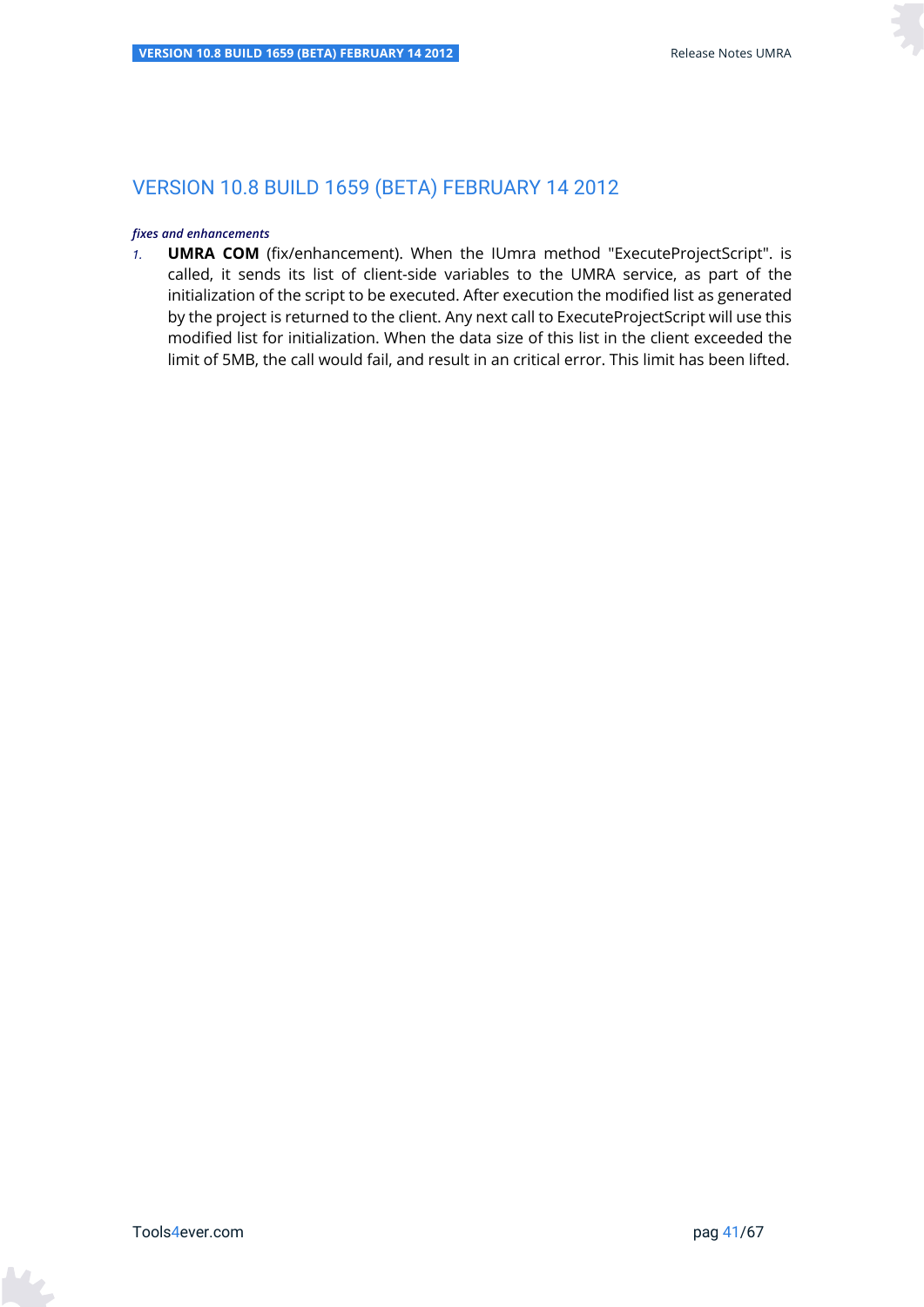# VERSION 10.8 BUILD 1659 (BETA) FEBRUARY 14 2012

***fixes and enhancements***

1. **UMRA COM** (fix/enhancement). When the IUmra method "ExecuteProjectScript". is called, it sends its list of client-side variables to the UMRA service, as part of the initialization of the script to be executed. After execution the modified list as generated by the project is returned to the client. Any next call to ExecuteProjectScript will use this modified list for initialization. When the data size of this list in the client exceeded the limit of 5MB, the call would fail, and result in an critical error. This limit has been lifted.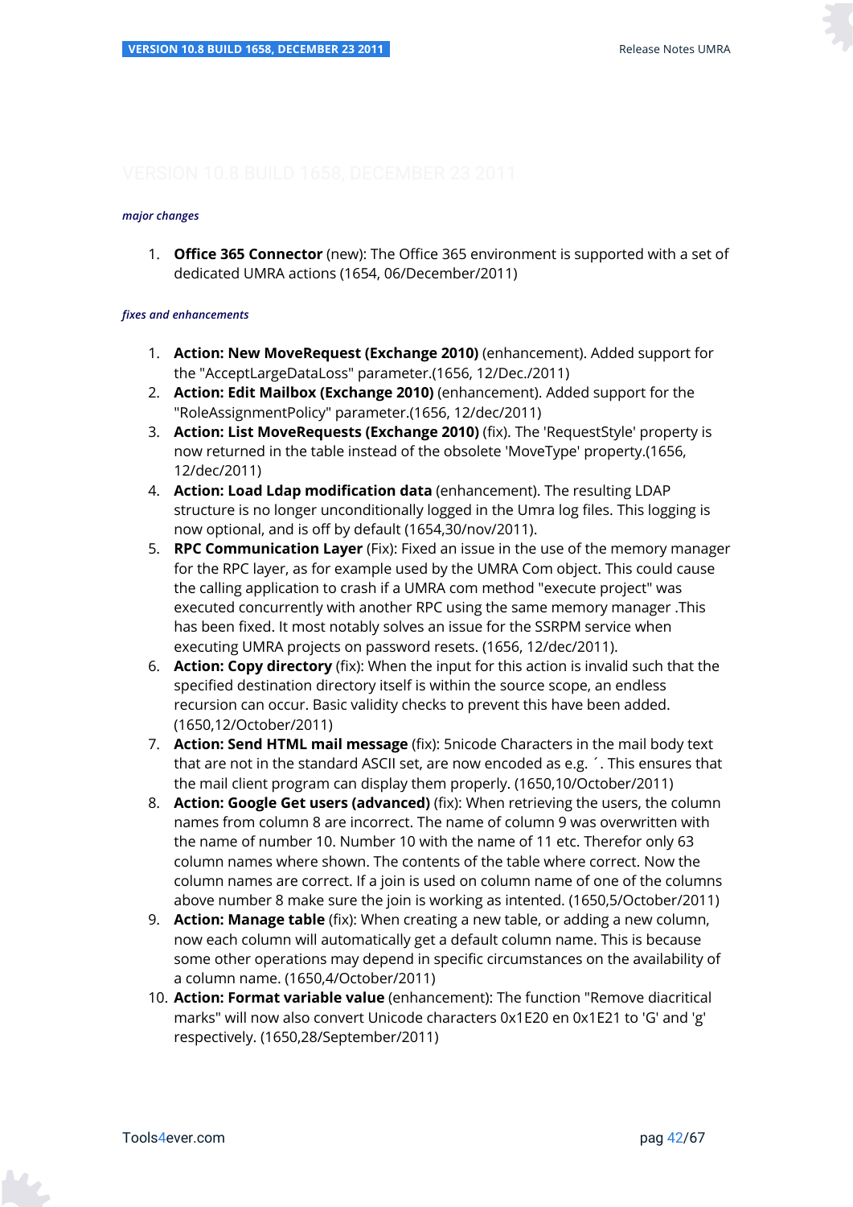# VERSION 10.8 BUILD 1658, DECEMBER 23 2011

*major changes*

1. **Office 365 Connector** (new): The Office 365 environment is supported with a set of dedicated UMRA actions (1654, 06/December/2011)

*fixes and enhancements*

1. **Action: New MoveRequest (Exchange 2010)** (enhancement). Added support for the "AcceptLargeDataLoss" parameter.(1656, 12/Dec./2011)
2. **Action: Edit Mailbox (Exchange 2010)** (enhancement). Added support for the "RoleAssignmentPolicy" parameter.(1656, 12/dec/2011)
3. **Action: List MoveRequests (Exchange 2010)** (fix). The 'RequestStyle' property is now returned in the table instead of the obsolete 'MoveType' property.(1656, 12/dec/2011)
4. **Action: Load Ldap modification data** (enhancement). The resulting LDAP structure is no longer unconditionally logged in the Umra log files. This logging is now optional, and is off by default (1654,30/nov/2011).
5. **RPC Communication Layer** (Fix): Fixed an issue in the use of the memory manager for the RPC layer, as for example used by the UMRA Com object. This could cause the calling application to crash if a UMRA com method "execute project" was executed concurrently with another RPC using the same memory manager .This has been fixed. It most notably solves an issue for the SSRPM service when executing UMRA projects on password resets. (1656, 12/dec/2011).
6. **Action: Copy directory** (fix): When the input for this action is invalid such that the specified destination directory itself is within the source scope, an endless recursion can occur. Basic validity checks to prevent this have been added. (1650,12/October/2011)
7. **Action: Send HTML mail message** (fix): 5nicode Characters in the mail body text that are not in the standard ASCII set, are now encoded as e.g. ´. This ensures that the mail client program can display them properly. (1650,10/October/2011)
8. **Action: Google Get users (advanced)** (fix): When retrieving the users, the column names from column 8 are incorrect. The name of column 9 was overwritten with the name of number 10. Number 10 with the name of 11 etc. Therefor only 63 column names where shown. The contents of the table where correct. Now the column names are correct. If a join is used on column name of one of the columns above number 8 make sure the join is working as intented. (1650,5/October/2011)
9. **Action: Manage table** (fix): When creating a new table, or adding a new column, now each column will automatically get a default column name. This is because some other operations may depend in specific circumstances on the availability of a column name. (1650,4/October/2011)
10. **Action: Format variable value** (enhancement): The function "Remove diacritical marks" will now also convert Unicode characters 0x1E20 en 0x1E21 to 'G' and 'g' respectively. (1650,28/September/2011)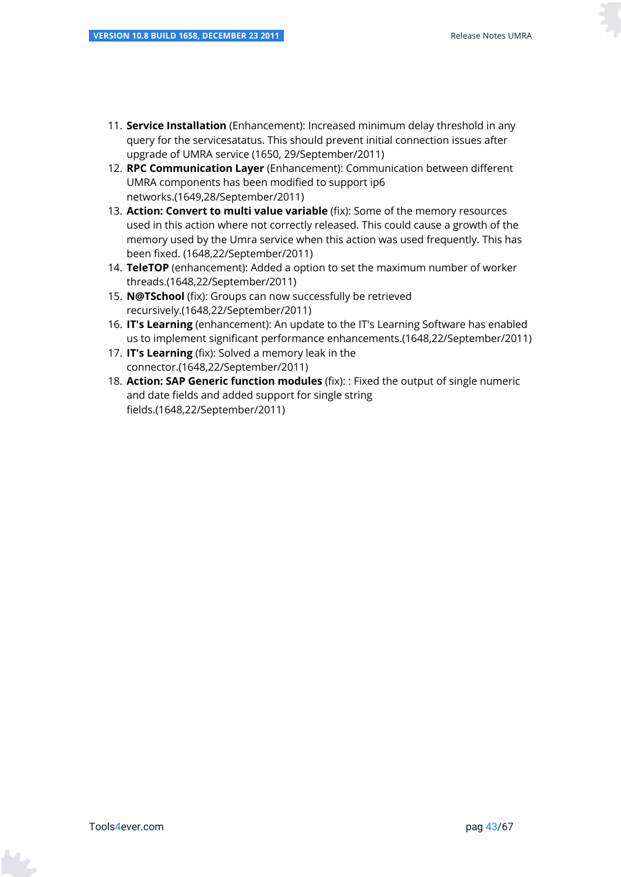11. **Service Installation** (Enhancement): Increased minimum delay threshold in any query for the servicesatatus. This should prevent initial connection issues after upgrade of UMRA service (1650, 29/September/2011)
12. **RPC Communication Layer** (Enhancement): Communication between different UMRA components has been modified to support ip6 networks.(1649,28/September/2011)
13. **Action: Convert to multi value variable** (fix): Some of the memory resources used in this action where not correctly released. This could cause a growth of the memory used by the Umra service when this action was used frequently. This has been fixed. (1648,22/September/2011)
14. **TeleTOP** (enhancement): Added a option to set the maximum number of worker threads.(1648,22/September/2011)
15. **N@TSchool** (fix): Groups can now successfully be retrieved recursively.(1648,22/September/2011)
16. **IT's Learning** (enhancement): An update to the IT's Learning Software has enabled us to implement significant performance enhancements.(1648,22/September/2011)
17. **IT's Learning** (fix): Solved a memory leak in the connector.(1648,22/September/2011)
18. **Action: SAP Generic function modules** (fix): : Fixed the output of single numeric and date fields and added support for single string fields.(1648,22/September/2011)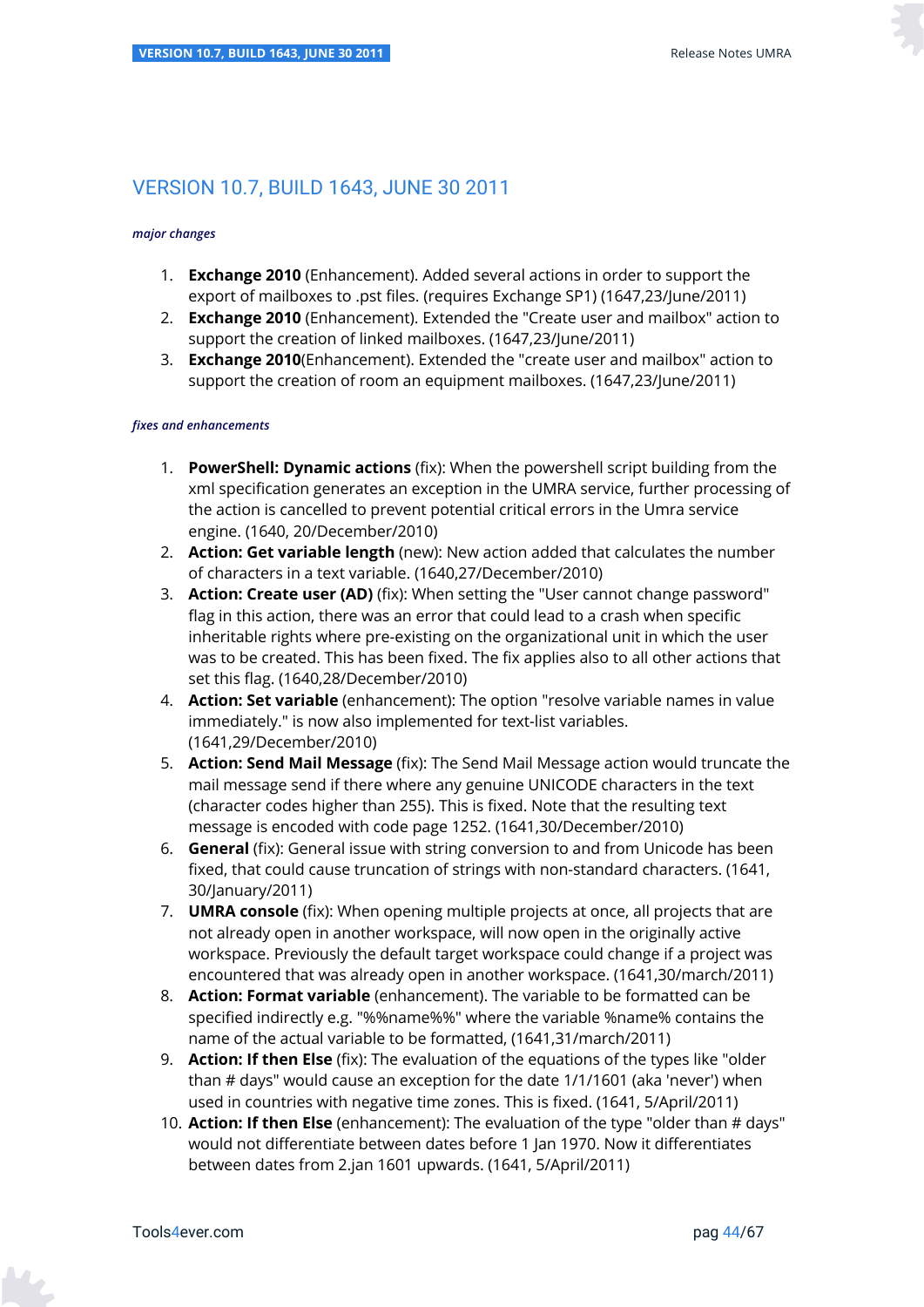# VERSION 10.7, BUILD 1643, JUNE 30 2011

*major changes*

1. **Exchange 2010** (Enhancement). Added several actions in order to support the export of mailboxes to .pst files. (requires Exchange SP1) (1647,23/June/2011)
2. **Exchange 2010** (Enhancement). Extended the "Create user and mailbox" action to support the creation of linked mailboxes. (1647,23/June/2011)
3. **Exchange 2010**(Enhancement). Extended the "create user and mailbox" action to support the creation of room an equipment mailboxes. (1647,23/June/2011)

*fixes and enhancements*

1. **PowerShell: Dynamic actions** (fix): When the powershell script building from the xml specification generates an exception in the UMRA service, further processing of the action is cancelled to prevent potential critical errors in the Umra service engine. (1640, 20/December/2010)
2. **Action: Get variable length** (new): New action added that calculates the number of characters in a text variable. (1640,27/December/2010)
3. **Action: Create user (AD)** (fix): When setting the "User cannot change password" flag in this action, there was an error that could lead to a crash when specific inheritable rights where pre-existing on the organizational unit in which the user was to be created. This has been fixed. The fix applies also to all other actions that set this flag. (1640,28/December/2010)
4. **Action: Set variable** (enhancement): The option "resolve variable names in value immediately." is now also implemented for text-list variables. (1641,29/December/2010)
5. **Action: Send Mail Message** (fix): The Send Mail Message action would truncate the mail message send if there where any genuine UNICODE characters in the text (character codes higher than 255). This is fixed. Note that the resulting text message is encoded with code page 1252. (1641,30/December/2010)
6. **General** (fix): General issue with string conversion to and from Unicode has been fixed, that could cause truncation of strings with non-standard characters. (1641, 30/January/2011)
7. **UMRA console** (fix): When opening multiple projects at once, all projects that are not already open in another workspace, will now open in the originally active workspace. Previously the default target workspace could change if a project was encountered that was already open in another workspace. (1641,30/march/2011)
8. **Action: Format variable** (enhancement). The variable to be formatted can be specified indirectly e.g. "%%name%%" where the variable %name% contains the name of the actual variable to be formatted, (1641,31/march/2011)
9. **Action: If then Else** (fix): The evaluation of the equations of the types like "older than # days" would cause an exception for the date 1/1/1601 (aka 'never') when used in countries with negative time zones. This is fixed. (1641, 5/April/2011)
10. **Action: If then Else** (enhancement): The evaluation of the type "older than # days" would not differentiate between dates before 1 Jan 1970. Now it differentiates between dates from 2.jan 1601 upwards. (1641, 5/April/2011)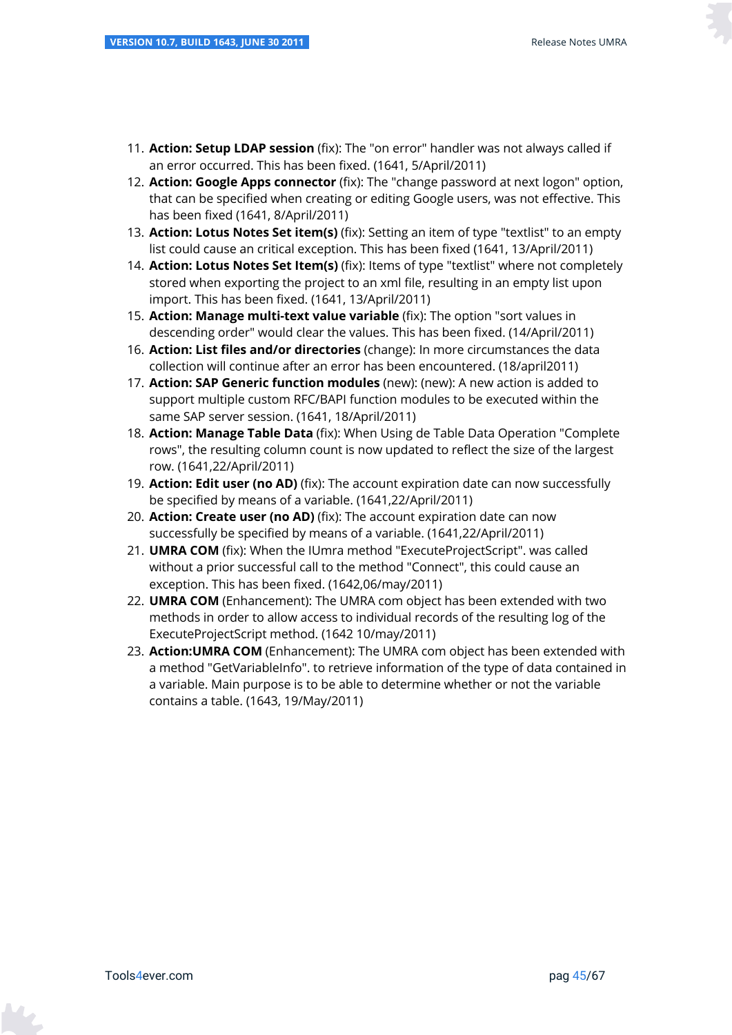11. **Action: Setup LDAP session** (fix): The "on error" handler was not always called if an error occurred. This has been fixed. (1641, 5/April/2011)
12. **Action: Google Apps connector** (fix): The "change password at next logon" option, that can be specified when creating or editing Google users, was not effective. This has been fixed (1641, 8/April/2011)
13. **Action: Lotus Notes Set item(s)** (fix): Setting an item of type "textlist" to an empty list could cause an critical exception. This has been fixed (1641, 13/April/2011)
14. **Action: Lotus Notes Set Item(s)** (fix): Items of type "textlist" where not completely stored when exporting the project to an xml file, resulting in an empty list upon import. This has been fixed. (1641, 13/April/2011)
15. **Action: Manage multi-text value variable** (fix): The option "sort values in descending order" would clear the values. This has been fixed. (14/April/2011)
16. **Action: List files and/or directories** (change): In more circumstances the data collection will continue after an error has been encountered. (18/april2011)
17. **Action: SAP Generic function modules** (new): (new): A new action is added to support multiple custom RFC/BAPI function modules to be executed within the same SAP server session. (1641, 18/April/2011)
18. **Action: Manage Table Data** (fix): When Using de Table Data Operation "Complete rows", the resulting column count is now updated to reflect the size of the largest row. (1641,22/April/2011)
19. **Action: Edit user (no AD)** (fix): The account expiration date can now successfully be specified by means of a variable. (1641,22/April/2011)
20. **Action: Create user (no AD)** (fix): The account expiration date can now successfully be specified by means of a variable. (1641,22/April/2011)
21. **UMRA COM** (fix): When the IUmra method "ExecuteProjectScript". was called without a prior successful call to the method "Connect", this could cause an exception. This has been fixed. (1642,06/may/2011)
22. **UMRA COM** (Enhancement): The UMRA com object has been extended with two methods in order to allow access to individual records of the resulting log of the ExecuteProjectScript method. (1642 10/may/2011)
23. **Action:UMRA COM** (Enhancement): The UMRA com object has been extended with a method "GetVariableInfo". to retrieve information of the type of data contained in a variable. Main purpose is to be able to determine whether or not the variable contains a table. (1643, 19/May/2011)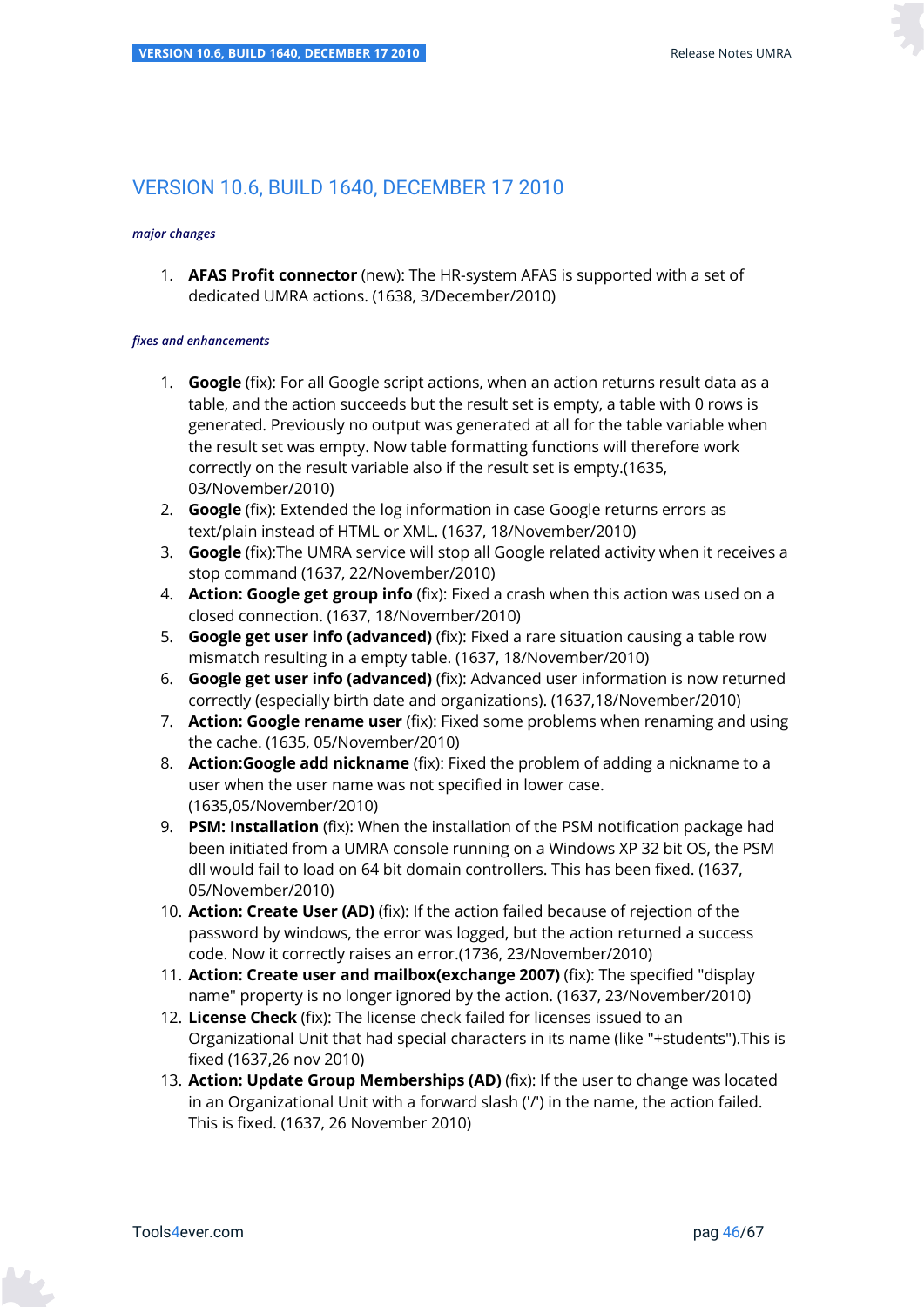# VERSION 10.6, BUILD 1640, DECEMBER 17 2010

*major changes*

1. **AFAS Profit connector** (new): The HR-system AFAS is supported with a set of dedicated UMRA actions. (1638, 3/December/2010)

*fixes and enhancements*

1. **Google** (fix): For all Google script actions, when an action returns result data as a table, and the action succeeds but the result set is empty, a table with 0 rows is generated. Previously no output was generated at all for the table variable when the result set was empty. Now table formatting functions will therefore work correctly on the result variable also if the result set is empty.(1635, 03/November/2010)
2. **Google** (fix): Extended the log information in case Google returns errors as text/plain instead of HTML or XML. (1637, 18/November/2010)
3. **Google** (fix):The UMRA service will stop all Google related activity when it receives a stop command (1637, 22/November/2010)
4. **Action: Google get group info** (fix): Fixed a crash when this action was used on a closed connection. (1637, 18/November/2010)
5. **Google get user info (advanced)** (fix): Fixed a rare situation causing a table row mismatch resulting in a empty table. (1637, 18/November/2010)
6. **Google get user info (advanced)** (fix): Advanced user information is now returned correctly (especially birth date and organizations). (1637,18/November/2010)
7. **Action: Google rename user** (fix): Fixed some problems when renaming and using the cache. (1635, 05/November/2010)
8. **Action:Google add nickname** (fix): Fixed the problem of adding a nickname to a user when the user name was not specified in lower case. (1635,05/November/2010)
9. **PSM: Installation** (fix): When the installation of the PSM notification package had been initiated from a UMRA console running on a Windows XP 32 bit OS, the PSM dll would fail to load on 64 bit domain controllers. This has been fixed. (1637, 05/November/2010)
10. **Action: Create User (AD)** (fix): If the action failed because of rejection of the password by windows, the error was logged, but the action returned a success code. Now it correctly raises an error.(1736, 23/November/2010)
11. **Action: Create user and mailbox(exchange 2007)** (fix): The specified "display name" property is no longer ignored by the action. (1637, 23/November/2010)
12. **License Check** (fix): The license check failed for licenses issued to an Organizational Unit that had special characters in its name (like "+students").This is fixed (1637,26 nov 2010)
13. **Action: Update Group Memberships (AD)** (fix): If the user to change was located in an Organizational Unit with a forward slash ('/') in the name, the action failed. This is fixed. (1637, 26 November 2010)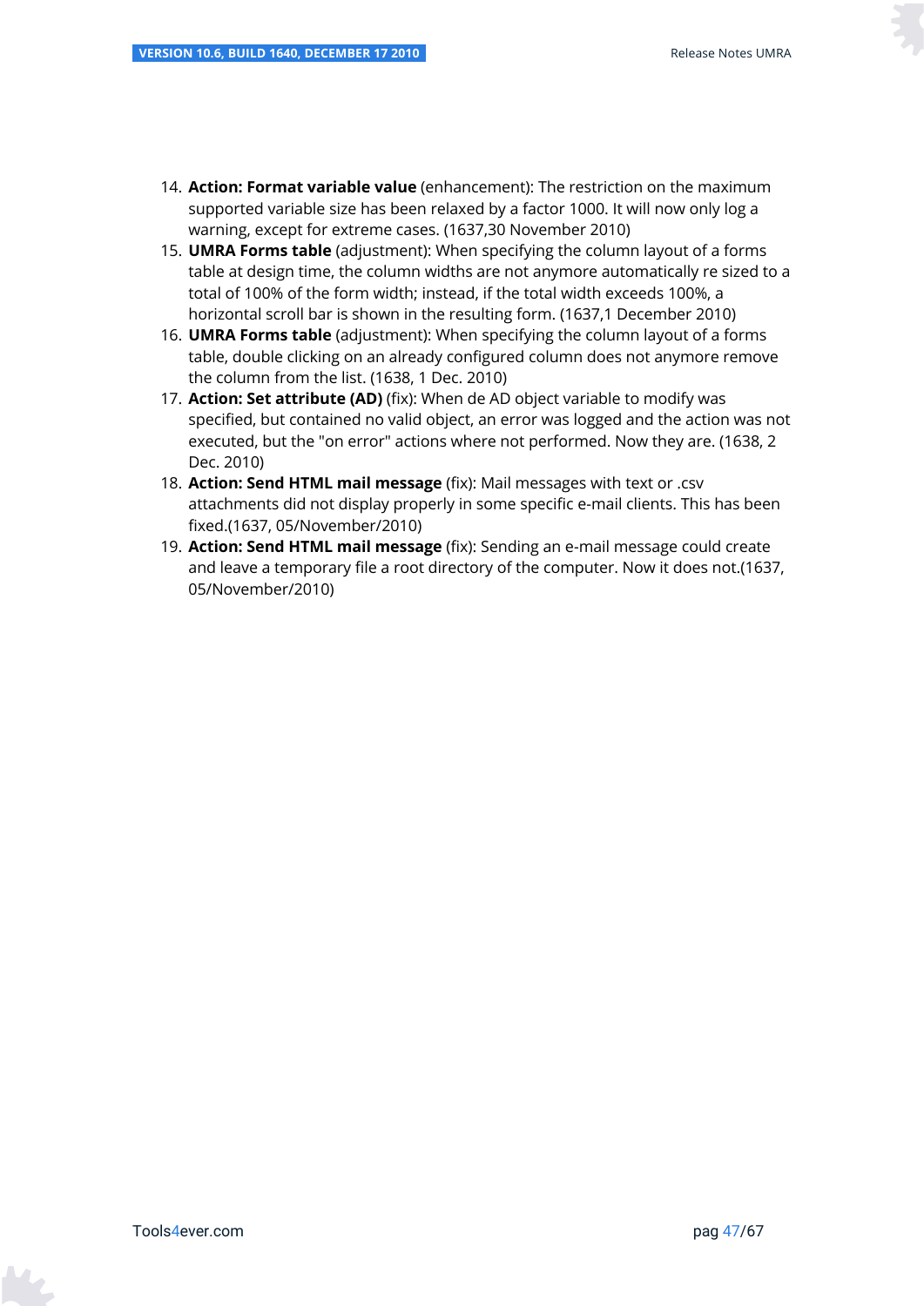14. **Action: Format variable value** (enhancement): The restriction on the maximum supported variable size has been relaxed by a factor 1000. It will now only log a warning, except for extreme cases. (1637,30 November 2010)
15. **UMRA Forms table** (adjustment): When specifying the column layout of a forms table at design time, the column widths are not anymore automatically re sized to a total of 100% of the form width; instead, if the total width exceeds 100%, a horizontal scroll bar is shown in the resulting form. (1637,1 December 2010)
16. **UMRA Forms table** (adjustment): When specifying the column layout of a forms table, double clicking on an already configured column does not anymore remove the column from the list. (1638, 1 Dec. 2010)
17. **Action: Set attribute (AD)** (fix): When de AD object variable to modify was specified, but contained no valid object, an error was logged and the action was not executed, but the "on error" actions where not performed. Now they are. (1638, 2 Dec. 2010)
18. **Action: Send HTML mail message** (fix): Mail messages with text or .csv attachments did not display properly in some specific e-mail clients. This has been fixed.(1637, 05/November/2010)
19. **Action: Send HTML mail message** (fix): Sending an e-mail message could create and leave a temporary file a root directory of the computer. Now it does not.(1637, 05/November/2010)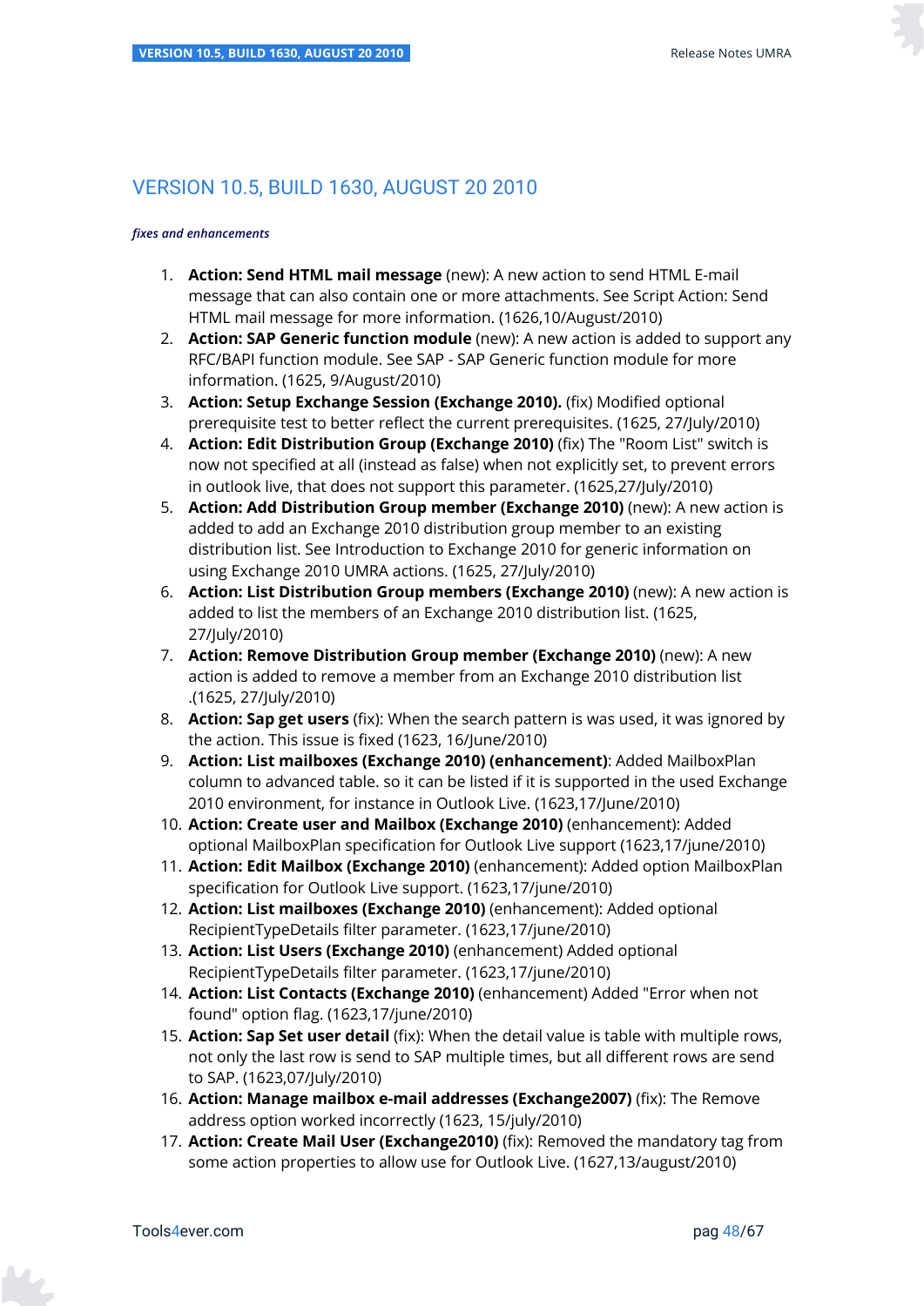# VERSION 10.5, BUILD 1630, AUGUST 20 2010

***fixes and enhancements***

1. **Action: Send HTML mail message** (new): A new action to send HTML E-mail message that can also contain one or more attachments. See Script Action: Send HTML mail message for more information. (1626,10/August/2010)
2. **Action: SAP Generic function module** (new): A new action is added to support any RFC/BAPI function module. See SAP - SAP Generic function module for more information. (1625, 9/August/2010)
3. **Action: Setup Exchange Session (Exchange 2010).** (fix) Modified optional prerequisite test to better reflect the current prerequisites. (1625, 27/July/2010)
4. **Action: Edit Distribution Group (Exchange 2010)** (fix) The "Room List" switch is now not specified at all (instead as false) when not explicitly set, to prevent errors in outlook live, that does not support this parameter. (1625,27/July/2010)
5. **Action: Add Distribution Group member (Exchange 2010)** (new): A new action is added to add an Exchange 2010 distribution group member to an existing distribution list. See Introduction to Exchange 2010 for generic information on using Exchange 2010 UMRA actions. (1625, 27/July/2010)
6. **Action: List Distribution Group members (Exchange 2010)** (new): A new action is added to list the members of an Exchange 2010 distribution list. (1625, 27/July/2010)
7. **Action: Remove Distribution Group member (Exchange 2010)** (new): A new action is added to remove a member from an Exchange 2010 distribution list .(1625, 27/July/2010)
8. **Action: Sap get users** (fix): When the search pattern is was used, it was ignored by the action. This issue is fixed (1623, 16/June/2010)
9. **Action: List mailboxes (Exchange 2010) (enhancement)**: Added MailboxPlan column to advanced table. so it can be listed if it is supported in the used Exchange 2010 environment, for instance in Outlook Live. (1623,17/June/2010)
10. **Action: Create user and Mailbox (Exchange 2010)** (enhancement): Added optional MailboxPlan specification for Outlook Live support (1623,17/june/2010)
11. **Action: Edit Mailbox (Exchange 2010)** (enhancement): Added option MailboxPlan specification for Outlook Live support. (1623,17/june/2010)
12. **Action: List mailboxes (Exchange 2010)** (enhancement): Added optional RecipientTypeDetails filter parameter. (1623,17/june/2010)
13. **Action: List Users (Exchange 2010)** (enhancement) Added optional RecipientTypeDetails filter parameter. (1623,17/june/2010)
14. **Action: List Contacts (Exchange 2010)** (enhancement) Added "Error when not found" option flag. (1623,17/june/2010)
15. **Action: Sap Set user detail** (fix): When the detail value is table with multiple rows, not only the last row is send to SAP multiple times, but all different rows are send to SAP. (1623,07/July/2010)
16. **Action: Manage mailbox e-mail addresses (Exchange2007)** (fix): The Remove address option worked incorrectly (1623, 15/july/2010)
17. **Action: Create Mail User (Exchange2010)** (fix): Removed the mandatory tag from some action properties to allow use for Outlook Live. (1627,13/august/2010)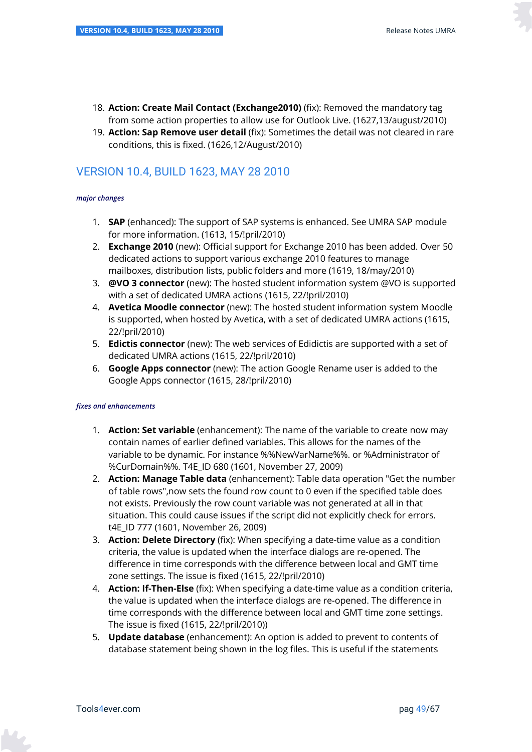18. **Action: Create Mail Contact (Exchange2010)** (fix): Removed the mandatory tag from some action properties to allow use for Outlook Live. (1627,13/august/2010)
19. **Action: Sap Remove user detail** (fix): Sometimes the detail was not cleared in rare conditions, this is fixed. (1626,12/August/2010)

## VERSION 10.4, BUILD 1623, MAY 28 2010

*major changes*

1. **SAP** (enhanced): The support of SAP systems is enhanced. See UMRA SAP module for more information. (1613, 15/!pril/2010)
2. **Exchange 2010** (new): Official support for Exchange 2010 has been added. Over 50 dedicated actions to support various exchange 2010 features to manage mailboxes, distribution lists, public folders and more (1619, 18/may/2010)
3. **@VO 3 connector** (new): The hosted student information system @VO is supported with a set of dedicated UMRA actions (1615, 22/!pril/2010)
4. **Avetica Moodle connector** (new): The hosted student information system Moodle is supported, when hosted by Avetica, with a set of dedicated UMRA actions (1615, 22/!pril/2010)
5. **Edictis connector** (new): The web services of Edidictis are supported with a set of dedicated UMRA actions (1615, 22/!pril/2010)
6. **Google Apps connector** (new): The action Google Rename user is added to the Google Apps connector (1615, 28/!pril/2010)

*fixes and enhancements*

1. **Action: Set variable** (enhancement): The name of the variable to create now may contain names of earlier defined variables. This allows for the names of the variable to be dynamic. For instance %%NewVarName%%. or %Administrator of %CurDomain%%. T4E_ID 680 (1601, November 27, 2009)
2. **Action: Manage Table data** (enhancement): Table data operation "Get the number of table rows",now sets the found row count to 0 even if the specified table does not exists. Previously the row count variable was not generated at all in that situation. This could cause issues if the script did not explicitly check for errors. t4E_ID 777 (1601, November 26, 2009)
3. **Action: Delete Directory** (fix): When specifying a date-time value as a condition criteria, the value is updated when the interface dialogs are re-opened. The difference in time corresponds with the difference between local and GMT time zone settings. The issue is fixed (1615, 22/!pril/2010)
4. **Action: If-Then-Else** (fix): When specifying a date-time value as a condition criteria, the value is updated when the interface dialogs are re-opened. The difference in time corresponds with the difference between local and GMT time zone settings. The issue is fixed (1615, 22/!pril/2010))
5. **Update database** (enhancement): An option is added to prevent to contents of database statement being shown in the log files. This is useful if the statements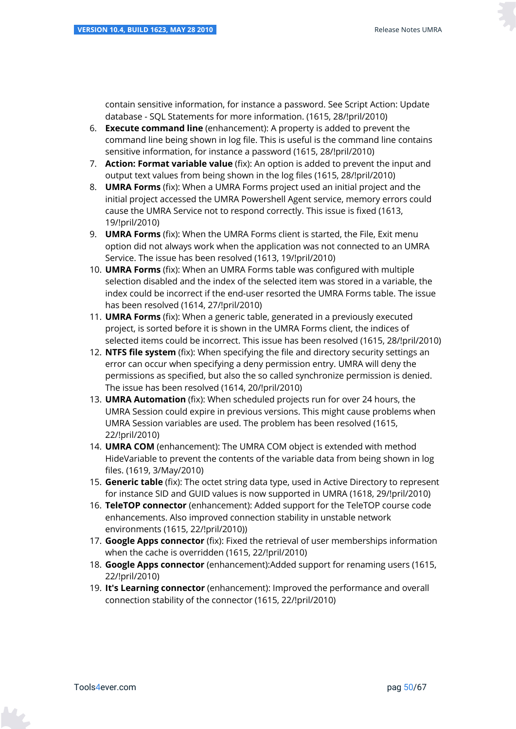contain sensitive information, for instance a password. See Script Action: Update database - SQL Statements for more information. (1615, 28/!pril/2010)

6. **Execute command line** (enhancement): A property is added to prevent the command line being shown in log file. This is useful is the command line contains sensitive information, for instance a password (1615, 28/!pril/2010)
7. **Action: Format variable value** (fix): An option is added to prevent the input and output text values from being shown in the log files (1615, 28/!pril/2010)
8. **UMRA Forms** (fix): When a UMRA Forms project used an initial project and the initial project accessed the UMRA Powershell Agent service, memory errors could cause the UMRA Service not to respond correctly. This issue is fixed (1613, 19/!pril/2010)
9. **UMRA Forms** (fix): When the UMRA Forms client is started, the File, Exit menu option did not always work when the application was not connected to an UMRA Service. The issue has been resolved (1613, 19/!pril/2010)
10. **UMRA Forms** (fix): When an UMRA Forms table was configured with multiple selection disabled and the index of the selected item was stored in a variable, the index could be incorrect if the end-user resorted the UMRA Forms table. The issue has been resolved (1614, 27/!pril/2010)
11. **UMRA Forms** (fix): When a generic table, generated in a previously executed project, is sorted before it is shown in the UMRA Forms client, the indices of selected items could be incorrect. This issue has been resolved (1615, 28/!pril/2010)
12. **NTFS file system** (fix): When specifying the file and directory security settings an error can occur when specifying a deny permission entry. UMRA will deny the permissions as specified, but also the so called synchronize permission is denied. The issue has been resolved (1614, 20/!pril/2010)
13. **UMRA Automation** (fix): When scheduled projects run for over 24 hours, the UMRA Session could expire in previous versions. This might cause problems when UMRA Session variables are used. The problem has been resolved (1615, 22/!pril/2010)
14. **UMRA COM** (enhancement): The UMRA COM object is extended with method HideVariable to prevent the contents of the variable data from being shown in log files. (1619, 3/May/2010)
15. **Generic table** (fix): The octet string data type, used in Active Directory to represent for instance SID and GUID values is now supported in UMRA (1618, 29/!pril/2010)
16. **TeleTOP connector** (enhancement): Added support for the TeleTOP course code enhancements. Also improved connection stability in unstable network environments (1615, 22/!pril/2010))
17. **Google Apps connector** (fix): Fixed the retrieval of user memberships information when the cache is overridden (1615, 22/!pril/2010)
18. **Google Apps connector** (enhancement):Added support for renaming users (1615, 22/!pril/2010)
19. **It's Learning connector** (enhancement): Improved the performance and overall connection stability of the connector (1615, 22/!pril/2010)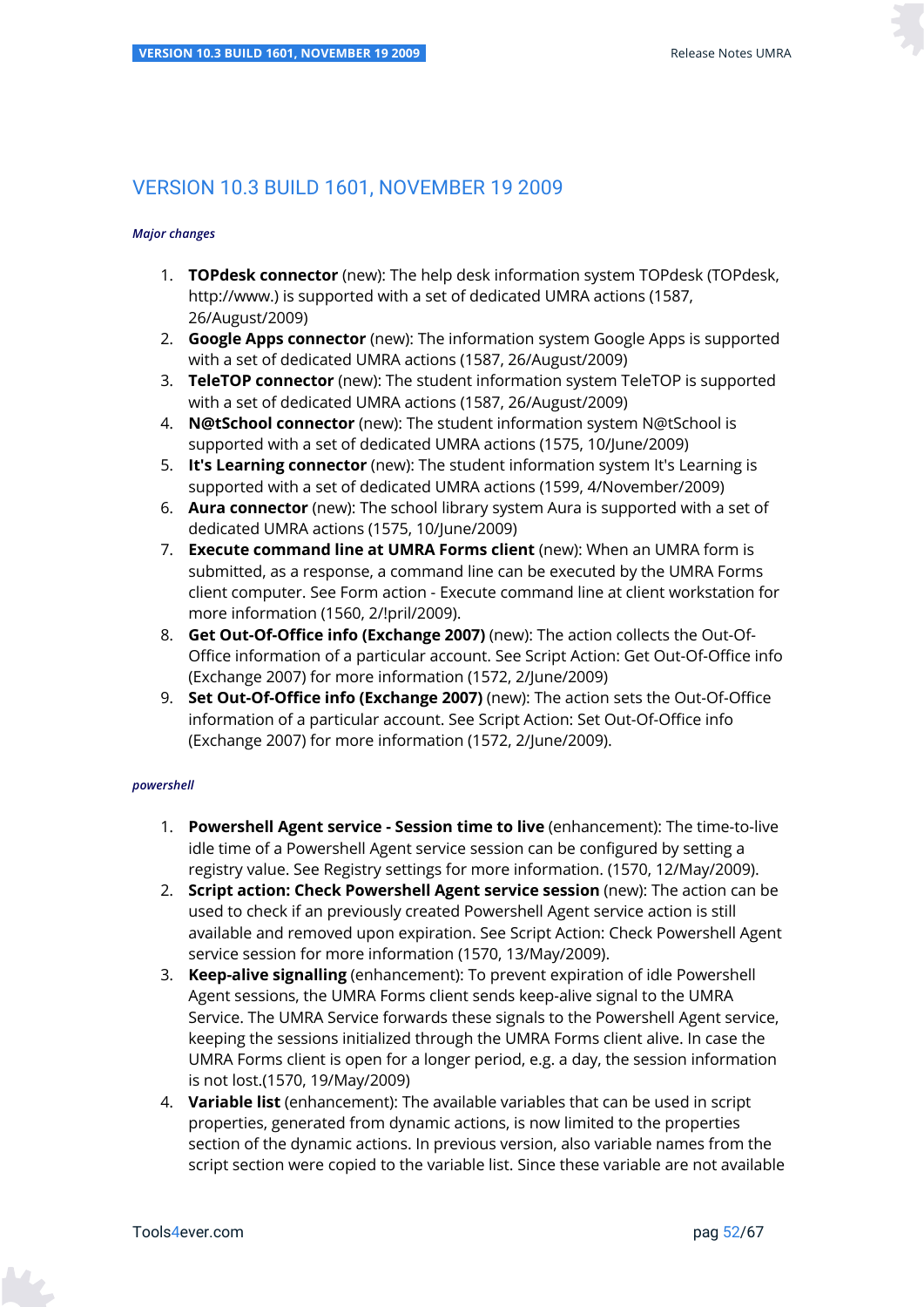## VERSION 10.3 BUILD 1601, NOVEMBER 19 2009

***Major changes***

1. **TOPdesk connector** (new): The help desk information system TOPdesk (TOPdesk, http://www.) is supported with a set of dedicated UMRA actions (1587, 26/August/2009)
2. **Google Apps connector** (new): The information system Google Apps is supported with a set of dedicated UMRA actions (1587, 26/August/2009)
3. **TeleTOP connector** (new): The student information system TeleTOP is supported with a set of dedicated UMRA actions (1587, 26/August/2009)
4. **N@tSchool connector** (new): The student information system N@tSchool is supported with a set of dedicated UMRA actions (1575, 10/June/2009)
5. **It's Learning connector** (new): The student information system It's Learning is supported with a set of dedicated UMRA actions (1599, 4/November/2009)
6. **Aura connector** (new): The school library system Aura is supported with a set of dedicated UMRA actions (1575, 10/June/2009)
7. **Execute command line at UMRA Forms client** (new): When an UMRA form is submitted, as a response, a command line can be executed by the UMRA Forms client computer. See Form action - Execute command line at client workstation for more information (1560, 2/!pril/2009).
8. **Get Out-Of-Office info (Exchange 2007)** (new): The action collects the Out-Of-Office information of a particular account. See Script Action: Get Out-Of-Office info (Exchange 2007) for more information (1572, 2/June/2009)
9. **Set Out-Of-Office info (Exchange 2007)** (new): The action sets the Out-Of-Office information of a particular account. See Script Action: Set Out-Of-Office info (Exchange 2007) for more information (1572, 2/June/2009).

***powershell***

1. **Powershell Agent service - Session time to live** (enhancement): The time-to-live idle time of a Powershell Agent service session can be configured by setting a registry value. See Registry settings for more information. (1570, 12/May/2009).
2. **Script action: Check Powershell Agent service session** (new): The action can be used to check if an previously created Powershell Agent service action is still available and removed upon expiration. See Script Action: Check Powershell Agent service session for more information (1570, 13/May/2009).
3. **Keep-alive signalling** (enhancement): To prevent expiration of idle Powershell Agent sessions, the UMRA Forms client sends keep-alive signal to the UMRA Service. The UMRA Service forwards these signals to the Powershell Agent service, keeping the sessions initialized through the UMRA Forms client alive. In case the UMRA Forms client is open for a longer period, e.g. a day, the session information is not lost.(1570, 19/May/2009)
4. **Variable list** (enhancement): The available variables that can be used in script properties, generated from dynamic actions, is now limited to the properties section of the dynamic actions. In previous version, also variable names from the script section were copied to the variable list. Since these variable are not available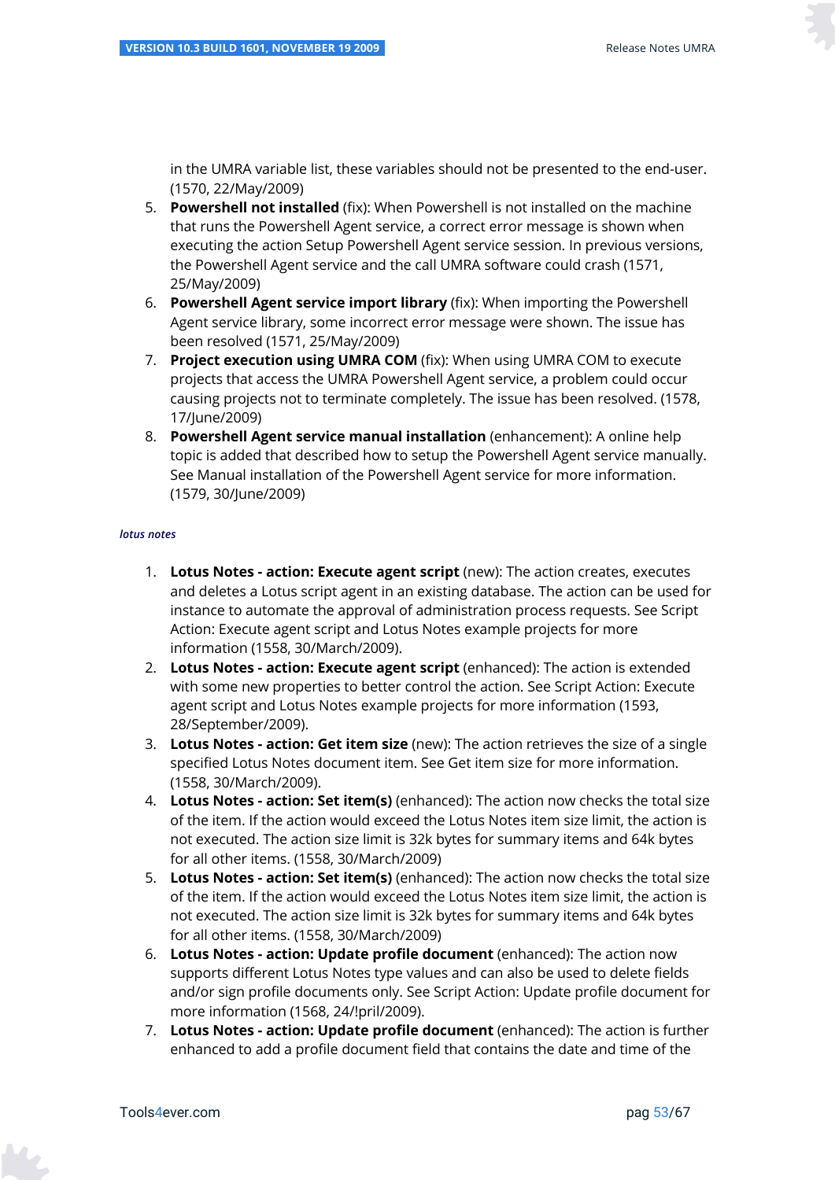in the UMRA variable list, these variables should not be presented to the end-user. (1570, 22/May/2009)

5. **Powershell not installed** (fix): When Powershell is not installed on the machine that runs the Powershell Agent service, a correct error message is shown when executing the action Setup Powershell Agent service session. In previous versions, the Powershell Agent service and the call UMRA software could crash (1571, 25/May/2009)
6. **Powershell Agent service import library** (fix): When importing the Powershell Agent service library, some incorrect error message were shown. The issue has been resolved (1571, 25/May/2009)
7. **Project execution using UMRA COM** (fix): When using UMRA COM to execute projects that access the UMRA Powershell Agent service, a problem could occur causing projects not to terminate completely. The issue has been resolved. (1578, 17/June/2009)
8. **Powershell Agent service manual installation** (enhancement): A online help topic is added that described how to setup the Powershell Agent service manually. See Manual installation of the Powershell Agent service for more information. (1579, 30/June/2009)

***lotus notes***

1. **Lotus Notes - action: Execute agent script** (new): The action creates, executes and deletes a Lotus script agent in an existing database. The action can be used for instance to automate the approval of administration process requests. See Script Action: Execute agent script and Lotus Notes example projects for more information (1558, 30/March/2009).
2. **Lotus Notes - action: Execute agent script** (enhanced): The action is extended with some new properties to better control the action. See Script Action: Execute agent script and Lotus Notes example projects for more information (1593, 28/September/2009).
3. **Lotus Notes - action: Get item size** (new): The action retrieves the size of a single specified Lotus Notes document item. See Get item size for more information. (1558, 30/March/2009).
4. **Lotus Notes - action: Set item(s)** (enhanced): The action now checks the total size of the item. If the action would exceed the Lotus Notes item size limit, the action is not executed. The action size limit is 32k bytes for summary items and 64k bytes for all other items. (1558, 30/March/2009)
5. **Lotus Notes - action: Set item(s)** (enhanced): The action now checks the total size of the item. If the action would exceed the Lotus Notes item size limit, the action is not executed. The action size limit is 32k bytes for summary items and 64k bytes for all other items. (1558, 30/March/2009)
6. **Lotus Notes - action: Update profile document** (enhanced): The action now supports different Lotus Notes type values and can also be used to delete fields and/or sign profile documents only. See Script Action: Update profile document for more information (1568, 24/!pril/2009).
7. **Lotus Notes - action: Update profile document** (enhanced): The action is further enhanced to add a profile document field that contains the date and time of the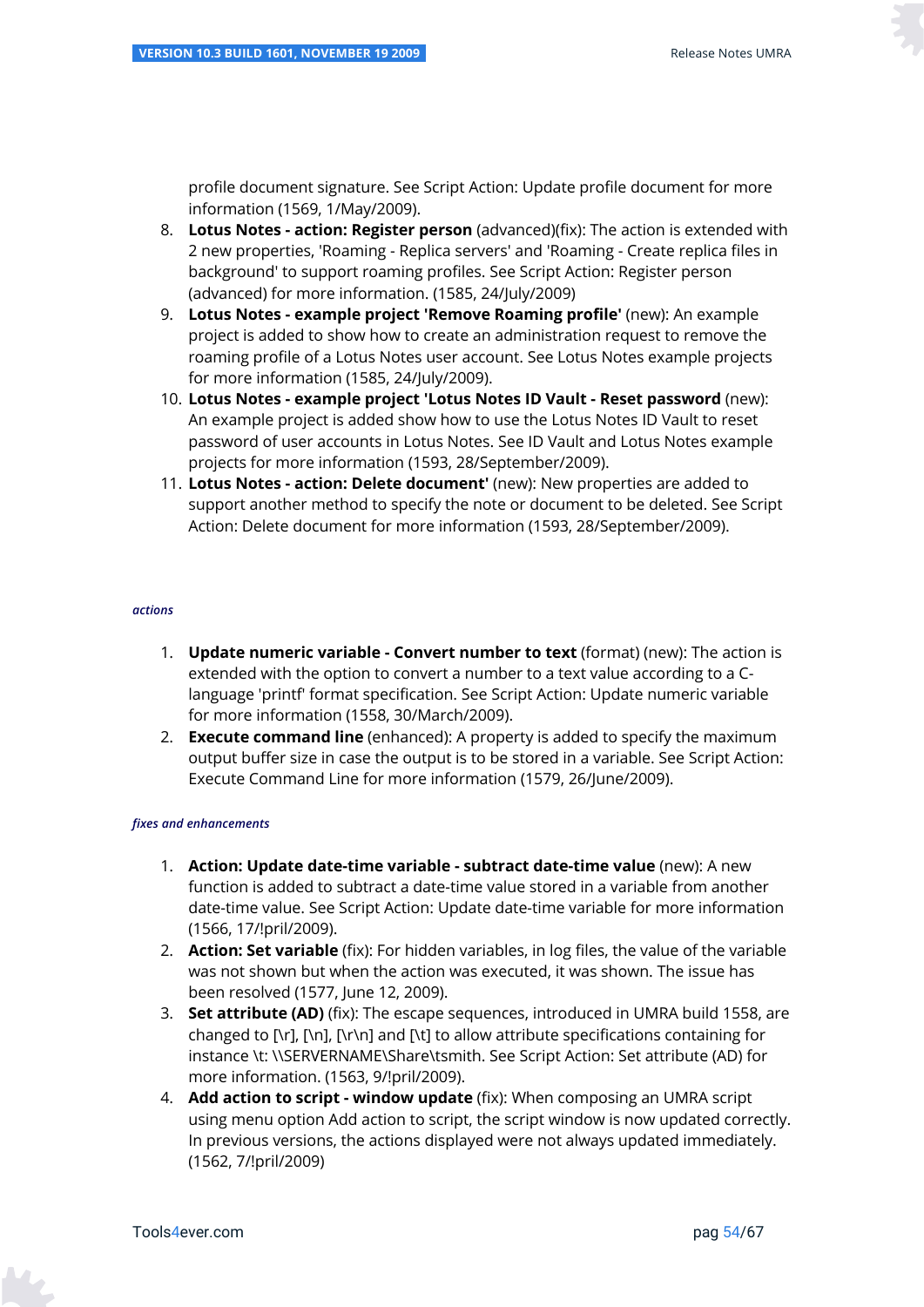profile document signature. See Script Action: Update profile document for more information (1569, 1/May/2009).

8. **Lotus Notes - action: Register person** (advanced)(fix): The action is extended with 2 new properties, 'Roaming - Replica servers' and 'Roaming - Create replica files in background' to support roaming profiles. See Script Action: Register person (advanced) for more information. (1585, 24/July/2009)
9. **Lotus Notes - example project 'Remove Roaming profile'** (new): An example project is added to show how to create an administration request to remove the roaming profile of a Lotus Notes user account. See Lotus Notes example projects for more information (1585, 24/July/2009).
10. **Lotus Notes - example project 'Lotus Notes ID Vault - Reset password** (new): An example project is added show how to use the Lotus Notes ID Vault to reset password of user accounts in Lotus Notes. See ID Vault and Lotus Notes example projects for more information (1593, 28/September/2009).
11. **Lotus Notes - action: Delete document'** (new): New properties are added to support another method to specify the note or document to be deleted. See Script Action: Delete document for more information (1593, 28/September/2009).

##### *actions*

1. **Update numeric variable - Convert number to text** (format) (new): The action is extended with the option to convert a number to a text value according to a C-language 'printf' format specification. See Script Action: Update numeric variable for more information (1558, 30/March/2009).
2. **Execute command line** (enhanced): A property is added to specify the maximum output buffer size in case the output is to be stored in a variable. See Script Action: Execute Command Line for more information (1579, 26/June/2009).

##### *fixes and enhancements*

1. **Action: Update date-time variable - subtract date-time value** (new): A new function is added to subtract a date-time value stored in a variable from another date-time value. See Script Action: Update date-time variable for more information (1566, 17/!pril/2009).
2. **Action: Set variable** (fix): For hidden variables, in log files, the value of the variable was not shown but when the action was executed, it was shown. The issue has been resolved (1577, June 12, 2009).
3. **Set attribute (AD)** (fix): The escape sequences, introduced in UMRA build 1558, are changed to [\r], [\n], [\r\n] and [\t] to allow attribute specifications containing for instance \t: \\SERVERNAME\Share\tsmith. See Script Action: Set attribute (AD) for more information. (1563, 9/!pril/2009).
4. **Add action to script - window update** (fix): When composing an UMRA script using menu option Add action to script, the script window is now updated correctly. In previous versions, the actions displayed were not always updated immediately. (1562, 7/!pril/2009)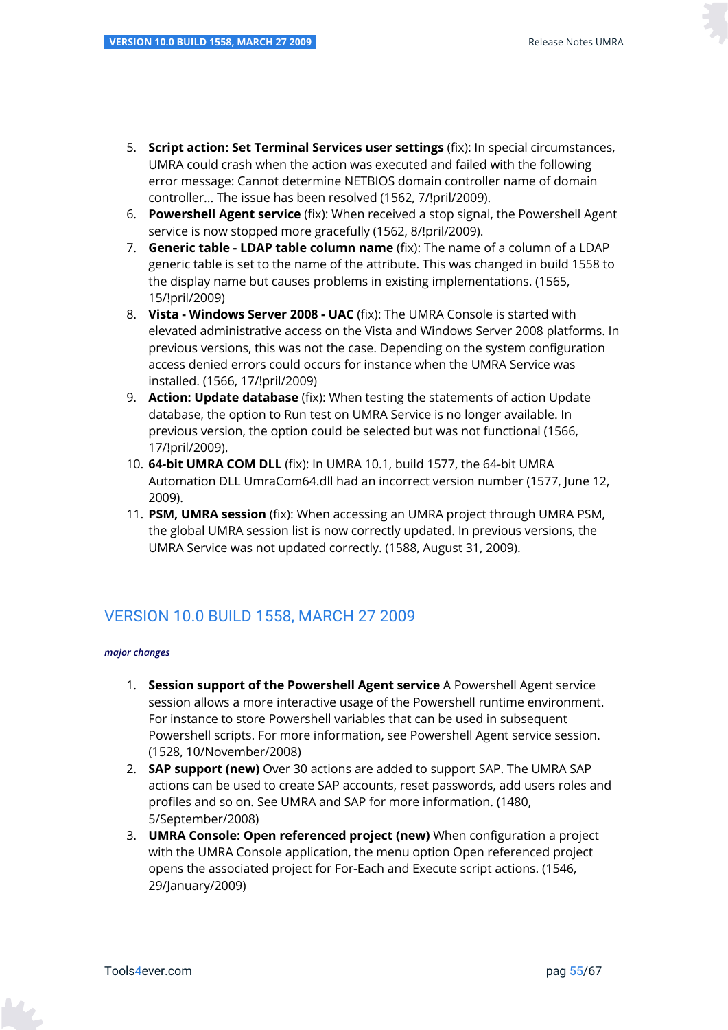5. **Script action: Set Terminal Services user settings** (fix): In special circumstances, UMRA could crash when the action was executed and failed with the following error message: Cannot determine NETBIOS domain controller name of domain controller... The issue has been resolved (1562, 7/!pril/2009).
6. **Powershell Agent service** (fix): When received a stop signal, the Powershell Agent service is now stopped more gracefully (1562, 8/!pril/2009).
7. **Generic table - LDAP table column name** (fix): The name of a column of a LDAP generic table is set to the name of the attribute. This was changed in build 1558 to the display name but causes problems in existing implementations. (1565, 15/!pril/2009)
8. **Vista - Windows Server 2008 - UAC** (fix): The UMRA Console is started with elevated administrative access on the Vista and Windows Server 2008 platforms. In previous versions, this was not the case. Depending on the system configuration access denied errors could occurs for instance when the UMRA Service was installed. (1566, 17/!pril/2009)
9. **Action: Update database** (fix): When testing the statements of action Update database, the option to Run test on UMRA Service is no longer available. In previous version, the option could be selected but was not functional (1566, 17/!pril/2009).
10. **64-bit UMRA COM DLL** (fix): In UMRA 10.1, build 1577, the 64-bit UMRA Automation DLL UmraCom64.dll had an incorrect version number (1577, June 12, 2009).
11. **PSM, UMRA session** (fix): When accessing an UMRA project through UMRA PSM, the global UMRA session list is now correctly updated. In previous versions, the UMRA Service was not updated correctly. (1588, August 31, 2009).

## VERSION 10.0 BUILD 1558, MARCH 27 2009

***major changes***

1. **Session support of the Powershell Agent service** A Powershell Agent service session allows a more interactive usage of the Powershell runtime environment. For instance to store Powershell variables that can be used in subsequent Powershell scripts. For more information, see Powershell Agent service session. (1528, 10/November/2008)
2. **SAP support (new)** Over 30 actions are added to support SAP. The UMRA SAP actions can be used to create SAP accounts, reset passwords, add users roles and profiles and so on. See UMRA and SAP for more information. (1480, 5/September/2008)
3. **UMRA Console: Open referenced project (new)** When configuration a project with the UMRA Console application, the menu option Open referenced project opens the associated project for For-Each and Execute script actions. (1546, 29/January/2009)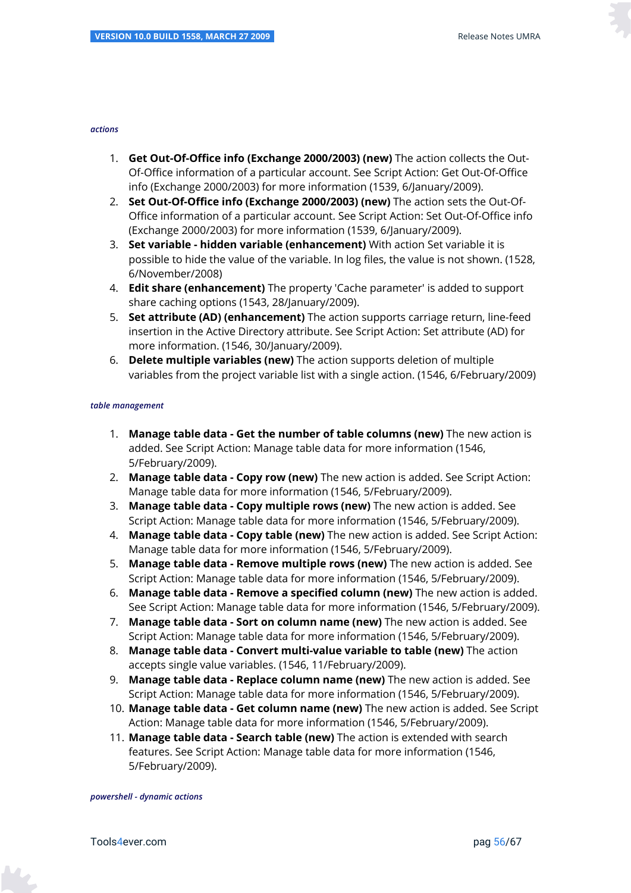*actions*

1. **Get Out-Of-Office info (Exchange 2000/2003) (new)** The action collects the Out-Of-Office information of a particular account. See Script Action: Get Out-Of-Office info (Exchange 2000/2003) for more information (1539, 6/January/2009).
2. **Set Out-Of-Office info (Exchange 2000/2003) (new)** The action sets the Out-Of-Office information of a particular account. See Script Action: Set Out-Of-Office info (Exchange 2000/2003) for more information (1539, 6/January/2009).
3. **Set variable - hidden variable (enhancement)** With action Set variable it is possible to hide the value of the variable. In log files, the value is not shown. (1528, 6/November/2008)
4. **Edit share (enhancement)** The property 'Cache parameter' is added to support share caching options (1543, 28/January/2009).
5. **Set attribute (AD) (enhancement)** The action supports carriage return, line-feed insertion in the Active Directory attribute. See Script Action: Set attribute (AD) for more information. (1546, 30/January/2009).
6. **Delete multiple variables (new)** The action supports deletion of multiple variables from the project variable list with a single action. (1546, 6/February/2009)

*table management*

1. **Manage table data - Get the number of table columns (new)** The new action is added. See Script Action: Manage table data for more information (1546, 5/February/2009).
2. **Manage table data - Copy row (new)** The new action is added. See Script Action: Manage table data for more information (1546, 5/February/2009).
3. **Manage table data - Copy multiple rows (new)** The new action is added. See Script Action: Manage table data for more information (1546, 5/February/2009).
4. **Manage table data - Copy table (new)** The new action is added. See Script Action: Manage table data for more information (1546, 5/February/2009).
5. **Manage table data - Remove multiple rows (new)** The new action is added. See Script Action: Manage table data for more information (1546, 5/February/2009).
6. **Manage table data - Remove a specified column (new)** The new action is added. See Script Action: Manage table data for more information (1546, 5/February/2009).
7. **Manage table data - Sort on column name (new)** The new action is added. See Script Action: Manage table data for more information (1546, 5/February/2009).
8. **Manage table data - Convert multi-value variable to table (new)** The action accepts single value variables. (1546, 11/February/2009).
9. **Manage table data - Replace column name (new)** The new action is added. See Script Action: Manage table data for more information (1546, 5/February/2009).
10. **Manage table data - Get column name (new)** The new action is added. See Script Action: Manage table data for more information (1546, 5/February/2009).
11. **Manage table data - Search table (new)** The action is extended with search features. See Script Action: Manage table data for more information (1546, 5/February/2009).

*powershell - dynamic actions*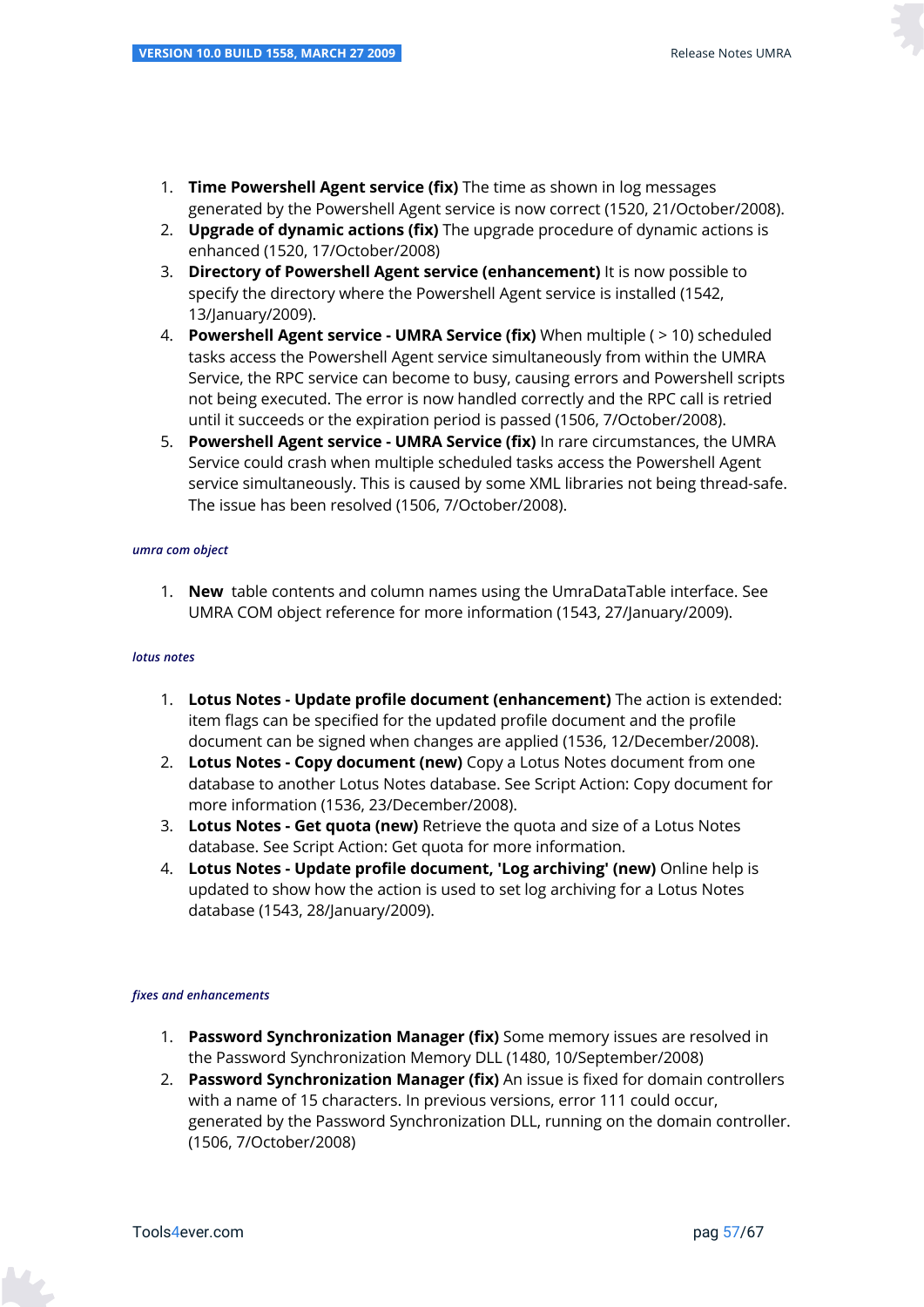1. **Time Powershell Agent service (fix)** The time as shown in log messages generated by the Powershell Agent service is now correct (1520, 21/October/2008).
2. **Upgrade of dynamic actions (fix)** The upgrade procedure of dynamic actions is enhanced (1520, 17/October/2008)
3. **Directory of Powershell Agent service (enhancement)** It is now possible to specify the directory where the Powershell Agent service is installed (1542, 13/January/2009).
4. **Powershell Agent service - UMRA Service (fix)** When multiple ( > 10) scheduled tasks access the Powershell Agent service simultaneously from within the UMRA Service, the RPC service can become to busy, causing errors and Powershell scripts not being executed. The error is now handled correctly and the RPC call is retried until it succeeds or the expiration period is passed (1506, 7/October/2008).
5. **Powershell Agent service - UMRA Service (fix)** In rare circumstances, the UMRA Service could crash when multiple scheduled tasks access the Powershell Agent service simultaneously. This is caused by some XML libraries not being thread-safe. The issue has been resolved (1506, 7/October/2008).

###### *umra com object*

1. **New** table contents and column names using the UmraDataTable interface. See UMRA COM object reference for more information (1543, 27/January/2009).

###### *lotus notes*

1. **Lotus Notes - Update profile document (enhancement)** The action is extended: item flags can be specified for the updated profile document and the profile document can be signed when changes are applied (1536, 12/December/2008).
2. **Lotus Notes - Copy document (new)** Copy a Lotus Notes document from one database to another Lotus Notes database. See Script Action: Copy document for more information (1536, 23/December/2008).
3. **Lotus Notes - Get quota (new)** Retrieve the quota and size of a Lotus Notes database. See Script Action: Get quota for more information.
4. **Lotus Notes - Update profile document, 'Log archiving' (new)** Online help is updated to show how the action is used to set log archiving for a Lotus Notes database (1543, 28/January/2009).

###### *fixes and enhancements*

1. **Password Synchronization Manager (fix)** Some memory issues are resolved in the Password Synchronization Memory DLL (1480, 10/September/2008)
2. **Password Synchronization Manager (fix)** An issue is fixed for domain controllers with a name of 15 characters. In previous versions, error 111 could occur, generated by the Password Synchronization DLL, running on the domain controller. (1506, 7/October/2008)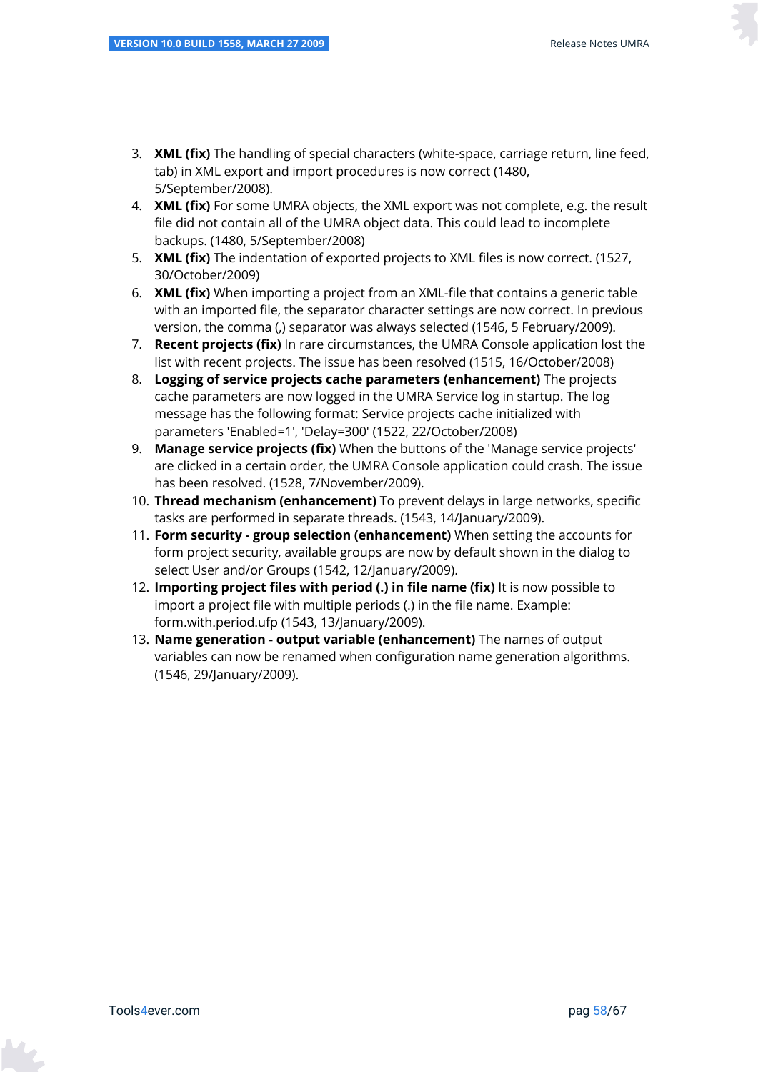3. **XML (fix)** The handling of special characters (white-space, carriage return, line feed, tab) in XML export and import procedures is now correct (1480, 5/September/2008).
4. **XML (fix)** For some UMRA objects, the XML export was not complete, e.g. the result file did not contain all of the UMRA object data. This could lead to incomplete backups. (1480, 5/September/2008)
5. **XML (fix)** The indentation of exported projects to XML files is now correct. (1527, 30/October/2009)
6. **XML (fix)** When importing a project from an XML-file that contains a generic table with an imported file, the separator character settings are now correct. In previous version, the comma (,) separator was always selected (1546, 5 February/2009).
7. **Recent projects (fix)** In rare circumstances, the UMRA Console application lost the list with recent projects. The issue has been resolved (1515, 16/October/2008)
8. **Logging of service projects cache parameters (enhancement)** The projects cache parameters are now logged in the UMRA Service log in startup. The log message has the following format: Service projects cache initialized with parameters 'Enabled=1', 'Delay=300' (1522, 22/October/2008)
9. **Manage service projects (fix)** When the buttons of the 'Manage service projects' are clicked in a certain order, the UMRA Console application could crash. The issue has been resolved. (1528, 7/November/2009).
10. **Thread mechanism (enhancement)** To prevent delays in large networks, specific tasks are performed in separate threads. (1543, 14/January/2009).
11. **Form security - group selection (enhancement)** When setting the accounts for form project security, available groups are now by default shown in the dialog to select User and/or Groups (1542, 12/January/2009).
12. **Importing project files with period (.) in file name (fix)** It is now possible to import a project file with multiple periods (.) in the file name. Example: form.with.period.ufp (1543, 13/January/2009).
13. **Name generation - output variable (enhancement)** The names of output variables can now be renamed when configuration name generation algorithms. (1546, 29/January/2009).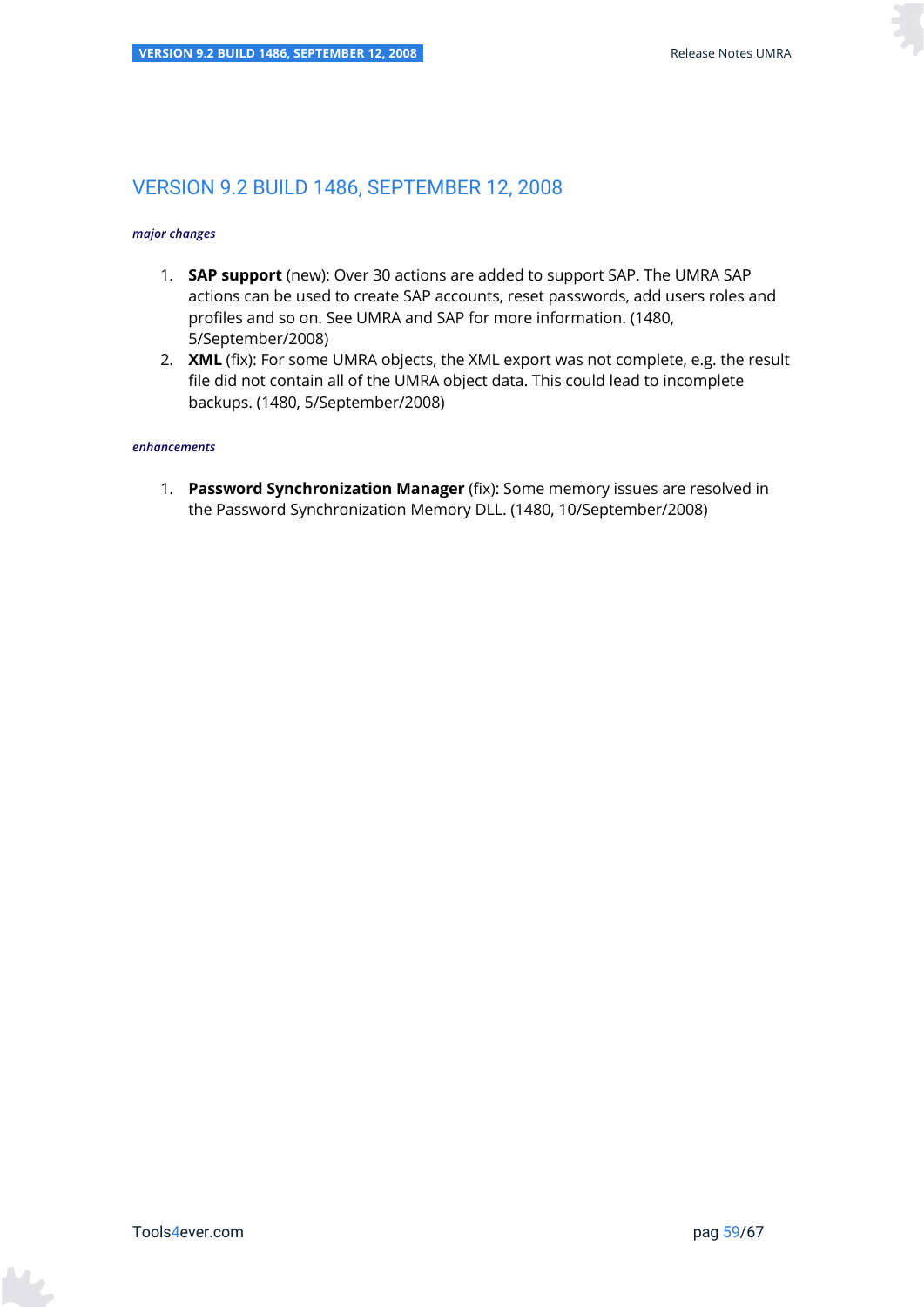## VERSION 9.2 BUILD 1486, SEPTEMBER 12, 2008

*major changes*

1. **SAP support** (new): Over 30 actions are added to support SAP. The UMRA SAP actions can be used to create SAP accounts, reset passwords, add users roles and profiles and so on. See UMRA and SAP for more information. (1480, 5/September/2008)
2. **XML** (fix): For some UMRA objects, the XML export was not complete, e.g. the result file did not contain all of the UMRA object data. This could lead to incomplete backups. (1480, 5/September/2008)

*enhancements*

1. **Password Synchronization Manager** (fix): Some memory issues are resolved in the Password Synchronization Memory DLL. (1480, 10/September/2008)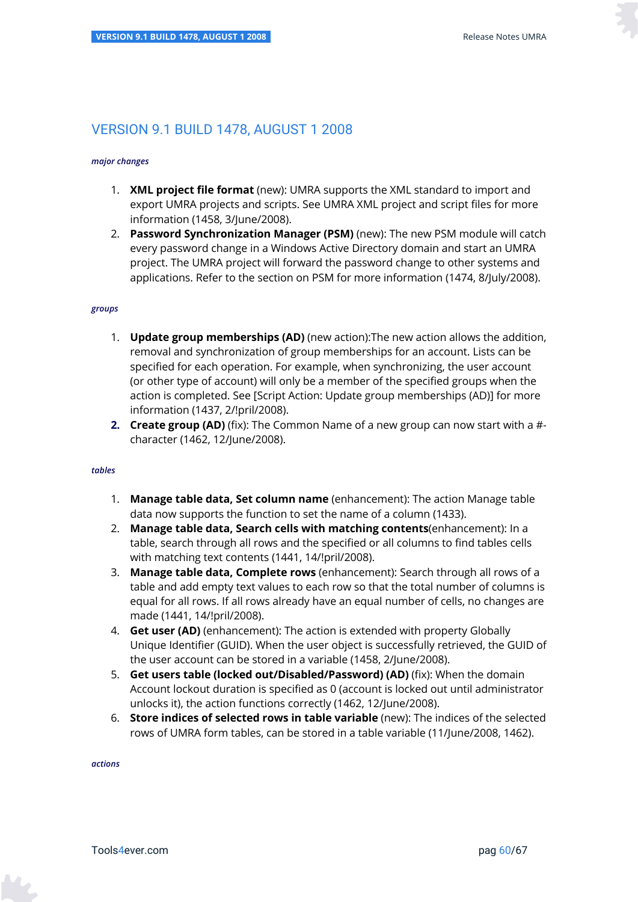## VERSION 9.1 BUILD 1478, AUGUST 1 2008

*major changes*

1. **XML project file format** (new): UMRA supports the XML standard to import and export UMRA projects and scripts. See UMRA XML project and script files for more information (1458, 3/June/2008).
2. **Password Synchronization Manager (PSM)** (new): The new PSM module will catch every password change in a Windows Active Directory domain and start an UMRA project. The UMRA project will forward the password change to other systems and applications. Refer to the section on PSM for more information (1474, 8/July/2008).

*groups*

1. **Update group memberships (AD)** (new action):The new action allows the addition, removal and synchronization of group memberships for an account. Lists can be specified for each operation. For example, when synchronizing, the user account (or other type of account) will only be a member of the specified groups when the action is completed. See [Script Action: Update group memberships (AD)] for more information (1437, 2/!pril/2008).
2. **Create group (AD)** (fix): The Common Name of a new group can now start with a #-character (1462, 12/June/2008).

*tables*

1. **Manage table data, Set column name** (enhancement): The action Manage table data now supports the function to set the name of a column (1433).
2. **Manage table data, Search cells with matching contents**(enhancement): In a table, search through all rows and the specified or all columns to find tables cells with matching text contents (1441, 14/!pril/2008).
3. **Manage table data, Complete rows** (enhancement): Search through all rows of a table and add empty text values to each row so that the total number of columns is equal for all rows. If all rows already have an equal number of cells, no changes are made (1441, 14/!pril/2008).
4. **Get user (AD)** (enhancement): The action is extended with property Globally Unique Identifier (GUID). When the user object is successfully retrieved, the GUID of the user account can be stored in a variable (1458, 2/June/2008).
5. **Get users table (locked out/Disabled/Password) (AD)** (fix): When the domain Account lockout duration is specified as 0 (account is locked out until administrator unlocks it), the action functions correctly (1462, 12/June/2008).
6. **Store indices of selected rows in table variable** (new): The indices of the selected rows of UMRA form tables, can be stored in a table variable (11/June/2008, 1462).

*actions*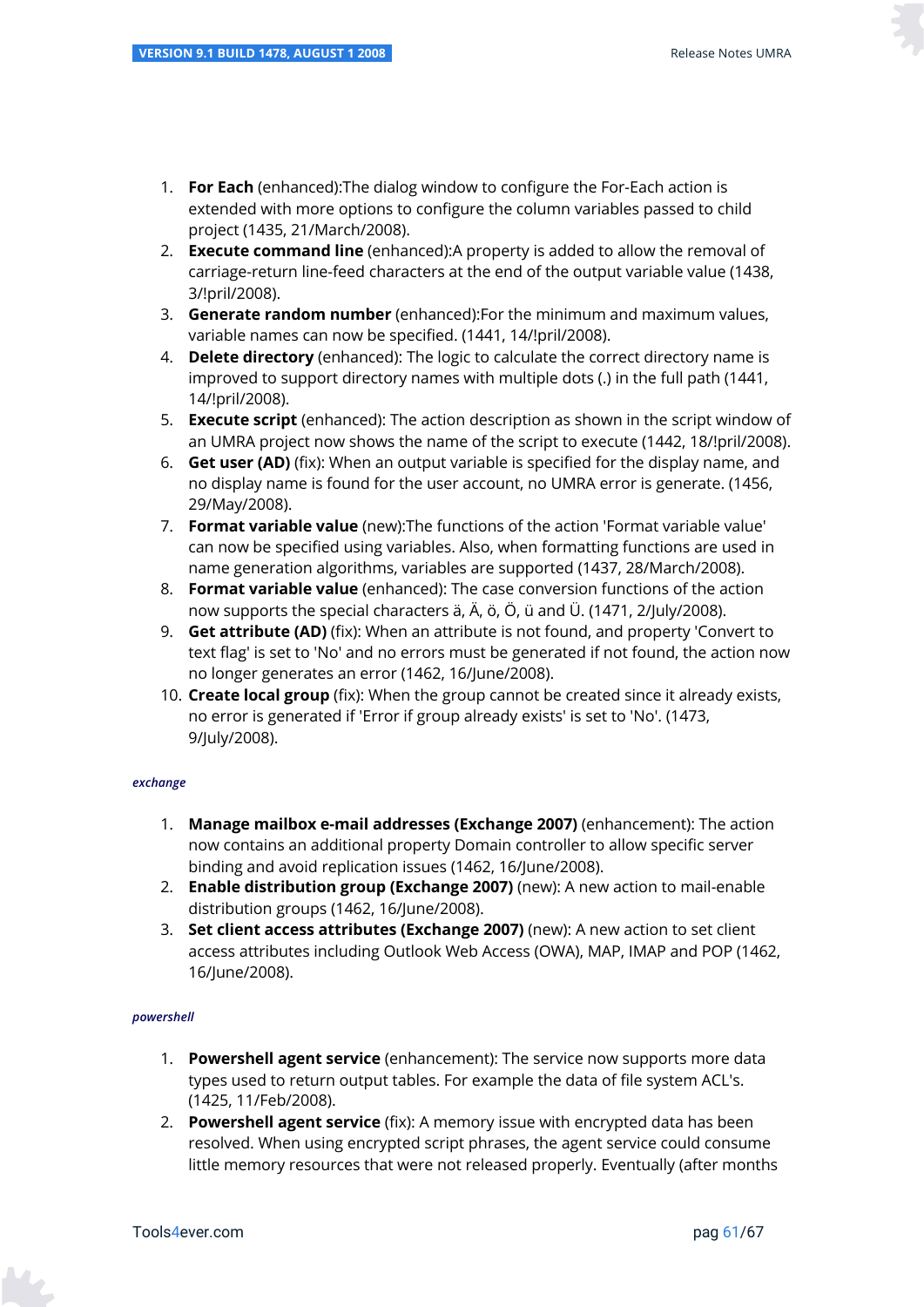1. **For Each** (enhanced):The dialog window to configure the For-Each action is extended with more options to configure the column variables passed to child project (1435, 21/March/2008).
2. **Execute command line** (enhanced):A property is added to allow the removal of carriage-return line-feed characters at the end of the output variable value (1438, 3/!pril/2008).
3. **Generate random number** (enhanced):For the minimum and maximum values, variable names can now be specified. (1441, 14/!pril/2008).
4. **Delete directory** (enhanced): The logic to calculate the correct directory name is improved to support directory names with multiple dots (.) in the full path (1441, 14/!pril/2008).
5. **Execute script** (enhanced): The action description as shown in the script window of an UMRA project now shows the name of the script to execute (1442, 18/!pril/2008).
6. **Get user (AD)** (fix): When an output variable is specified for the display name, and no display name is found for the user account, no UMRA error is generate. (1456, 29/May/2008).
7. **Format variable value** (new):The functions of the action 'Format variable value' can now be specified using variables. Also, when formatting functions are used in name generation algorithms, variables are supported (1437, 28/March/2008).
8. **Format variable value** (enhanced): The case conversion functions of the action now supports the special characters ä, Ä, ö, Ö, ü and Ü. (1471, 2/July/2008).
9. **Get attribute (AD)** (fix): When an attribute is not found, and property 'Convert to text flag' is set to 'No' and no errors must be generated if not found, the action now no longer generates an error (1462, 16/June/2008).
10. **Create local group** (fix): When the group cannot be created since it already exists, no error is generated if 'Error if group already exists' is set to 'No'. (1473, 9/July/2008).

*exchange*

1. **Manage mailbox e-mail addresses (Exchange 2007)** (enhancement): The action now contains an additional property Domain controller to allow specific server binding and avoid replication issues (1462, 16/June/2008).
2. **Enable distribution group (Exchange 2007)** (new): A new action to mail-enable distribution groups (1462, 16/June/2008).
3. **Set client access attributes (Exchange 2007)** (new): A new action to set client access attributes including Outlook Web Access (OWA), MAP, IMAP and POP (1462, 16/June/2008).

*powershell*

1. **Powershell agent service** (enhancement): The service now supports more data types used to return output tables. For example the data of file system ACL's. (1425, 11/Feb/2008).
2. **Powershell agent service** (fix): A memory issue with encrypted data has been resolved. When using encrypted script phrases, the agent service could consume little memory resources that were not released properly. Eventually (after months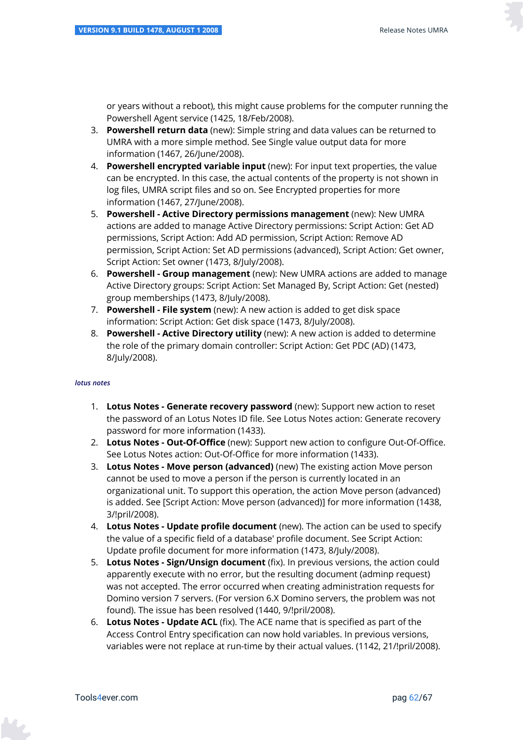or years without a reboot), this might cause problems for the computer running the Powershell Agent service (1425, 18/Feb/2008).

3. **Powershell return data** (new): Simple string and data values can be returned to UMRA with a more simple method. See Single value output data for more information (1467, 26/June/2008).
4. **Powershell encrypted variable input** (new): For input text properties, the value can be encrypted. In this case, the actual contents of the property is not shown in log files, UMRA script files and so on. See Encrypted properties for more information (1467, 27/June/2008).
5. **Powershell - Active Directory permissions management** (new): New UMRA actions are added to manage Active Directory permissions: Script Action: Get AD permissions, Script Action: Add AD permission, Script Action: Remove AD permission, Script Action: Set AD permissions (advanced), Script Action: Get owner, Script Action: Set owner (1473, 8/July/2008).
6. **Powershell - Group management** (new): New UMRA actions are added to manage Active Directory groups: Script Action: Set Managed By, Script Action: Get (nested) group memberships (1473, 8/July/2008).
7. **Powershell - File system** (new): A new action is added to get disk space information: Script Action: Get disk space (1473, 8/July/2008).
8. **Powershell - Active Directory utility** (new): A new action is added to determine the role of the primary domain controller: Script Action: Get PDC (AD) (1473, 8/July/2008).

*lotus notes*

1. **Lotus Notes - Generate recovery password** (new): Support new action to reset the password of an Lotus Notes ID file. See Lotus Notes action: Generate recovery password for more information (1433).
2. **Lotus Notes - Out-Of-Office** (new): Support new action to configure Out-Of-Office. See Lotus Notes action: Out-Of-Office for more information (1433).
3. **Lotus Notes - Move person (advanced)** (new) The existing action Move person cannot be used to move a person if the person is currently located in an organizational unit. To support this operation, the action Move person (advanced) is added. See [Script Action: Move person (advanced)] for more information (1438, 3/!pril/2008).
4. **Lotus Notes - Update profile document** (new). The action can be used to specify the value of a specific field of a database' profile document. See Script Action: Update profile document for more information (1473, 8/July/2008).
5. **Lotus Notes - Sign/Unsign document** (fix). In previous versions, the action could apparently execute with no error, but the resulting document (adminp request) was not accepted. The error occurred when creating administration requests for Domino version 7 servers. (For version 6.X Domino servers, the problem was not found). The issue has been resolved (1440, 9/!pril/2008).
6. **Lotus Notes - Update ACL** (fix). The ACE name that is specified as part of the Access Control Entry specification can now hold variables. In previous versions, variables were not replace at run-time by their actual values. (1142, 21/!pril/2008).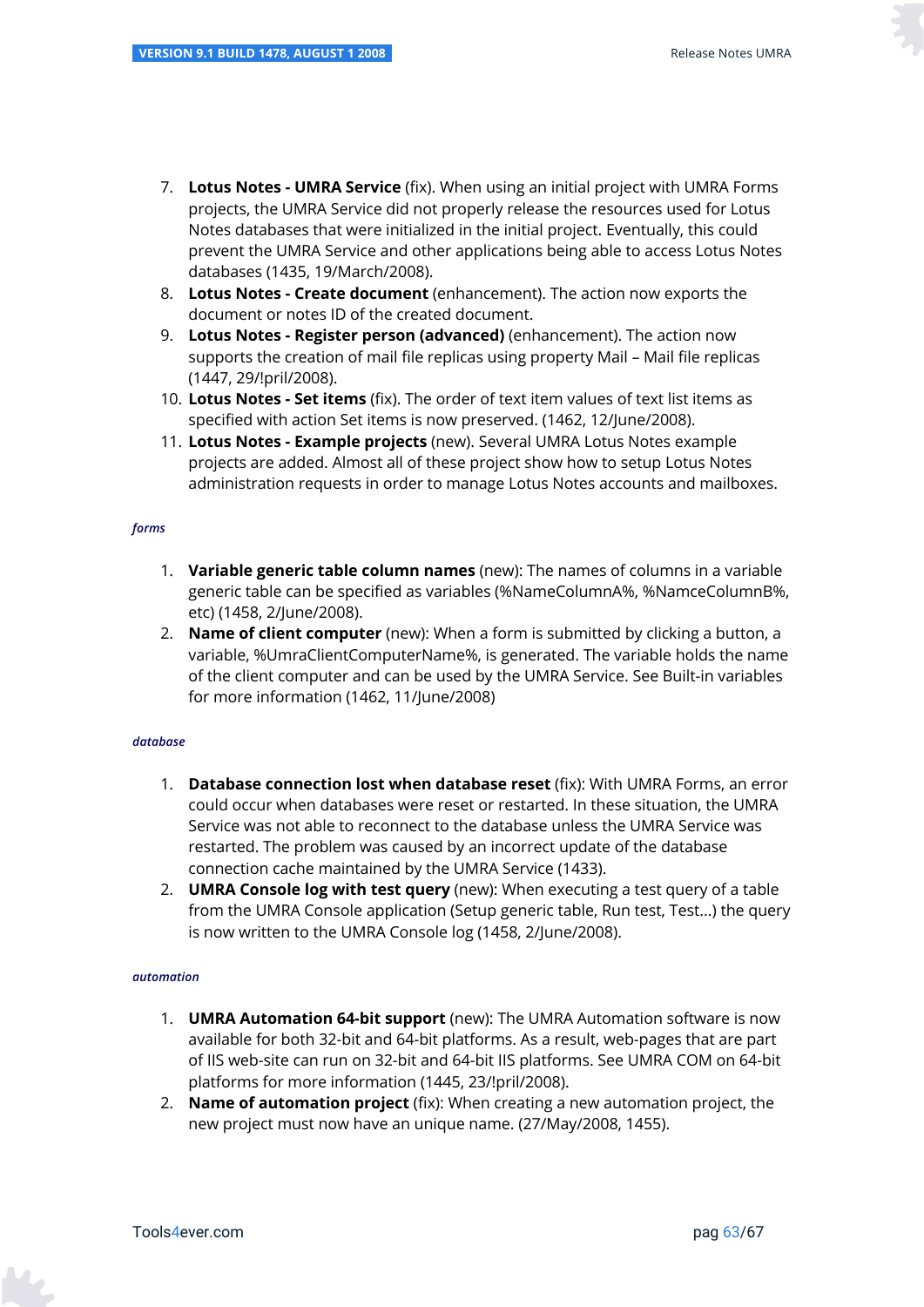7. **Lotus Notes - UMRA Service** (fix). When using an initial project with UMRA Forms projects, the UMRA Service did not properly release the resources used for Lotus Notes databases that were initialized in the initial project. Eventually, this could prevent the UMRA Service and other applications being able to access Lotus Notes databases (1435, 19/March/2008).
8. **Lotus Notes - Create document** (enhancement). The action now exports the document or notes ID of the created document.
9. **Lotus Notes - Register person (advanced)** (enhancement). The action now supports the creation of mail file replicas using property Mail – Mail file replicas (1447, 29/!pril/2008).
10. **Lotus Notes - Set items** (fix). The order of text item values of text list items as specified with action Set items is now preserved. (1462, 12/June/2008).
11. **Lotus Notes - Example projects** (new). Several UMRA Lotus Notes example projects are added. Almost all of these project show how to setup Lotus Notes administration requests in order to manage Lotus Notes accounts and mailboxes.

*forms*

1. **Variable generic table column names** (new): The names of columns in a variable generic table can be specified as variables (%NameColumnA%, %NamceColumnB%, etc) (1458, 2/June/2008).
2. **Name of client computer** (new): When a form is submitted by clicking a button, a variable, %UmraClientComputerName%, is generated. The variable holds the name of the client computer and can be used by the UMRA Service. See Built-in variables for more information (1462, 11/June/2008)

*database*

1. **Database connection lost when database reset** (fix): With UMRA Forms, an error could occur when databases were reset or restarted. In these situation, the UMRA Service was not able to reconnect to the database unless the UMRA Service was restarted. The problem was caused by an incorrect update of the database connection cache maintained by the UMRA Service (1433).
2. **UMRA Console log with test query** (new): When executing a test query of a table from the UMRA Console application (Setup generic table, Run test, Test...) the query is now written to the UMRA Console log (1458, 2/June/2008).

*automation*

1. **UMRA Automation 64-bit support** (new): The UMRA Automation software is now available for both 32-bit and 64-bit platforms. As a result, web-pages that are part of IIS web-site can run on 32-bit and 64-bit IIS platforms. See UMRA COM on 64-bit platforms for more information (1445, 23/!pril/2008).
2. **Name of automation project** (fix): When creating a new automation project, the new project must now have an unique name. (27/May/2008, 1455).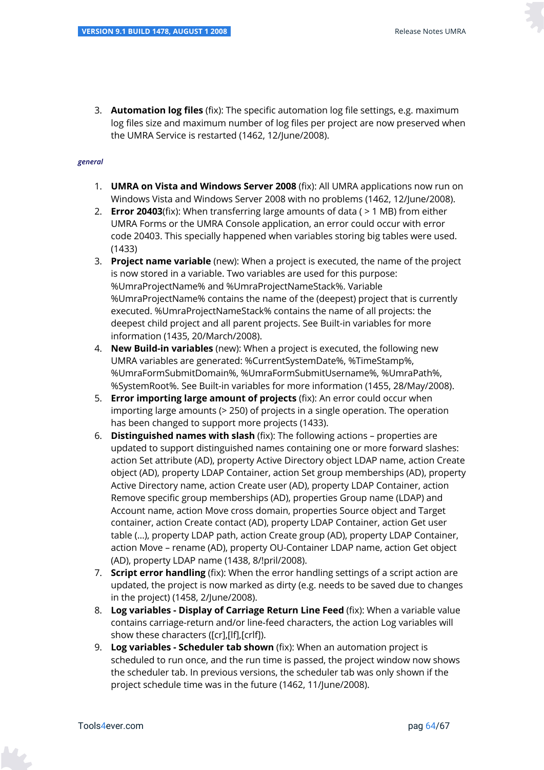3. **Automation log files** (fix): The specific automation log file settings, e.g. maximum log files size and maximum number of log files per project are now preserved when the UMRA Service is restarted (1462, 12/June/2008).

***general***

1. **UMRA on Vista and Windows Server 2008** (fix): All UMRA applications now run on Windows Vista and Windows Server 2008 with no problems (1462, 12/June/2008).
2. **Error 20403**(fix): When transferring large amounts of data ( > 1 MB) from either UMRA Forms or the UMRA Console application, an error could occur with error code 20403. This specially happened when variables storing big tables were used. (1433)
3. **Project name variable** (new): When a project is executed, the name of the project is now stored in a variable. Two variables are used for this purpose: %UmraProjectName% and %UmraProjectNameStack%. Variable %UmraProjectName% contains the name of the (deepest) project that is currently executed. %UmraProjectNameStack% contains the name of all projects: the deepest child project and all parent projects. See Built-in variables for more information (1435, 20/March/2008).
4. **New Build-in variables** (new): When a project is executed, the following new UMRA variables are generated: %CurrentSystemDate%, %TimeStamp%, %UmraFormSubmitDomain%, %UmraFormSubmitUsername%, %UmraPath%, %SystemRoot%. See Built-in variables for more information (1455, 28/May/2008).
5. **Error importing large amount of projects** (fix): An error could occur when importing large amounts (> 250) of projects in a single operation. The operation has been changed to support more projects (1433).
6. **Distinguished names with slash** (fix): The following actions – properties are updated to support distinguished names containing one or more forward slashes: action Set attribute (AD), property Active Directory object LDAP name, action Create object (AD), property LDAP Container, action Set group memberships (AD), property Active Directory name, action Create user (AD), property LDAP Container, action Remove specific group memberships (AD), properties Group name (LDAP) and Account name, action Move cross domain, properties Source object and Target container, action Create contact (AD), property LDAP Container, action Get user table (...), property LDAP path, action Create group (AD), property LDAP Container, action Move – rename (AD), property OU-Container LDAP name, action Get object (AD), property LDAP name (1438, 8/!pril/2008).
7. **Script error handling** (fix): When the error handling settings of a script action are updated, the project is now marked as dirty (e.g. needs to be saved due to changes in the project) (1458, 2/June/2008).
8. **Log variables - Display of Carriage Return Line Feed** (fix): When a variable value contains carriage-return and/or line-feed characters, the action Log variables will show these characters ([cr],[lf],[crlf]).
9. **Log variables - Scheduler tab shown** (fix): When an automation project is scheduled to run once, and the run time is passed, the project window now shows the scheduler tab. In previous versions, the scheduler tab was only shown if the project schedule time was in the future (1462, 11/June/2008).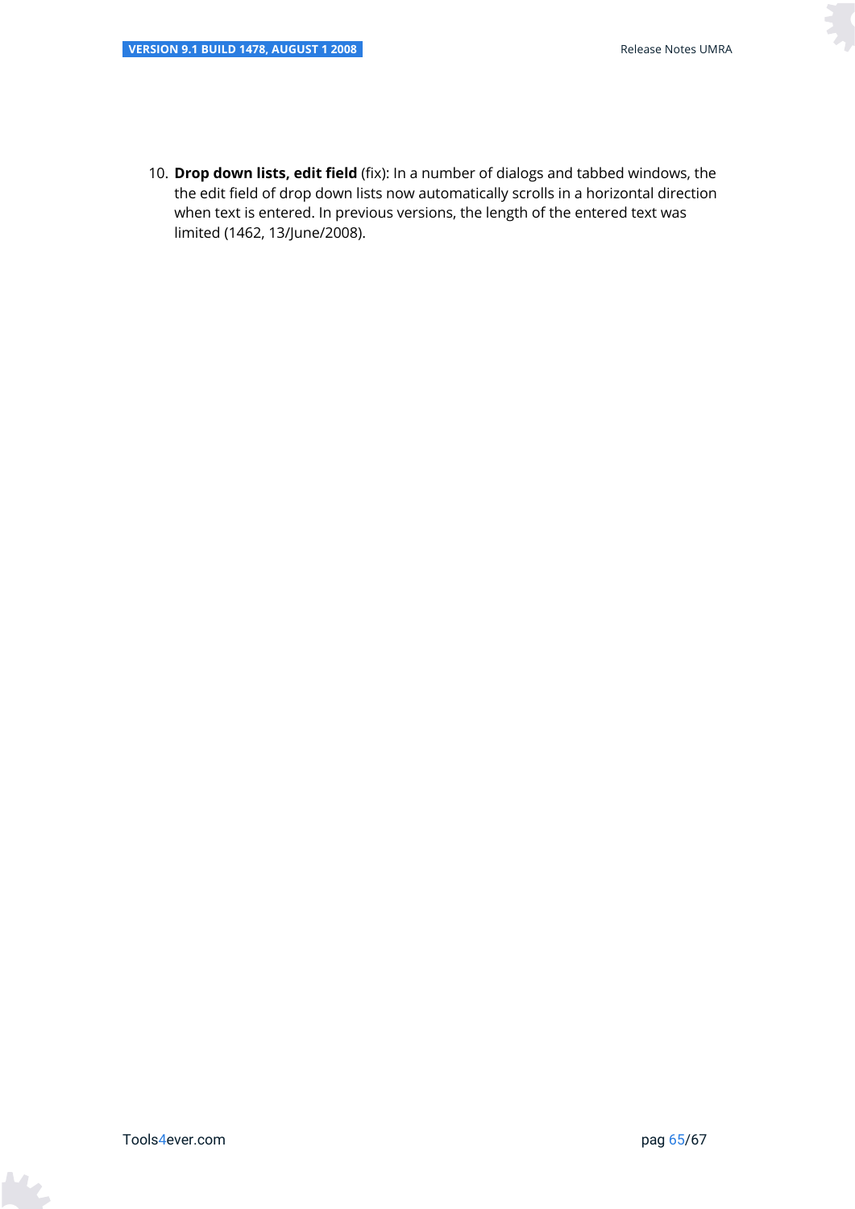10. **Drop down lists, edit field** (fix): In a number of dialogs and tabbed windows, the the edit field of drop down lists now automatically scrolls in a horizontal direction when text is entered. In previous versions, the length of the entered text was limited (1462, 13/June/2008).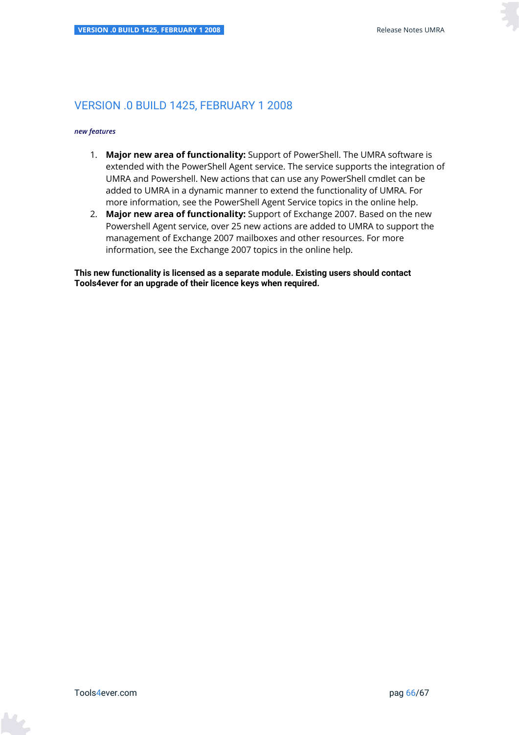## VERSION .0 BUILD 1425, FEBRUARY 1 2008

***new features***

1. **Major new area of functionality:** Support of PowerShell. The UMRA software is extended with the PowerShell Agent service. The service supports the integration of UMRA and Powershell. New actions that can use any PowerShell cmdlet can be added to UMRA in a dynamic manner to extend the functionality of UMRA. For more information, see the PowerShell Agent Service topics in the online help.
2. **Major new area of functionality:** Support of Exchange 2007. Based on the new Powershell Agent service, over 25 new actions are added to UMRA to support the management of Exchange 2007 mailboxes and other resources. For more information, see the Exchange 2007 topics in the online help.

**This new functionality is licensed as a separate module. Existing users should contact Tools4ever for an upgrade of their licence keys when required.**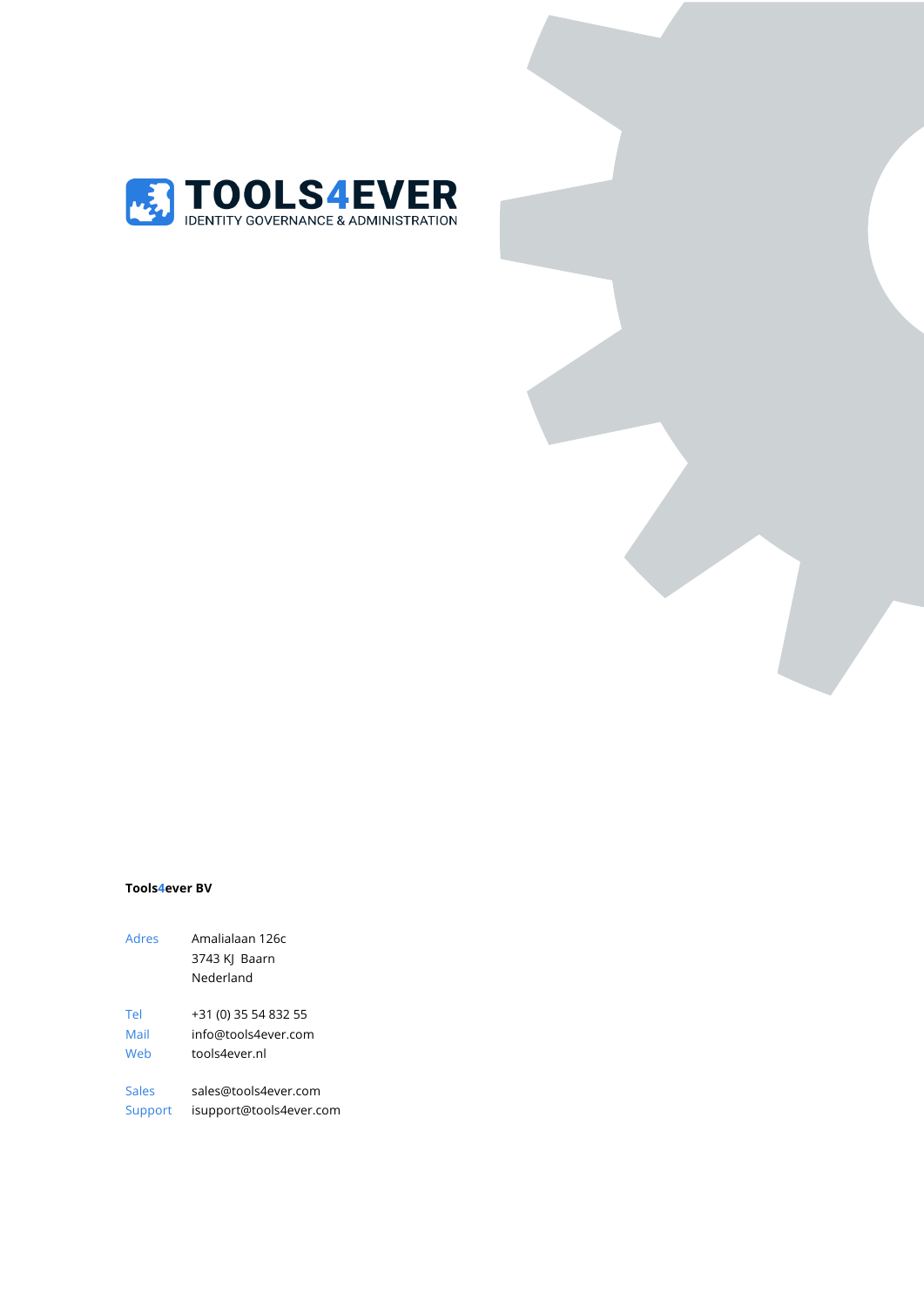TOOLS4EVER
IDENTITY GOVERNANCE & ADMINISTRATION

**Tools4ever BV**

| | |
|---|---|
| Adres | Amalialaan 126c<br>3743 KJ  Baarn<br>Nederland |
| Tel | +31 (0) 35 54 832 55 |
| Mail | info@tools4ever.com |
| Web | tools4ever.nl |
| Sales | sales@tools4ever.com |
| Support | isupport@tools4ever.com |